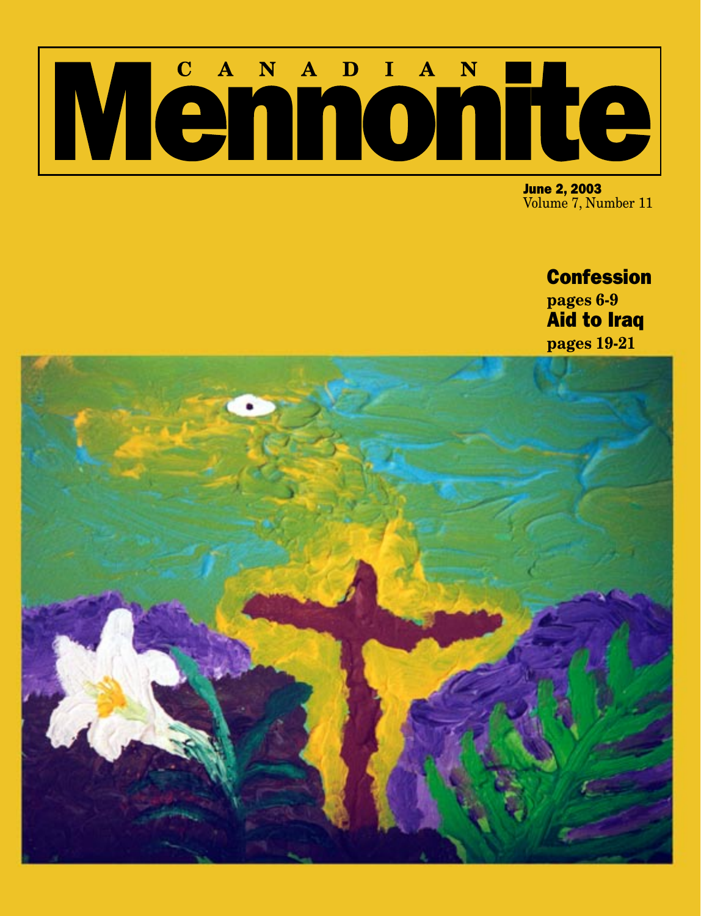# CANADIAN Mennonite

**June 2, 2003**
Volume 7, Number 11

## Confession

**pages 6-9**

## Aid to Iraq

**pages 19-21**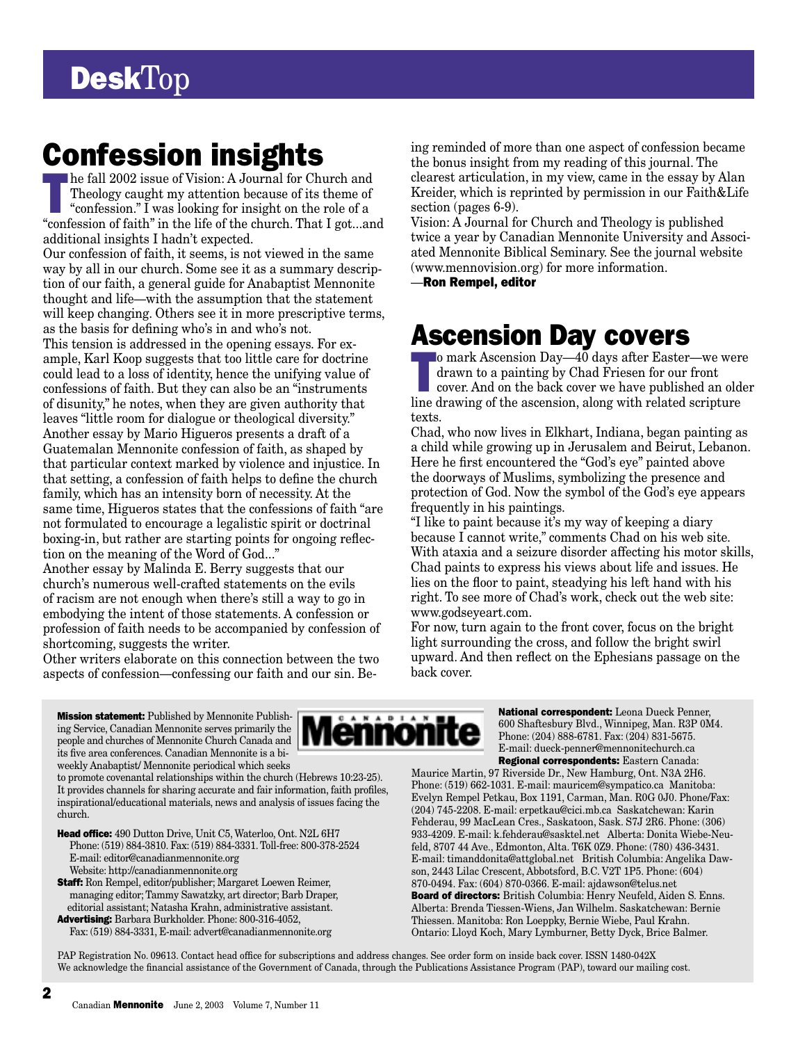# DeskTop

## Confession insights

The fall 2002 issue of Vision: A Journal for Church and Theology caught my attention because of its theme of "confession." I was looking for insight on the role of a "confession of faith" in the life of the church. That I got...and additional insights I hadn't expected.

Our confession of faith, it seems, is not viewed in the same way by all in our church. Some see it as a summary description of our faith, a general guide for Anabaptist Mennonite thought and life—with the assumption that the statement will keep changing. Others see it in more prescriptive terms, as the basis for defining who's in and who's not.

This tension is addressed in the opening essays. For example, Karl Koop suggests that too little care for doctrine could lead to a loss of identity, hence the unifying value of confessions of faith. But they can also be an "instruments of disunity," he notes, when they are given authority that leaves "little room for dialogue or theological diversity."

Another essay by Mario Higueros presents a draft of a Guatemalan Mennonite confession of faith, as shaped by that particular context marked by violence and injustice. In that setting, a confession of faith helps to define the church family, which has an intensity born of necessity. At the same time, Higueros states that the confessions of faith "are not formulated to encourage a legalistic spirit or doctrinal boxing-in, but rather are starting points for ongoing reflection on the meaning of the Word of God..."

Another essay by Malinda E. Berry suggests that our church's numerous well-crafted statements on the evils of racism are not enough when there's still a way to go in embodying the intent of those statements. A confession or profession of faith needs to be accompanied by confession of shortcoming, suggests the writer.

Other writers elaborate on this connection between the two aspects of confession—confessing our faith and our sin. Being reminded of more than one aspect of confession became the bonus insight from my reading of this journal. The clearest articulation, in my view, came in the essay by Alan Kreider, which is reprinted by permission in our Faith&Life section (pages 6-9).

Vision: A Journal for Church and Theology is published twice a year by Canadian Mennonite University and Associated Mennonite Biblical Seminary. See the journal website (www.mennovision.org) for more information.

—**Ron Rempel, editor**

## Ascension Day covers

To mark Ascension Day—40 days after Easter—we were drawn to a painting by Chad Friesen for our front cover. And on the back cover we have published an older line drawing of the ascension, along with related scripture texts.

Chad, who now lives in Elkhart, Indiana, began painting as a child while growing up in Jerusalem and Beirut, Lebanon. Here he first encountered the "God's eye" painted above the doorways of Muslims, symbolizing the presence and protection of God. Now the symbol of the God's eye appears frequently in his paintings.

"I like to paint because it's my way of keeping a diary because I cannot write," comments Chad on his web site. With ataxia and a seizure disorder affecting his motor skills, Chad paints to express his views about life and issues. He lies on the floor to paint, steadying his left hand with his right. To see more of Chad's work, check out the web site: www.godseyeart.com.

For now, turn again to the front cover, focus on the bright light surrounding the cross, and follow the bright swirl upward. And then reflect on the Ephesians passage on the back cover.

---

**Mission statement:** Published by Mennonite Publishing Service, Canadian Mennonite serves primarily the people and churches of Mennonite Church Canada and its five area conferences. Canadian Mennonite is a bi-weekly Anabaptist/ Mennonite periodical which seeks to promote covenantal relationships within the church (Hebrews 10:23-25). It provides channels for sharing accurate and fair information, faith profiles, inspirational/educational materials, news and analysis of issues facing the church.

**Head office:** 490 Dutton Drive, Unit C5, Waterloo, Ont. N2L 6H7
Phone: (519) 884-3810. Fax: (519) 884-3331. Toll-free: 800-378-2524
E-mail: editor@canadianmennonite.org
Website: http://canadianmennonite.org

**Staff:** Ron Rempel, editor/publisher; Margaret Loewen Reimer, managing editor; Tammy Sawatzky, art director; Barb Draper, editorial assistant; Natasha Krahn, administrative assistant.

**Advertising:** Barbara Burkholder. Phone: 800-316-4052, Fax: (519) 884-3331, E-mail: advert@canadianmennonite.org

**National correspondent:** Leona Dueck Penner, 600 Shaftesbury Blvd., Winnipeg, Man. R3P 0M4. Phone: (204) 888-6781. Fax: (204) 831-5675. E-mail: dueck-penner@mennonitechurch.ca

**Regional correspondents:** Eastern Canada: Maurice Martin, 97 Riverside Dr., New Hamburg, Ont. N3A 2H6. Phone: (519) 662-1031. E-mail: mauricem@sympatico.ca Manitoba: Evelyn Rempel Petkau, Box 1191, Carman, Man. R0G 0J0. Phone/Fax: (204) 745-2208. E-mail: erpetkau@cici.mb.ca Saskatchewan: Karin Fehderau, 99 MacLean Cres., Saskatoon, Sask. S7J 2R6. Phone: (306) 933-4209. E-mail: k.fehderau@sasktel.net Alberta: Donita Wiebe-Neufeld, 8707 44 Ave., Edmonton, Alta. T6K 0Z9. Phone: (780) 436-3431. E-mail: timanddonita@attglobal.net British Columbia: Angelika Dawson, 2443 Lilac Crescent, Abbotsford, B.C. V2T 1P5. Phone: (604) 870-0494. Fax: (604) 870-0366. E-mail: ajdawson@telus.net

**Board of directors:** British Columbia: Henry Neufeld, Aiden S. Enns. Alberta: Brenda Tiessen-Wiens, Jan Wilhelm. Saskatchewan: Bernie Thiessen. Manitoba: Ron Loeppky, Bernie Wiebe, Paul Krahn. Ontario: Lloyd Koch, Mary Lymburner, Betty Dyck, Brice Balmer.

PAP Registration No. 09613. Contact head office for subscriptions and address changes. See order form on inside back cover. ISSN 1480-042X
We acknowledge the financial assistance of the Government of Canada, through the Publications Assistance Program (PAP), toward our mailing cost.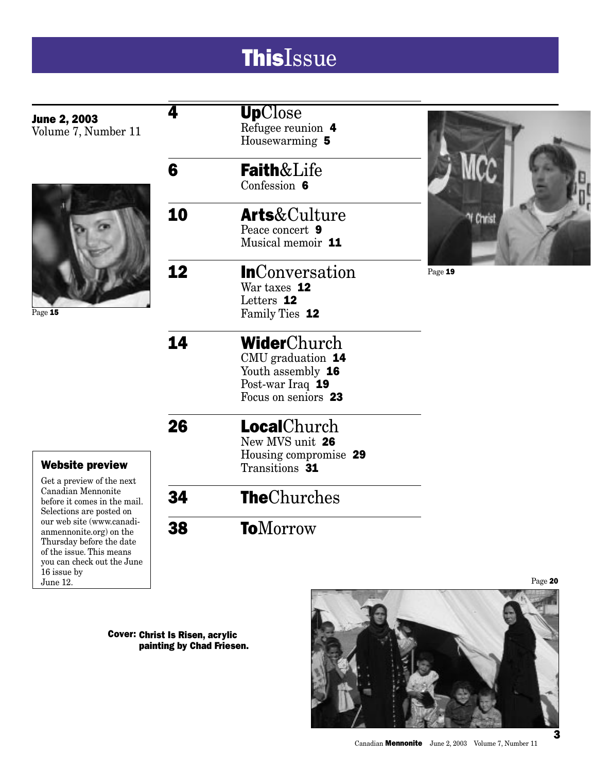# ThisIssue

**June 2, 2003**
Volume 7, Number 11

Page **15**

### Website preview

Get a preview of the next Canadian Mennonite before it comes in the mail. Selections are posted on our web site (www.canadianmennonite.org) on the Thursday before the date of the issue. This means you can check out the June 16 issue by June 12.

**4** **Up**Close
Refugee reunion **4**
Housewarming **5**

**6** **Faith**&Life
Confession **6**

**10** **Arts**&Culture
Peace concert **9**
Musical memoir **11**

**12** **In**Conversation
War taxes **12**
Letters **12**
Family Ties **12**

**14** **Wider**Church
CMU graduation **14**
Youth assembly **16**
Post-war Iraq **19**
Focus on seniors **23**

**26** **Local**Church
New MVS unit **26**
Housing compromise **29**
Transitions **31**

**34** **The**Churches

**38** **To**Morrow

**Cover: Christ Is Risen, acrylic painting by Chad Friesen.**

Page **19**

Page **20**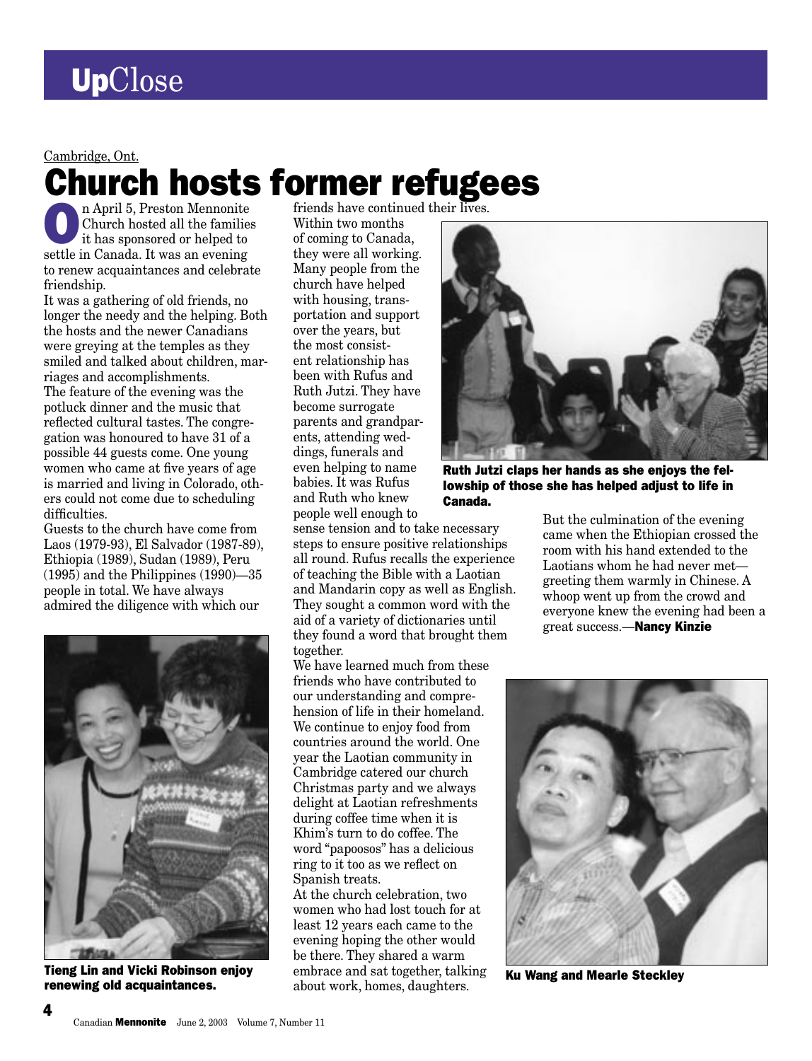# UpClose

Cambridge, Ont.

## Church hosts former refugees

On April 5, Preston Mennonite Church hosted all the families it has sponsored or helped to settle in Canada. It was an evening to renew acquaintances and celebrate friendship.

It was a gathering of old friends, no longer the needy and the helping. Both the hosts and the newer Canadians were greying at the temples as they smiled and talked about children, marriages and accomplishments.

The feature of the evening was the potluck dinner and the music that reflected cultural tastes. The congregation was honoured to have 31 of a possible 44 guests come. One young women who came at five years of age is married and living in Colorado, others could not come due to scheduling difficulties.

Guests to the church have come from Laos (1979-93), El Salvador (1987-89), Ethiopia (1989), Sudan (1989), Peru (1995) and the Philippines (1990)—35 people in total. We have always admired the diligence with which our friends have continued their lives.

Within two months of coming to Canada, they were all working. Many people from the church have helped with housing, transportation and support over the years, but the most consistent relationship has been with Rufus and Ruth Jutzi. They have become surrogate parents and grandparents, attending weddings, funerals and even helping to name babies. It was Rufus and Ruth who knew people well enough to sense tension and to take necessary steps to ensure positive relationships all round. Rufus recalls the experience of teaching the Bible with a Laotian and Mandarin copy as well as English. They sought a common word with the aid of a variety of dictionaries until they found a word that brought them together.

We have learned much from these friends who have contributed to our understanding and comprehension of life in their homeland. We continue to enjoy food from countries around the world. One year the Laotian community in Cambridge catered our church Christmas party and we always delight at Laotian refreshments during coffee time when it is Khim's turn to do coffee. The word "papoosos" has a delicious ring to it too as we reflect on Spanish treats.

At the church celebration, two women who had lost touch for at least 12 years each came to the evening hoping the other would be there. They shared a warm embrace and sat together, talking about work, homes, daughters.

But the culmination of the evening came when the Ethiopian crossed the room with his hand extended to the Laotians whom he had never met—greeting them warmly in Chinese. A whoop went up from the crowd and everyone knew the evening had been a great success.—**Nancy Kinzie**

**Ruth Jutzi claps her hands as she enjoys the fellowship of those she has helped adjust to life in Canada.**

**Tieng Lin and Vicki Robinson enjoy renewing old acquaintances.**

**Ku Wang and Mearle Steckley**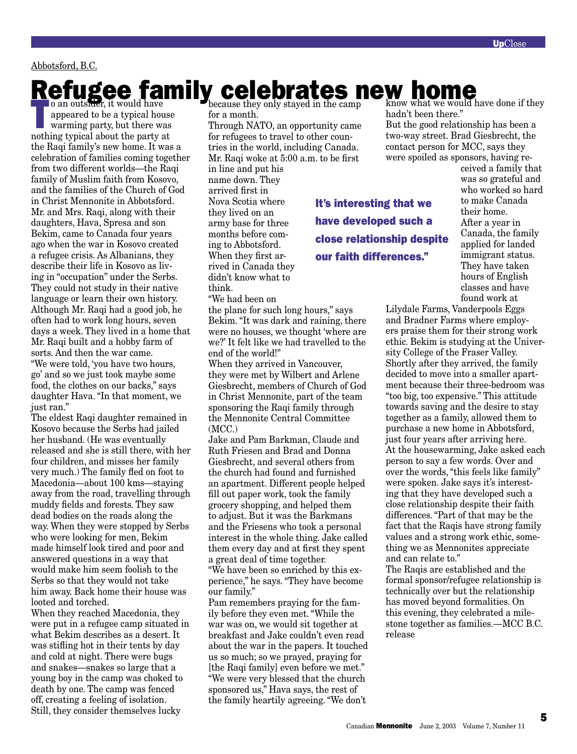Abbotsford, B.C.

# Refugee family celebrates new home

To an outsider, it would have appeared to be a typical house warming party, but there was nothing typical about the party at the Raqi family's new home. It was a celebration of families coming together from two different worlds—the Raqi family of Muslim faith from Kosovo, and the families of the Church of God in Christ Mennonite in Abbotsford.

Mr. and Mrs. Raqi, along with their daughters, Hava, Spresa and son Bekim, came to Canada four years ago when the war in Kosovo created a refugee crisis. As Albanians, they describe their life in Kosovo as living in "occupation" under the Serbs. They could not study in their native language or learn their own history. Although Mr. Raqi had a good job, he often had to work long hours, seven days a week. They lived in a home that Mr. Raqi built and a hobby farm of sorts. And then the war came.

"We were told, 'you have two hours, go' and so we just took maybe some food, the clothes on our backs," says daughter Hava. "In that moment, we just ran."

The eldest Raqi daughter remained in Kosovo because the Serbs had jailed her husband. (He was eventually released and she is still there, with her four children, and misses her family very much.) The family fled on foot to Macedonia—about 100 kms—staying away from the road, travelling through muddy fields and forests. They saw dead bodies on the roads along the way. When they were stopped by Serbs who were looking for men, Bekim made himself look tired and poor and answered questions in a way that would make him seem foolish to the Serbs so that they would not take him away. Back home their house was looted and torched.

When they reached Macedonia, they were put in a refugee camp situated in what Bekim describes as a desert. It was stifling hot in their tents by day and cold at night. There were bugs and snakes—snakes so large that a young boy in the camp was choked to death by one. The camp was fenced off, creating a feeling of isolation. Still, they consider themselves lucky because they only stayed in the camp for a month.

Through NATO, an opportunity came for refugees to travel to other countries in the world, including Canada. Mr. Raqi woke at 5:00 a.m. to be first in line and put his name down. They arrived first in Nova Scotia where they lived on an army base for three months before coming to Abbotsford. When they first arrived in Canada they didn't know what to think.

"We had been on the plane for such long hours," says Bekim. "It was dark and raining, there were no houses, we thought 'where are we?' It felt like we had travelled to the end of the world!"

When they arrived in Vancouver, they were met by Wilbert and Arlene Giesbrecht, members of Church of God in Christ Mennonite, part of the team sponsoring the Raqi family through the Mennonite Central Committee (MCC.)

Jake and Pam Barkman, Claude and Ruth Friesen and Brad and Donna Giesbrecht, and several others from the church had found and furnished an apartment. Different people helped fill out paper work, took the family grocery shopping, and helped them to adjust. But it was the Barkmans and the Friesens who took a personal interest in the whole thing. Jake called them every day and at first they spent a great deal of time together.

"We have been so enriched by this experience," he says. "They have become our family."

Pam remembers praying for the family before they even met. "While the war was on, we would sit together at breakfast and Jake couldn't even read about the war in the papers. It touched us so much; so we prayed, praying for [the Raqi family] even before we met."

"We were very blessed that the church sponsored us," Hava says, the rest of the family heartily agreeing. "We don't know what we would have done if they hadn't been there."

**It's interesting that we have developed such a close relationship despite our faith differences."**

But the good relationship has been a two-way street. Brad Giesbrecht, the contact person for MCC, says they were spoiled as sponsors, having received a family that was so grateful and who worked so hard to make Canada their home.

After a year in Canada, the family applied for landed immigrant status. They have taken hours of English classes and have found work at Lilydale Farms, Vanderpools Eggs and Bradner Farms where employers praise them for their strong work ethic. Bekim is studying at the University College of the Fraser Valley.

Shortly after they arrived, the family decided to move into a smaller apartment because their three-bedroom was "too big, too expensive." This attitude towards saving and the desire to stay together as a family, allowed them to purchase a new home in Abbotsford, just four years after arriving here.

At the housewarming, Jake asked each person to say a few words. Over and over the words, "this feels like family" were spoken. Jake says it's interesting that they have developed such a close relationship despite their faith differences. "Part of that may be the fact that the Raqis have strong family values and a strong work ethic, something we as Mennonites appreciate and can relate to."

The Raqis are established and the formal sponsor/refugee relationship is technically over but the relationship has moved beyond formalities. On this evening, they celebrated a milestone together as families.—MCC B.C. release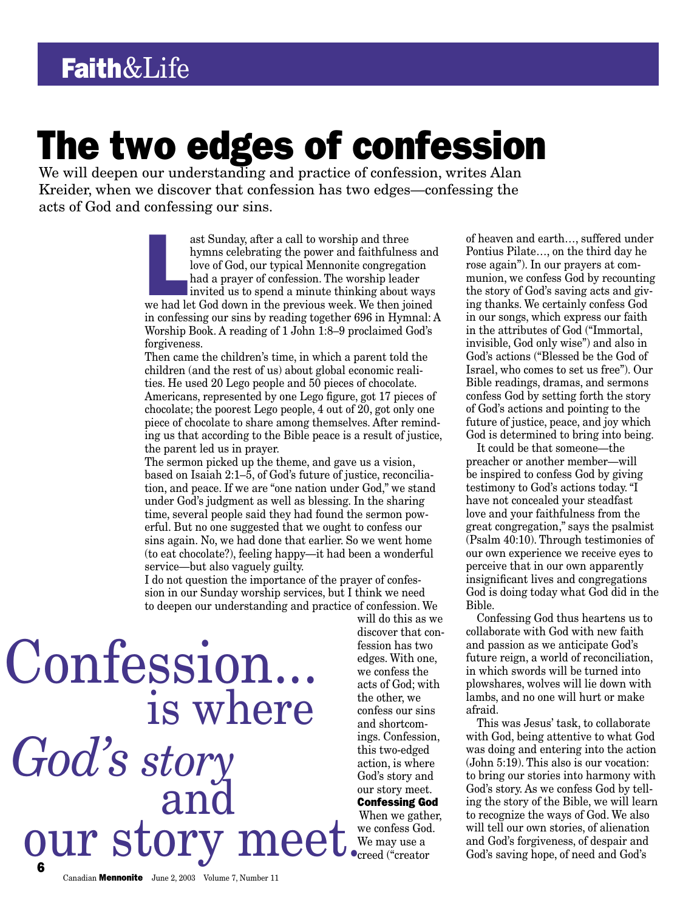# The two edges of confession

We will deepen our understanding and practice of confession, writes Alan Kreider, when we discover that confession has two edges—confessing the acts of God and confessing our sins.

Last Sunday, after a call to worship and three hymns celebrating the power and faithfulness and love of God, our typical Mennonite congregation had a prayer of confession. The worship leader invited us to spend a minute thinking about ways we had let God down in the previous week. We then joined in confessing our sins by reading together 696 in Hymnal: A Worship Book. A reading of 1 John 1:8–9 proclaimed God's forgiveness.

Then came the children's time, in which a parent told the children (and the rest of us) about global economic realities. He used 20 Lego people and 50 pieces of chocolate. Americans, represented by one Lego figure, got 17 pieces of chocolate; the poorest Lego people, 4 out of 20, got only one piece of chocolate to share among themselves. After reminding us that according to the Bible peace is a result of justice, the parent led us in prayer.

The sermon picked up the theme, and gave us a vision, based on Isaiah 2:1–5, of God's future of justice, reconciliation, and peace. If we are "one nation under God," we stand under God's judgment as well as blessing. In the sharing time, several people said they had found the sermon powerful. But no one suggested that we ought to confess our sins again. No, we had done that earlier. So we went home (to eat chocolate?), feeling happy—it had been a wonderful service—but also vaguely guilty.

I do not question the importance of the prayer of confession in our Sunday worship services, but I think we need to deepen our understanding and practice of confession. We will do this as we discover that confession has two edges. With one, we confess the acts of God; with the other, we confess our sins and shortcomings. Confession, this two-edged action, is where God's story and our story meet.

> Confession... is where *God's story* and our story meet.

### Confessing God

When we gather, we confess God. We may use a creed ("creator of heaven and earth…, suffered under Pontius Pilate…, on the third day he rose again"). In our prayers at communion, we confess God by recounting the story of God's saving acts and giving thanks. We certainly confess God in our songs, which express our faith in the attributes of God ("Immortal, invisible, God only wise") and also in God's actions ("Blessed be the God of Israel, who comes to set us free"). Our Bible readings, dramas, and sermons confess God by setting forth the story of God's actions and pointing to the future of justice, peace, and joy which God is determined to bring into being.

It could be that someone—the preacher or another member—will be inspired to confess God by giving testimony to God's actions today. "I have not concealed your steadfast love and your faithfulness from the great congregation," says the psalmist (Psalm 40:10). Through testimonies of our own experience we receive eyes to perceive that in our own apparently insignificant lives and congregations God is doing today what God did in the Bible.

Confessing God thus heartens us to collaborate with God with new faith and passion as we anticipate God's future reign, a world of reconciliation, in which swords will be turned into plowshares, wolves will lie down with lambs, and no one will hurt or make afraid.

This was Jesus' task, to collaborate with God, being attentive to what God was doing and entering into the action (John 5:19). This also is our vocation: to bring our stories into harmony with God's story. As we confess God by telling the story of the Bible, we will learn to recognize the ways of God. We also will tell our own stories, of alienation and God's forgiveness, of despair and God's saving hope, of need and God's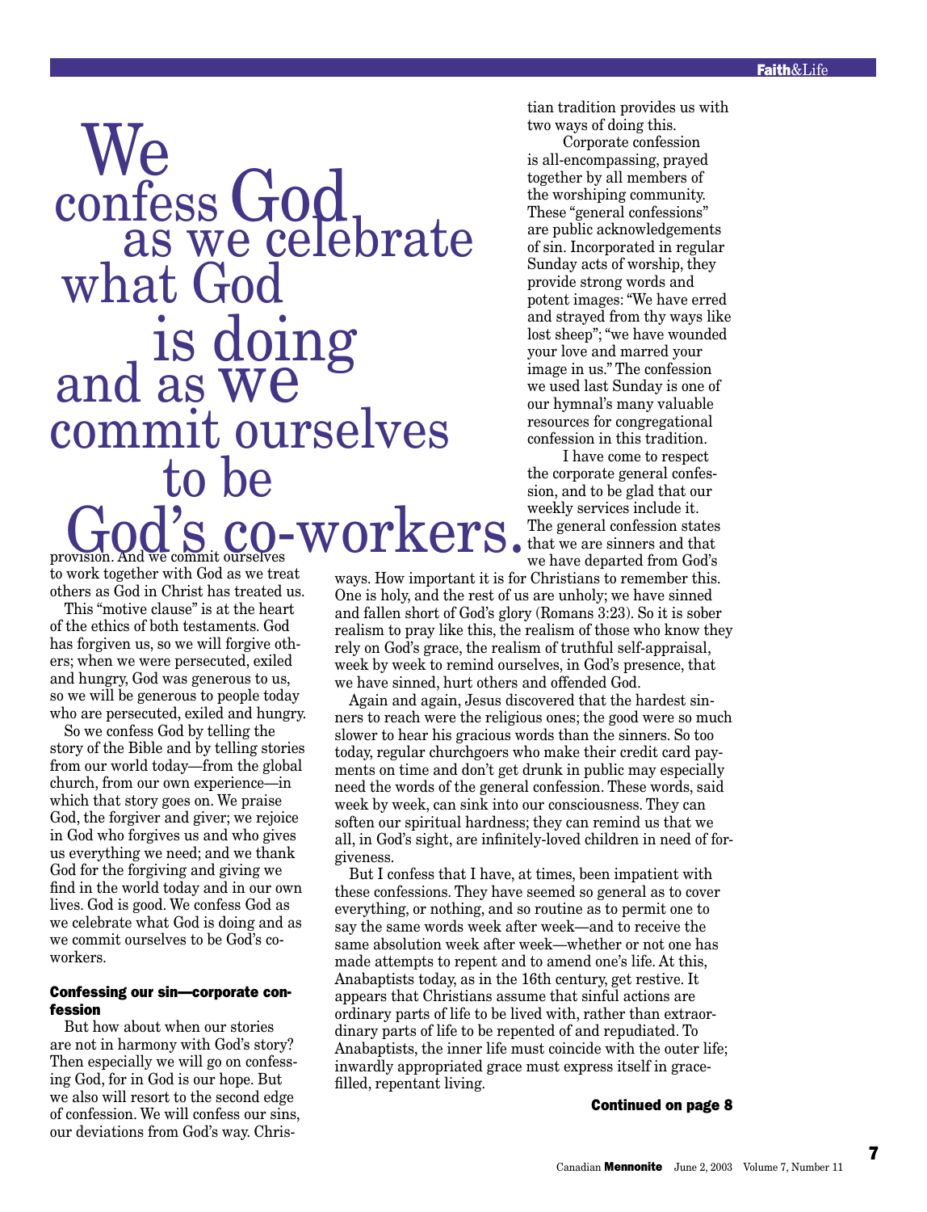> We confess God as we celebrate what God is doing and as we commit ourselves to be God's co-workers.

provision. And we commit ourselves to work together with God as we treat others as God in Christ has treated us.

This "motive clause" is at the heart of the ethics of both testaments. God has forgiven us, so we will forgive others; when we were persecuted, exiled and hungry, God was generous to us, so we will be generous to people today who are persecuted, exiled and hungry.

So we confess God by telling the story of the Bible and by telling stories from our world today—from the global church, from our own experience—in which that story goes on. We praise God, the forgiver and giver; we rejoice in God who forgives us and who gives us everything we need; and we thank God for the forgiving and giving we find in the world today and in our own lives. God is good. We confess God as we celebrate what God is doing and as we commit ourselves to be God's co-workers.

### Confessing our sin—corporate confession

But how about when our stories are not in harmony with God's story? Then especially we will go on confessing God, for in God is our hope. But we also will resort to the second edge of confession. We will confess our sins, our deviations from God's way. Christian tradition provides us with two ways of doing this.

Corporate confession is all-encompassing, prayed together by all members of the worshiping community. These "general confessions" are public acknowledgements of sin. Incorporated in regular Sunday acts of worship, they provide strong words and potent images: "We have erred and strayed from thy ways like lost sheep"; "we have wounded your love and marred your image in us." The confession we used last Sunday is one of our hymnal's many valuable resources for congregational confession in this tradition.

I have come to respect the corporate general confession, and to be glad that our weekly services include it. The general confession states that we are sinners and that we have departed from God's ways. How important it is for Christians to remember this. One is holy, and the rest of us are unholy; we have sinned and fallen short of God's glory (Romans 3:23). So it is sober realism to pray like this, the realism of those who know they rely on God's grace, the realism of truthful self-appraisal, week by week to remind ourselves, in God's presence, that we have sinned, hurt others and offended God.

Again and again, Jesus discovered that the hardest sinners to reach were the religious ones; the good were so much slower to hear his gracious words than the sinners. So too today, regular churchgoers who make their credit card payments on time and don't get drunk in public may especially need the words of the general confession. These words, said week by week, can sink into our consciousness. They can soften our spiritual hardness; they can remind us that we all, in God's sight, are infinitely-loved children in need of forgiveness.

But I confess that I have, at times, been impatient with these confessions. They have seemed so general as to cover everything, or nothing, and so routine as to permit one to say the same words week after week—and to receive the same absolution week after week—whether or not one has made attempts to repent and to amend one's life. At this, Anabaptists today, as in the 16th century, get restive. It appears that Christians assume that sinful actions are ordinary parts of life to be lived with, rather than extraordinary parts of life to be repented of and repudiated. To Anabaptists, the inner life must coincide with the outer life; inwardly appropriated grace must express itself in grace-filled, repentant living.

**Continued on page 8**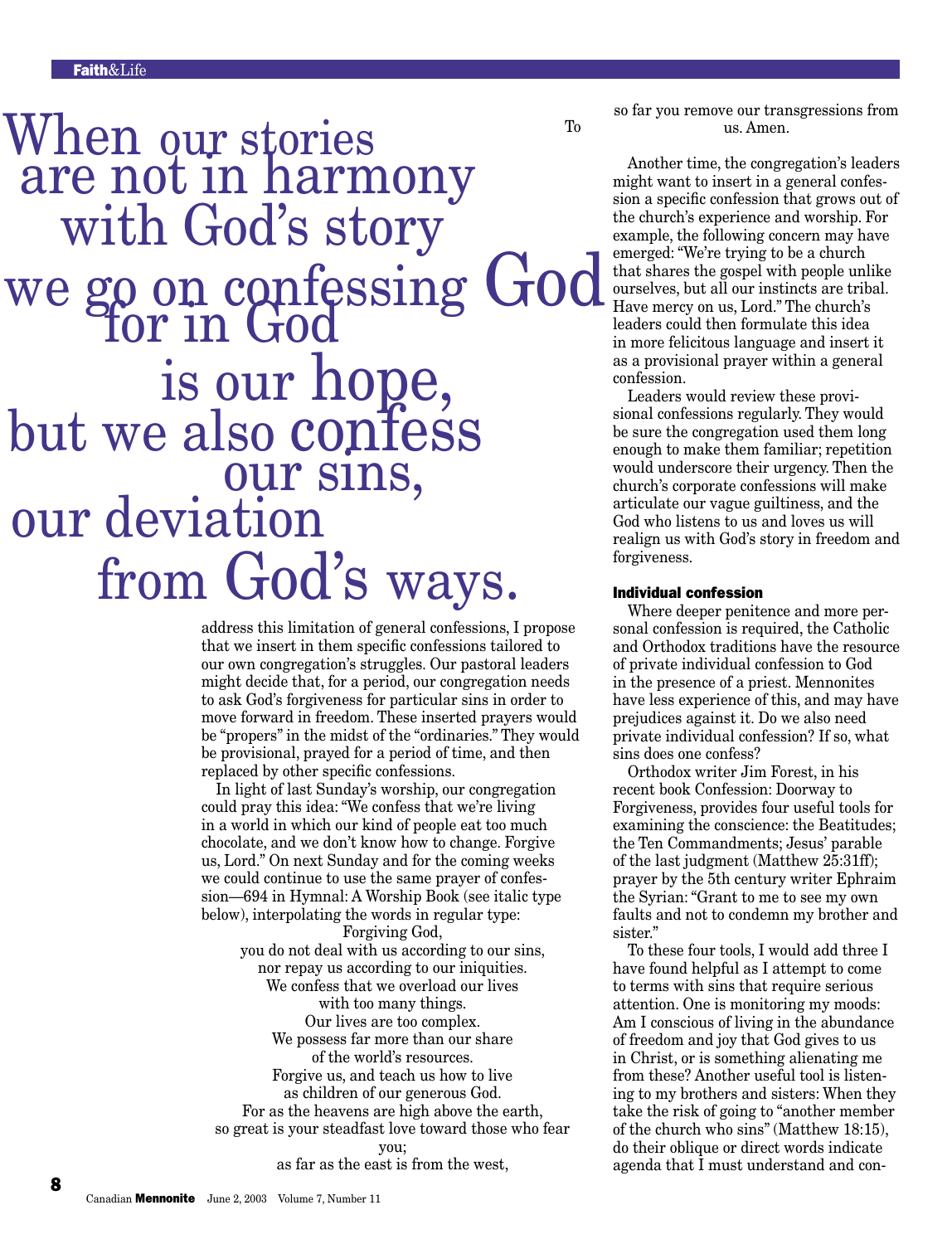When our stories are not in harmony with God's story we go on confessing God for in God is our hope, but we also confess our sins, our deviation from God's ways.

To address this limitation of general confessions, I propose that we insert in them specific confessions tailored to our own congregation's struggles. Our pastoral leaders might decide that, for a period, our congregation needs to ask God's forgiveness for particular sins in order to move forward in freedom. These inserted prayers would be "propers" in the midst of the "ordinaries." They would be provisional, prayed for a period of time, and then replaced by other specific confessions.

In light of last Sunday's worship, our congregation could pray this idea: "We confess that we're living in a world in which our kind of people eat too much chocolate, and we don't know how to change. Forgive us, Lord." On next Sunday and for the coming weeks we could continue to use the same prayer of confession—694 in Hymnal: A Worship Book (see italic type below), interpolating the words in regular type:

*Forgiving God,*
*you do not deal with us according to our sins,*
*nor repay us according to our iniquities.*
We confess that we overload our lives
with too many things.
Our lives are too complex.
We possess far more than our share
of the world's resources.
Forgive us, and teach us how to live
as children of our generous God.
*For as the heavens are high above the earth,*
*so great is your steadfast love toward those who fear you;*
*as far as the east is from the west,*
*so far you remove our transgressions from us. Amen.*

Another time, the congregation's leaders might want to insert in a general confession a specific confession that grows out of the church's experience and worship. For example, the following concern may have emerged: "We're trying to be a church that shares the gospel with people unlike ourselves, but all our instincts are tribal. Have mercy on us, Lord." The church's leaders could then formulate this idea in more felicitous language and insert it as a provisional prayer within a general confession.

Leaders would review these provisional confessions regularly. They would be sure the congregation used them long enough to make them familiar; repetition would underscore their urgency. Then the church's corporate confessions will make articulate our vague guiltiness, and the God who listens to us and loves us will realign us with God's story in freedom and forgiveness.

### Individual confession

Where deeper penitence and more personal confession is required, the Catholic and Orthodox traditions have the resource of private individual confession to God in the presence of a priest. Mennonites have less experience of this, and may have prejudices against it. Do we also need private individual confession? If so, what sins does one confess?

Orthodox writer Jim Forest, in his recent book Confession: Doorway to Forgiveness, provides four useful tools for examining the conscience: the Beatitudes; the Ten Commandments; Jesus' parable of the last judgment (Matthew 25:31ff); prayer by the 5th century writer Ephraim the Syrian: "Grant to me to see my own faults and not to condemn my brother and sister."

To these four tools, I would add three I have found helpful as I attempt to come to terms with sins that require serious attention. One is monitoring my moods: Am I conscious of living in the abundance of freedom and joy that God gives to us in Christ, or is something alienating me from these? Another useful tool is listening to my brothers and sisters: When they take the risk of going to "another member of the church who sins" (Matthew 18:15), do their oblique or direct words indicate agenda that I must understand and con-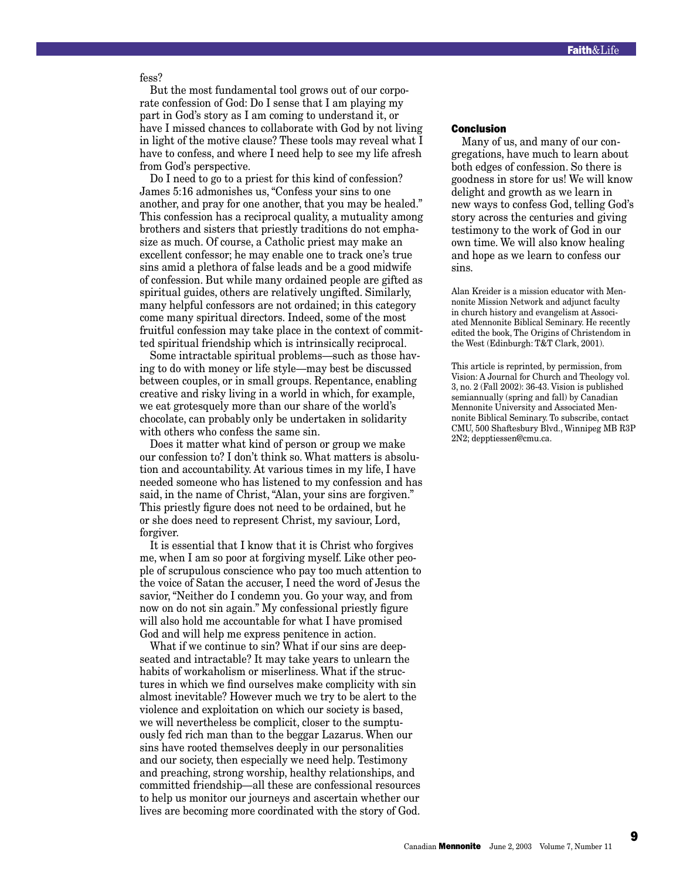fess?

But the most fundamental tool grows out of our corporate confession of God: Do I sense that I am playing my part in God's story as I am coming to understand it, or have I missed chances to collaborate with God by not living in light of the motive clause? These tools may reveal what I have to confess, and where I need help to see my life afresh from God's perspective.

Do I need to go to a priest for this kind of confession? James 5:16 admonishes us, "Confess your sins to one another, and pray for one another, that you may be healed." This confession has a reciprocal quality, a mutuality among brothers and sisters that priestly traditions do not emphasize as much. Of course, a Catholic priest may make an excellent confessor; he may enable one to track one's true sins amid a plethora of false leads and be a good midwife of confession. But while many ordained people are gifted as spiritual guides, others are relatively ungifted. Similarly, many helpful confessors are not ordained; in this category come many spiritual directors. Indeed, some of the most fruitful confession may take place in the context of committed spiritual friendship which is intrinsically reciprocal.

Some intractable spiritual problems—such as those having to do with money or life style—may best be discussed between couples, or in small groups. Repentance, enabling creative and risky living in a world in which, for example, we eat grotesquely more than our share of the world's chocolate, can probably only be undertaken in solidarity with others who confess the same sin.

Does it matter what kind of person or group we make our confession to? I don't think so. What matters is absolution and accountability. At various times in my life, I have needed someone who has listened to my confession and has said, in the name of Christ, "Alan, your sins are forgiven." This priestly figure does not need to be ordained, but he or she does need to represent Christ, my saviour, Lord, forgiver.

It is essential that I know that it is Christ who forgives me, when I am so poor at forgiving myself. Like other people of scrupulous conscience who pay too much attention to the voice of Satan the accuser, I need the word of Jesus the savior, "Neither do I condemn you. Go your way, and from now on do not sin again." My confessional priestly figure will also hold me accountable for what I have promised God and will help me express penitence in action.

What if we continue to sin? What if our sins are deep-seated and intractable? It may take years to unlearn the habits of workaholism or miserliness. What if the structures in which we find ourselves make complicity with sin almost inevitable? However much we try to be alert to the violence and exploitation on which our society is based, we will nevertheless be complicit, closer to the sumptuously fed rich man than to the beggar Lazarus. When our sins have rooted themselves deeply in our personalities and our society, then especially we need help. Testimony and preaching, strong worship, healthy relationships, and committed friendship—all these are confessional resources to help us monitor our journeys and ascertain whether our lives are becoming more coordinated with the story of God.

### Conclusion

Many of us, and many of our congregations, have much to learn about both edges of confession. So there is goodness in store for us! We will know delight and growth as we learn in new ways to confess God, telling God's story across the centuries and giving testimony to the work of God in our own time. We will also know healing and hope as we learn to confess our sins.

Alan Kreider is a mission educator with Mennonite Mission Network and adjunct faculty in church history and evangelism at Associated Mennonite Biblical Seminary. He recently edited the book, The Origins of Christendom in the West (Edinburgh: T&T Clark, 2001).

This article is reprinted, by permission, from Vision: A Journal for Church and Theology vol. 3, no. 2 (Fall 2002): 36-43. Vision is published semiannually (spring and fall) by Canadian Mennonite University and Associated Mennonite Biblical Seminary. To subscribe, contact CMU, 500 Shaftesbury Blvd., Winnipeg MB R3P 2N2; depptiessen@cmu.ca.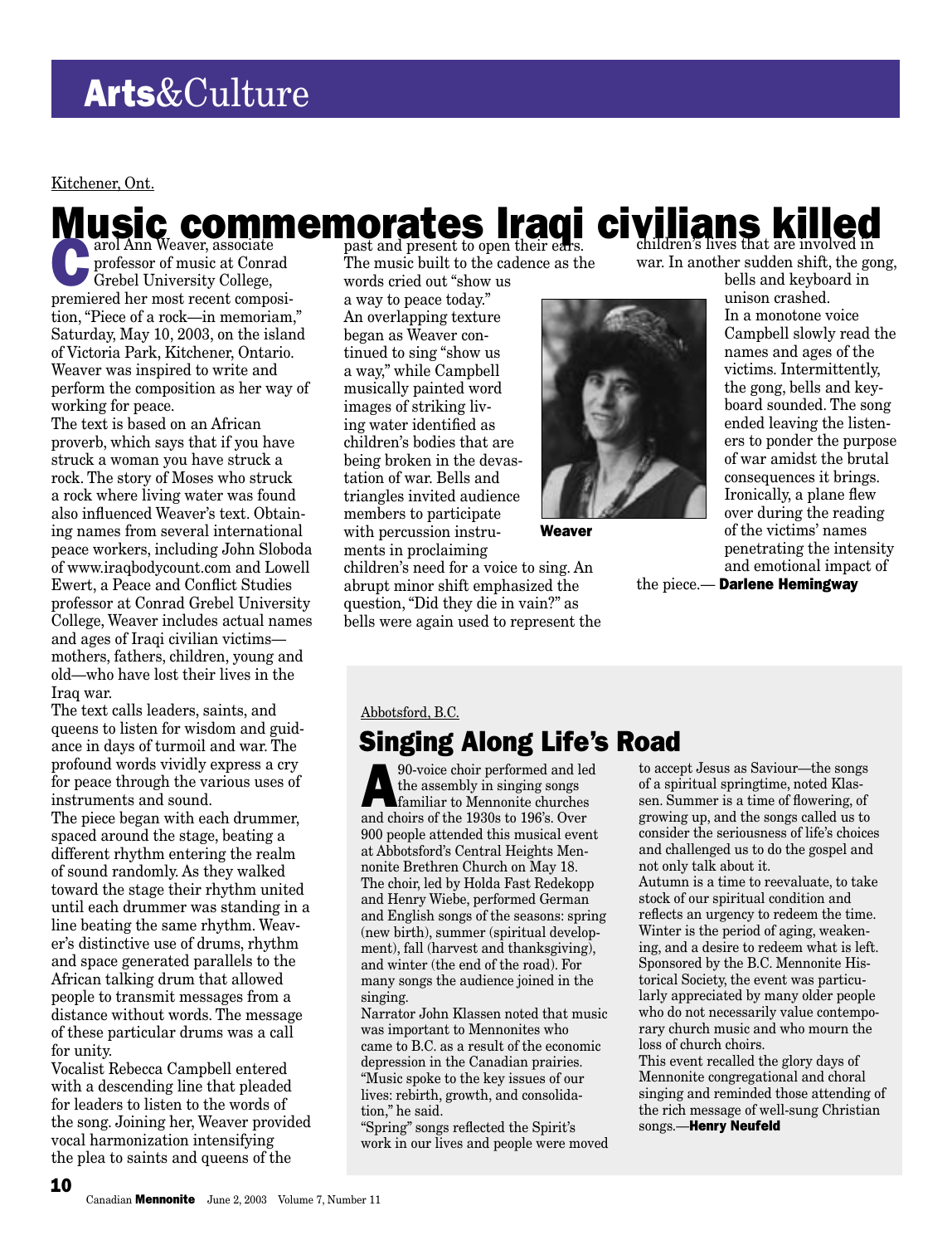# Arts&Culture

Kitchener, Ont.

## Music commemorates Iraqi civilians killed

Carol Ann Weaver, associate professor of music at Conrad Grebel University College, premiered her most recent composition, "Piece of a rock—in memoriam," Saturday, May 10, 2003, on the island of Victoria Park, Kitchener, Ontario. Weaver was inspired to write and perform the composition as her way of working for peace.

The text is based on an African proverb, which says that if you have struck a woman you have struck a rock. The story of Moses who struck a rock where living water was found also influenced Weaver's text. Obtaining names from several international peace workers, including John Sloboda of www.iraqbodycount.com and Lowell Ewert, a Peace and Conflict Studies professor at Conrad Grebel University College, Weaver includes actual names and ages of Iraqi civilian victims—mothers, fathers, children, young and old—who have lost their lives in the Iraq war.

The text calls leaders, saints, and queens to listen for wisdom and guidance in days of turmoil and war. The profound words vividly express a cry for peace through the various uses of instruments and sound.

The piece began with each drummer, spaced around the stage, beating a different rhythm entering the realm of sound randomly. As they walked toward the stage their rhythm united until each drummer was standing in a line beating the same rhythm. Weaver's distinctive use of drums, rhythm and space generated parallels to the African talking drum that allowed people to transmit messages from a distance without words. The message of these particular drums was a call for unity.

Vocalist Rebecca Campbell entered with a descending line that pleaded for leaders to listen to the words of the song. Joining her, Weaver provided vocal harmonization intensifying the plea to saints and queens of the past and present to open their ears. The music built to the cadence as the words cried out "show us a way to peace today." An overlapping texture began as Weaver continued to sing "show us a way," while Campbell musically painted word images of striking living water identified as children's bodies that are being broken in the devastation of war. Bells and triangles invited audience members to participate with percussion instruments in proclaiming children's need for a voice to sing. An abrupt minor shift emphasized the question, "Did they die in vain?" as bells were again used to represent the children's lives that are involved in war. In another sudden shift, the gong, bells and keyboard in unison crashed.

**Weaver**

In a monotone voice Campbell slowly read the names and ages of the victims. Intermittently, the gong, bells and keyboard sounded. The song ended leaving the listeners to ponder the purpose of war amidst the brutal consequences it brings. Ironically, a plane flew over during the reading of the victims' names penetrating the intensity and emotional impact of the piece.—**Darlene Hemingway**

Abbotsford, B.C.

## Singing Along Life's Road

A 90-voice choir performed and led the assembly in singing songs familiar to Mennonite churches and choirs of the 1930s to 196's. Over 900 people attended this musical event at Abbotsford's Central Heights Mennonite Brethren Church on May 18. The choir, led by Holda Fast Redekopp and Henry Wiebe, performed German and English songs of the seasons: spring (new birth), summer (spiritual development), fall (harvest and thanksgiving), and winter (the end of the road). For many songs the audience joined in the singing.

Narrator John Klassen noted that music was important to Mennonites who came to B.C. as a result of the economic depression in the Canadian prairies. "Music spoke to the key issues of our lives: rebirth, growth, and consolidation," he said.

"Spring" songs reflected the Spirit's work in our lives and people were moved to accept Jesus as Saviour—the songs of a spiritual springtime, noted Klassen. Summer is a time of flowering, of growing up, and the songs called us to consider the seriousness of life's choices and challenged us to do the gospel and not only talk about it.

Autumn is a time to reevaluate, to take stock of our spiritual condition and reflects an urgency to redeem the time. Winter is the period of aging, weakening, and a desire to redeem what is left.

Sponsored by the B.C. Mennonite Historical Society, the event was particularly appreciated by many older people who do not necessarily value contemporary church music and who mourn the loss of church choirs.

This event recalled the glory days of Mennonite congregational and choral singing and reminded those attending of the rich message of well-sung Christian songs.—**Henry Neufeld**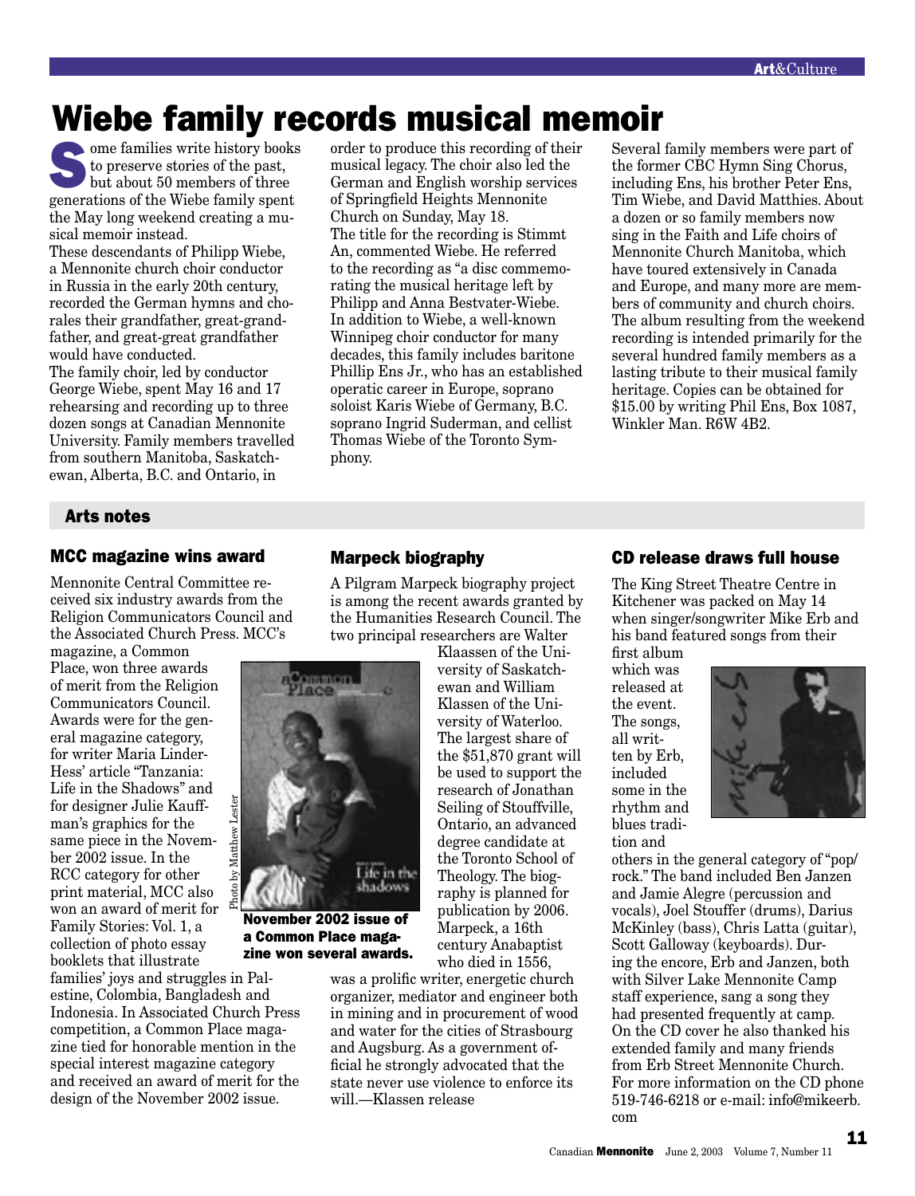# Wiebe family records musical memoir

Some families write history books to preserve stories of the past, but about 50 members of three generations of the Wiebe family spent the May long weekend creating a musical memoir instead.

These descendants of Philipp Wiebe, a Mennonite church choir conductor in Russia in the early 20th century, recorded the German hymns and chorales their grandfather, great-grandfather, and great-great grandfather would have conducted.

The family choir, led by conductor George Wiebe, spent May 16 and 17 rehearsing and recording up to three dozen songs at Canadian Mennonite University. Family members travelled from southern Manitoba, Saskatchewan, Alberta, B.C. and Ontario, in order to produce this recording of their musical legacy. The choir also led the German and English worship services of Springfield Heights Mennonite Church on Sunday, May 18.

The title for the recording is Stimmt An, commented Wiebe. He referred to the recording as "a disc commemorating the musical heritage left by Philipp and Anna Bestvater-Wiebe.

In addition to Wiebe, a well-known Winnipeg choir conductor for many decades, this family includes baritone Phillip Ens Jr., who has an established operatic career in Europe, soprano soloist Karis Wiebe of Germany, B.C. soprano Ingrid Suderman, and cellist Thomas Wiebe of the Toronto Symphony.

Several family members were part of the former CBC Hymn Sing Chorus, including Ens, his brother Peter Ens, Tim Wiebe, and David Matthies. About a dozen or so family members now sing in the Faith and Life choirs of Mennonite Church Manitoba, which have toured extensively in Canada and Europe, and many more are members of community and church choirs.

The album resulting from the weekend recording is intended primarily for the several hundred family members as a lasting tribute to their musical family heritage. Copies can be obtained for $15.00 by writing Phil Ens, Box 1087, Winkler Man. R6W 4B2.

## Arts notes

### MCC magazine wins award

Mennonite Central Committee received six industry awards from the Religion Communicators Council and the Associated Church Press. MCC's magazine, a Common Place, won three awards of merit from the Religion Communicators Council. Awards were for the general magazine category, for writer Maria Linder-Hess' article "Tanzania: Life in the Shadows" and for designer Julie Kauffman's graphics for the same piece in the November 2002 issue. In the RCC category for other print material, MCC also won an award of merit for Family Stories: Vol. 1, a collection of photo essay booklets that illustrate families' joys and struggles in Palestine, Colombia, Bangladesh and Indonesia. In Associated Church Press competition, a Common Place magazine tied for honorable mention in the special interest magazine category and received an award of merit for the design of the November 2002 issue.

Photo by Matthew Lester

**November 2002 issue of a Common Place magazine won several awards.**

### Marpeck biography

A Pilgram Marpeck biography project is among the recent awards granted by the Humanities Research Council. The two principal researchers are Walter Klaassen of the University of Saskatchewan and William Klassen of the University of Waterloo. The largest share of the $51,870 grant will be used to support the research of Jonathan Seiling of Stouffville, Ontario, an advanced degree candidate at the Toronto School of Theology. The biography is planned for publication by 2006. Marpeck, a 16th century Anabaptist who died in 1556, was a prolific writer, energetic church organizer, mediator and engineer both in mining and in procurement of wood and water for the cities of Strasbourg and Augsburg. As a government official he strongly advocated that the state never use violence to enforce its will.—Klassen release

### CD release draws full house

The King Street Theatre Centre in Kitchener was packed on May 14 when singer/songwriter Mike Erb and his band featured songs from their first album which was released at the event. The songs, all written by Erb, included some in the rhythm and blues tradition and others in the general category of "pop/rock." The band included Ben Janzen and Jamie Alegre (percussion and vocals), Joel Stouffer (drums), Darius McKinley (bass), Chris Latta (guitar), Scott Galloway (keyboards). During the encore, Erb and Janzen, both with Silver Lake Mennonite Camp staff experience, sang a song they had presented frequently at camp. On the CD cover he also thanked his extended family and many friends from Erb Street Mennonite Church. For more information on the CD phone 519-746-6218 or e-mail: info@mikeerb.com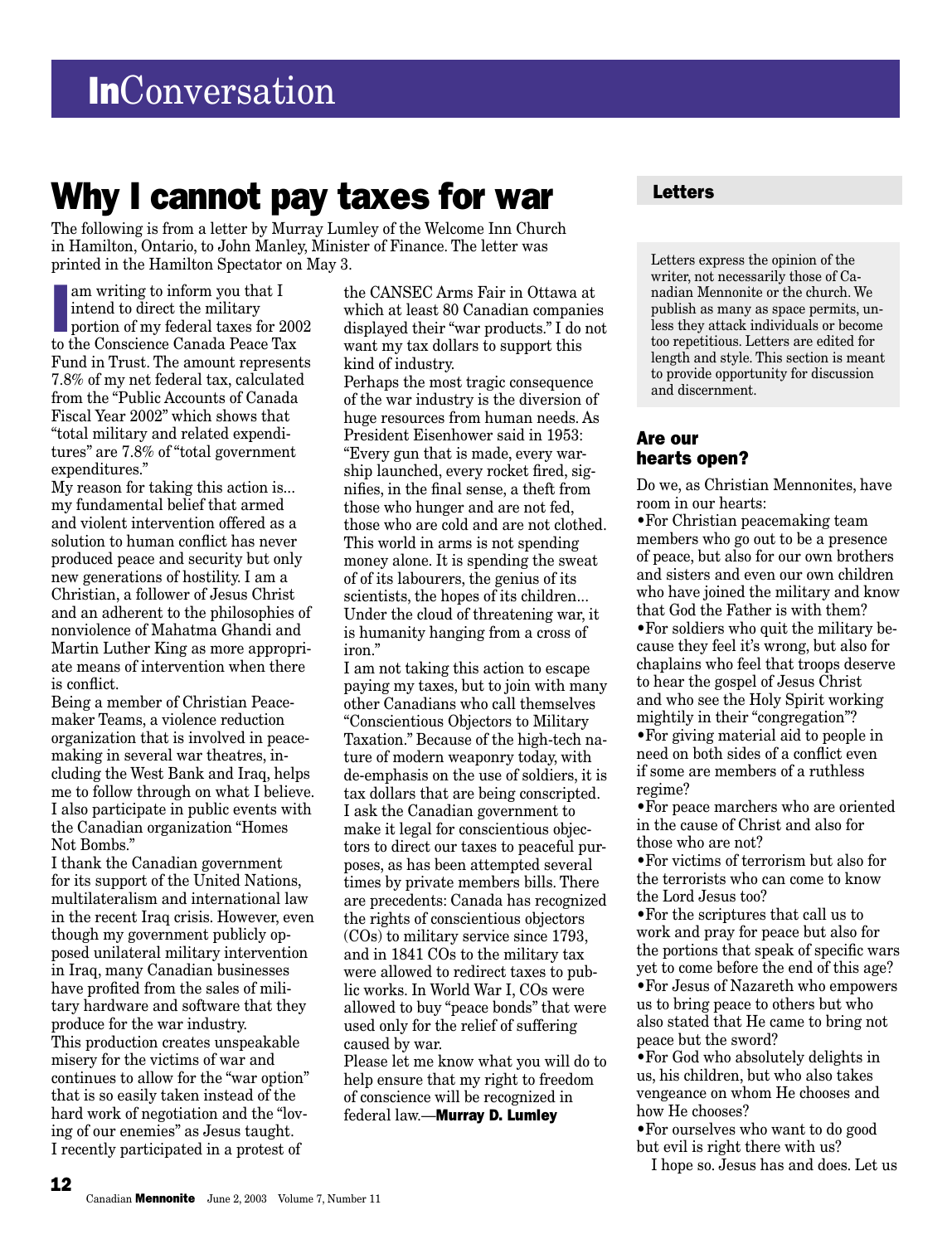# InConversation

## Why I cannot pay taxes for war

The following is from a letter by Murray Lumley of the Welcome Inn Church in Hamilton, Ontario, to John Manley, Minister of Finance. The letter was printed in the Hamilton Spectator on May 3.

I am writing to inform you that I intend to direct the military portion of my federal taxes for 2002 to the Conscience Canada Peace Tax Fund in Trust. The amount represents 7.8% of my net federal tax, calculated from the "Public Accounts of Canada Fiscal Year 2002" which shows that "total military and related expenditures" are 7.8% of "total government expenditures."

My reason for taking this action is... my fundamental belief that armed and violent intervention offered as a solution to human conflict has never produced peace and security but only new generations of hostility. I am a Christian, a follower of Jesus Christ and an adherent to the philosophies of nonviolence of Mahatma Ghandi and Martin Luther King as more appropriate means of intervention when there is conflict.

Being a member of Christian Peacemaker Teams, a violence reduction organization that is involved in peacemaking in several war theatres, including the West Bank and Iraq, helps me to follow through on what I believe. I also participate in public events with the Canadian organization "Homes Not Bombs."

I thank the Canadian government for its support of the United Nations, multilateralism and international law in the recent Iraq crisis. However, even though my government publicly opposed unilateral military intervention in Iraq, many Canadian businesses have profited from the sales of military hardware and software that they produce for the war industry.

This production creates unspeakable misery for the victims of war and continues to allow for the "war option" that is so easily taken instead of the hard work of negotiation and the "loving of our enemies" as Jesus taught.

I recently participated in a protest of the CANSEC Arms Fair in Ottawa at which at least 80 Canadian companies displayed their "war products." I do not want my tax dollars to support this kind of industry.

Perhaps the most tragic consequence of the war industry is the diversion of huge resources from human needs. As President Eisenhower said in 1953: "Every gun that is made, every warship launched, every rocket fired, signifies, in the final sense, a theft from those who hunger and are not fed, those who are cold and are not clothed. This world in arms is not spending money alone. It is spending the sweat of of its labourers, the genius of its scientists, the hopes of its children... Under the cloud of threatening war, it is humanity hanging from a cross of iron."

I am not taking this action to escape paying my taxes, but to join with many other Canadians who call themselves "Conscientious Objectors to Military Taxation." Because of the high-tech nature of modern weaponry today, with de-emphasis on the use of soldiers, it is tax dollars that are being conscripted.

I ask the Canadian government to make it legal for conscientious objectors to direct our taxes to peaceful purposes, as has been attempted several times by private members bills. There are precedents: Canada has recognized the rights of conscientious objectors (COs) to military service since 1793, and in 1841 COs to the military tax were allowed to redirect taxes to public works. In World War I, COs were allowed to buy "peace bonds" that were used only for the relief of suffering caused by war.

Please let me know what you will do to help ensure that my right to freedom of conscience will be recognized in federal law.—**Murray D. Lumley**

## Letters

Letters express the opinion of the writer, not necessarily those of Canadian Mennonite or the church. We publish as many as space permits, unless they attack individuals or become too repetitious. Letters are edited for length and style. This section is meant to provide opportunity for discussion and discernment.

### Are our hearts open?

Do we, as Christian Mennonites, have room in our hearts:

- For Christian peacemaking team members who go out to be a presence of peace, but also for our own brothers and sisters and even our own children who have joined the military and know that God the Father is with them?
- For soldiers who quit the military because they feel it's wrong, but also for chaplains who feel that troops deserve to hear the gospel of Jesus Christ and who see the Holy Spirit working mightily in their "congregation"?
- For giving material aid to people in need on both sides of a conflict even if some are members of a ruthless regime?
- For peace marchers who are oriented in the cause of Christ and also for those who are not?
- For victims of terrorism but also for the terrorists who can come to know the Lord Jesus too?
- For the scriptures that call us to work and pray for peace but also for the portions that speak of specific wars yet to come before the end of this age?
- For Jesus of Nazareth who empowers us to bring peace to others but who also stated that He came to bring not peace but the sword?
- For God who absolutely delights in us, his children, but who also takes vengeance on whom He chooses and how He chooses?
- For ourselves who want to do good but evil is right there with us?

I hope so. Jesus has and does. Let us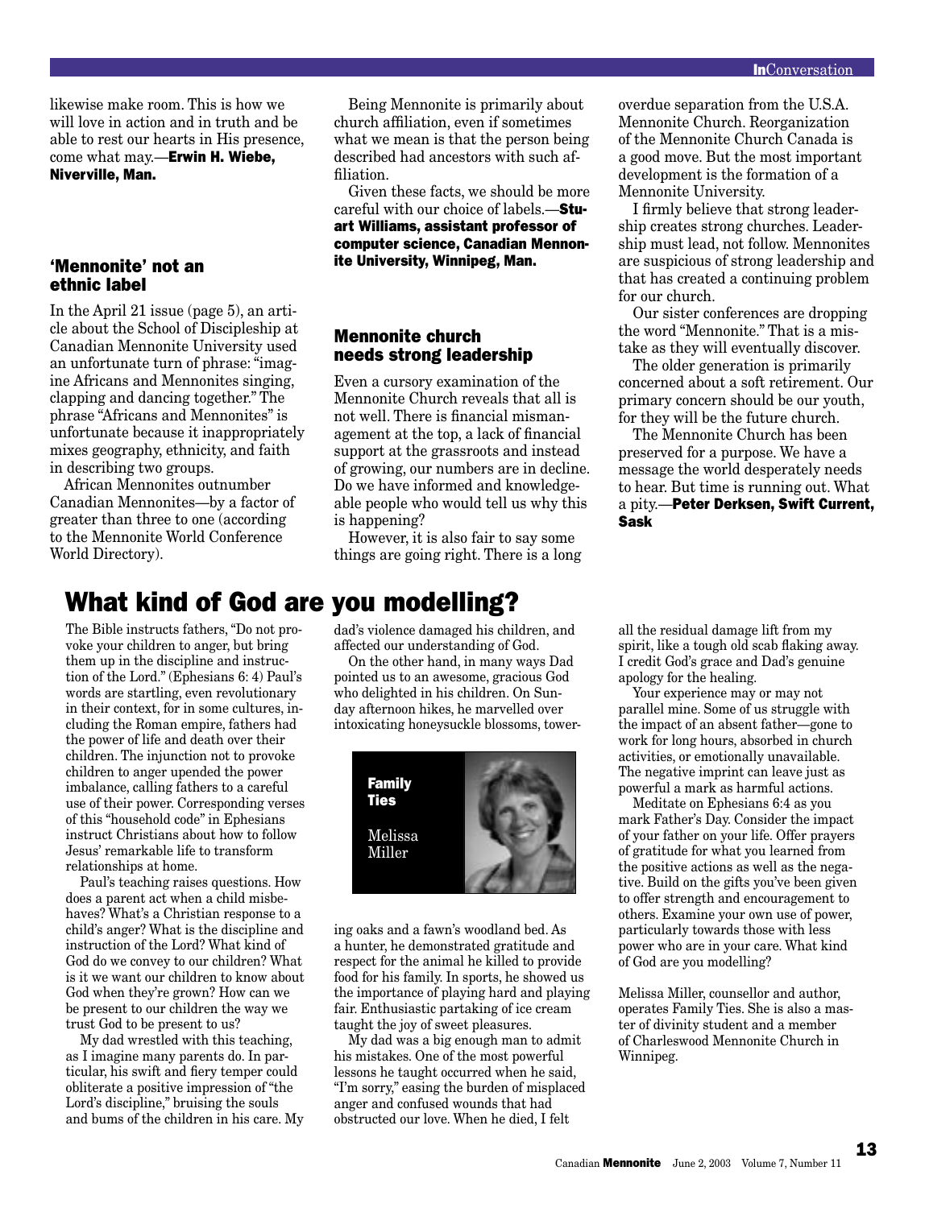likewise make room. This is how we will love in action and in truth and be able to rest our hearts in His presence, come what may.—**Erwin H. Wiebe, Niverville, Man.**

### 'Mennonite' not an ethnic label

In the April 21 issue (page 5), an article about the School of Discipleship at Canadian Mennonite University used an unfortunate turn of phrase: "imagine Africans and Mennonites singing, clapping and dancing together." The phrase "Africans and Mennonites" is unfortunate because it inappropriately mixes geography, ethnicity, and faith in describing two groups.

African Mennonites outnumber Canadian Mennonites—by a factor of greater than three to one (according to the Mennonite World Conference World Directory).

Being Mennonite is primarily about church affiliation, even if sometimes what we mean is that the person being described had ancestors with such affiliation.

Given these facts, we should be more careful with our choice of labels.—**Stuart Williams, assistant professor of computer science, Canadian Mennonite University, Winnipeg, Man.**

### Mennonite church needs strong leadership

Even a cursory examination of the Mennonite Church reveals that all is not well. There is financial mismanagement at the top, a lack of financial support at the grassroots and instead of growing, our numbers are in decline. Do we have informed and knowledgeable people who would tell us why this is happening?

However, it is also fair to say some things are going right. There is a long overdue separation from the U.S.A. Mennonite Church. Reorganization of the Mennonite Church Canada is a good move. But the most important development is the formation of a Mennonite University.

I firmly believe that strong leadership creates strong churches. Leadership must lead, not follow. Mennonites are suspicious of strong leadership and that has created a continuing problem for our church.

Our sister conferences are dropping the word "Mennonite." That is a mistake as they will eventually discover.

The older generation is primarily concerned about a soft retirement. Our primary concern should be our youth, for they will be the future church.

The Mennonite Church has been preserved for a purpose. We have a message the world desperately needs to hear. But time is running out. What a pity.—**Peter Derksen, Swift Current, Sask**

# What kind of God are you modelling?

**Family Ties**

Melissa Miller

The Bible instructs fathers, "Do not provoke your children to anger, but bring them up in the discipline and instruction of the Lord." (Ephesians 6: 4) Paul's words are startling, even revolutionary in their context, for in some cultures, including the Roman empire, fathers had the power of life and death over their children. The injunction not to provoke children to anger upended the power imbalance, calling fathers to a careful use of their power. Corresponding verses of this "household code" in Ephesians instruct Christians about how to follow Jesus' remarkable life to transform relationships at home.

Paul's teaching raises questions. How does a parent act when a child misbehaves? What's a Christian response to a child's anger? What is the discipline and instruction of the Lord? What kind of God do we convey to our children? What is it we want our children to know about God when they're grown? How can we be present to our children the way we trust God to be present to us?

My dad wrestled with this teaching, as I imagine many parents do. In particular, his swift and fiery temper could obliterate a positive impression of "the Lord's discipline," bruising the souls and bums of the children in his care. My dad's violence damaged his children, and affected our understanding of God.

On the other hand, in many ways Dad pointed us to an awesome, gracious God who delighted in his children. On Sunday afternoon hikes, he marvelled over intoxicating honeysuckle blossoms, towering oaks and a fawn's woodland bed. As a hunter, he demonstrated gratitude and respect for the animal he killed to provide food for his family. In sports, he showed us the importance of playing hard and playing fair. Enthusiastic partaking of ice cream taught the joy of sweet pleasures.

My dad was a big enough man to admit his mistakes. One of the most powerful lessons he taught occurred when he said, "I'm sorry," easing the burden of misplaced anger and confused wounds that had obstructed our love. When he died, I felt all the residual damage lift from my spirit, like a tough old scab flaking away. I credit God's grace and Dad's genuine apology for the healing.

Your experience may or may not parallel mine. Some of us struggle with the impact of an absent father—gone to work for long hours, absorbed in church activities, or emotionally unavailable. The negative imprint can leave just as powerful a mark as harmful actions.

Meditate on Ephesians 6:4 as you mark Father's Day. Consider the impact of your father on your life. Offer prayers of gratitude for what you learned from the positive actions as well as the negative. Build on the gifts you've been given to offer strength and encouragement to others. Examine your own use of power, particularly towards those with less power who are in your care. What kind of God are you modelling?

Melissa Miller, counsellor and author, operates Family Ties. She is also a master of divinity student and a member of Charleswood Mennonite Church in Winnipeg.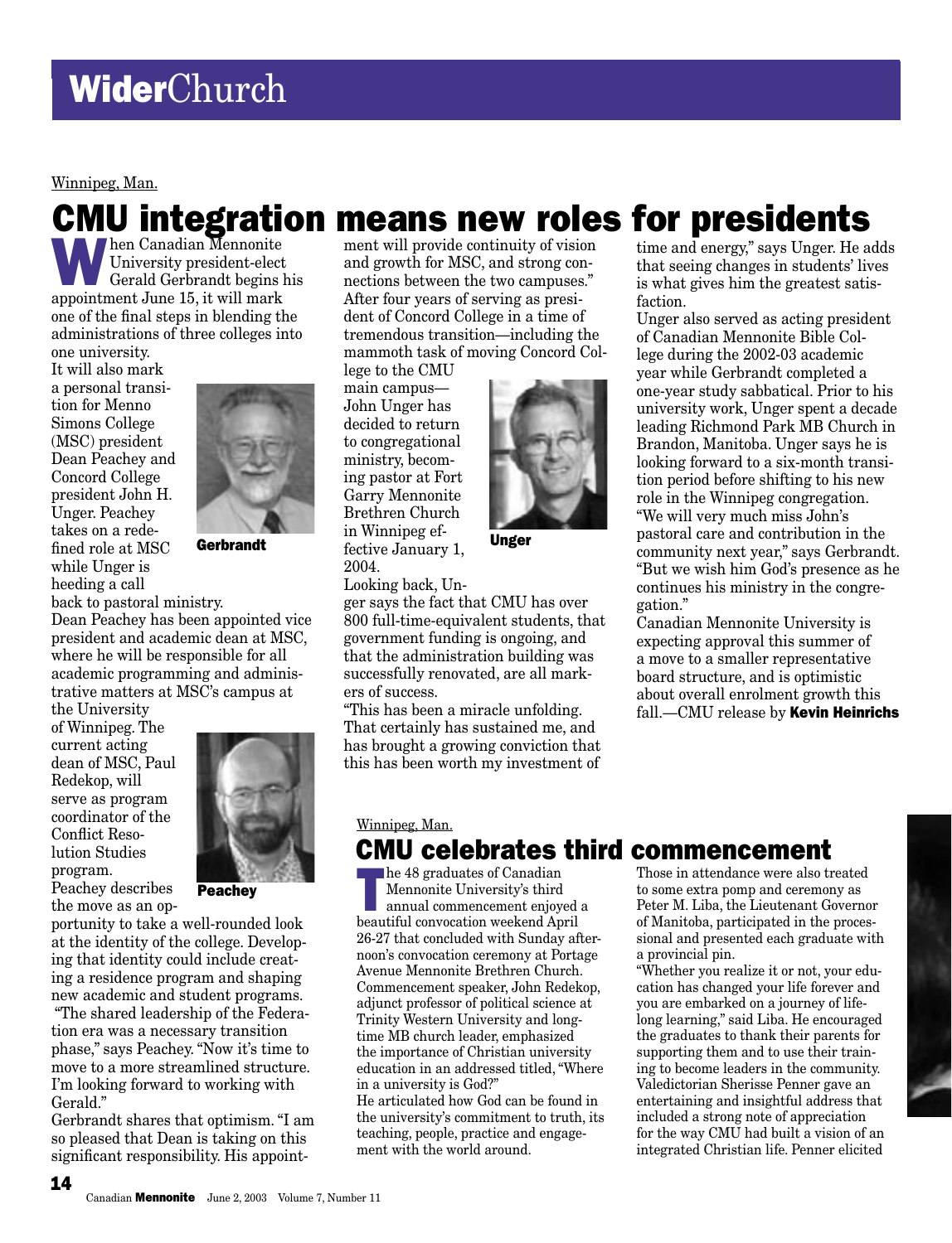# WiderChurch

Winnipeg, Man.

## CMU integration means new roles for presidents

When Canadian Mennonite University president-elect Gerald Gerbrandt begins his appointment June 15, it will mark one of the final steps in blending the administrations of three colleges into one university.

It will also mark a personal transition for Menno Simons College (MSC) president Dean Peachey and Concord College president John H. Unger. Peachey takes on a redefined role at MSC while Unger is heeding a call back to pastoral ministry.

Gerbrandt

Dean Peachey has been appointed vice president and academic dean at MSC, where he will be responsible for all academic programming and administrative matters at MSC's campus at the University of Winnipeg. The current acting dean of MSC, Paul Redekop, will serve as program coordinator of the Conflict Resolution Studies program.

Peachey

Peachey describes the move as an opportunity to take a well-rounded look at the identity of the college. Developing that identity could include creating a residence program and shaping new academic and student programs.

"The shared leadership of the Federation era was a necessary transition phase," says Peachey. "Now it's time to move to a more streamlined structure. I'm looking forward to working with Gerald."

Gerbrandt shares that optimism. "I am so pleased that Dean is taking on this significant responsibility. His appointment will provide continuity of vision and growth for MSC, and strong connections between the two campuses."

After four years of serving as president of Concord College in a time of tremendous transition—including the mammoth task of moving Concord College to the CMU main campus—John Unger has decided to return to congregational ministry, becoming pastor at Fort Garry Mennonite Brethren Church in Winnipeg effective January 1, 2004.

Unger

Looking back, Unger says the fact that CMU has over 800 full-time-equivalent students, that government funding is ongoing, and that the administration building was successfully renovated, are all markers of success.

"This has been a miracle unfolding. That certainly has sustained me, and has brought a growing conviction that this has been worth my investment of time and energy," says Unger. He adds that seeing changes in students' lives is what gives him the greatest satisfaction.

Unger also served as acting president of Canadian Mennonite Bible College during the 2002-03 academic year while Gerbrandt completed a one-year study sabbatical. Prior to his university work, Unger spent a decade leading Richmond Park MB Church in Brandon, Manitoba. Unger says he is looking forward to a six-month transition period before shifting to his new role in the Winnipeg congregation.

"We will very much miss John's pastoral care and contribution in the community next year," says Gerbrandt. "But we wish him God's presence as he continues his ministry in the congregation."

Canadian Mennonite University is expecting approval this summer of a move to a smaller representative board structure, and is optimistic about overall enrolment growth this fall.—CMU release by **Kevin Heinrichs**

Winnipeg, Man.

## CMU celebrates third commencement

The 48 graduates of Canadian Mennonite University's third annual commencement enjoyed a beautiful convocation weekend April 26-27 that concluded with Sunday afternoon's convocation ceremony at Portage Avenue Mennonite Brethren Church.

Commencement speaker, John Redekop, adjunct professor of political science at Trinity Western University and longtime MB church leader, emphasized the importance of Christian university education in an addressed titled, "Where in a university is God?"

He articulated how God can be found in the university's commitment to truth, its teaching, people, practice and engagement with the world around.

Those in attendance were also treated to some extra pomp and ceremony as Peter M. Liba, the Lieutenant Governor of Manitoba, participated in the processional and presented each graduate with a provincial pin.

"Whether you realize it or not, your education has changed your life forever and you are embarked on a journey of lifelong learning," said Liba. He encouraged the graduates to thank their parents for supporting them and to use their training to become leaders in the community.

Valedictorian Sherisse Penner gave an entertaining and insightful address that included a strong note of appreciation for the way CMU had built a vision of an integrated Christian life. Penner elicited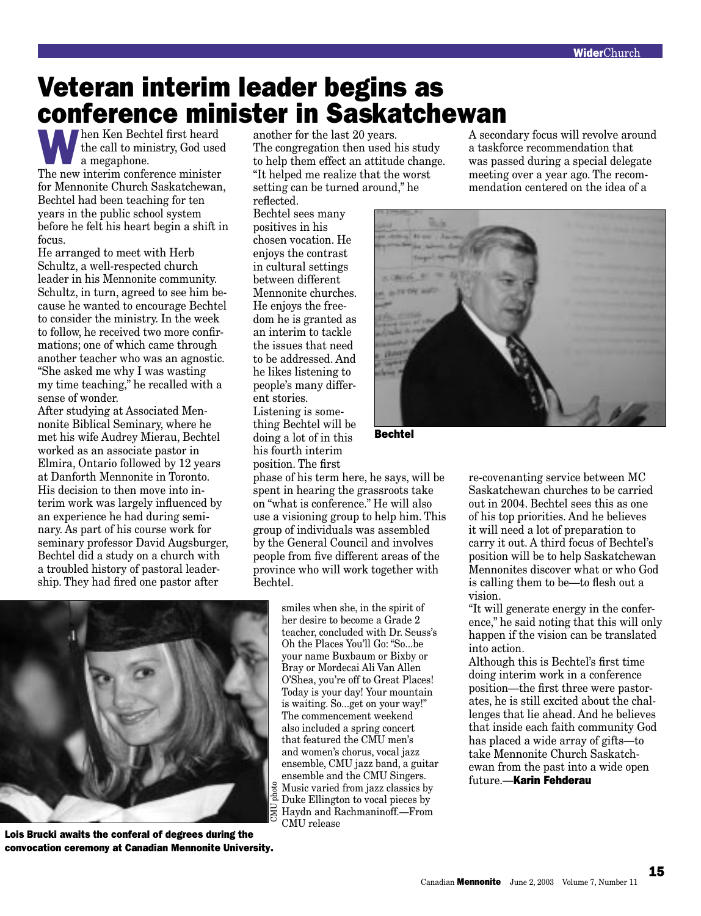# Veteran interim leader begins as conference minister in Saskatchewan

When Ken Bechtel first heard the call to ministry, God used a megaphone.

The new interim conference minister for Mennonite Church Saskatchewan, Bechtel had been teaching for ten years in the public school system before he felt his heart begin a shift in focus.

He arranged to meet with Herb Schultz, a well-respected church leader in his Mennonite community. Schultz, in turn, agreed to see him because he wanted to encourage Bechtel to consider the ministry. In the week to follow, he received two more confirmations; one of which came through another teacher who was an agnostic. "She asked me why I was wasting my time teaching," he recalled with a sense of wonder.

After studying at Associated Mennonite Biblical Seminary, where he met his wife Audrey Mierau, Bechtel worked as an associate pastor in Elmira, Ontario followed by 12 years at Danforth Mennonite in Toronto. His decision to then move into interim work was largely influenced by an experience he had during seminary. As part of his course work for seminary professor David Augsburger, Bechtel did a study on a church with a troubled history of pastoral leadership. They had fired one pastor after another for the last 20 years. The congregation then used his study to help them effect an attitude change. "It helped me realize that the worst setting can be turned around," he reflected.

Bechtel sees many positives in his chosen vocation. He enjoys the contrast in cultural settings between different Mennonite churches. He enjoys the freedom he is granted as an interim to tackle the issues that need to be addressed. And he likes listening to people's many different stories.

Listening is something Bechtel will be doing a lot of in this his fourth interim position. The first phase of his term here, he says, will be spent in hearing the grassroots take on "what is conference." He will also use a visioning group to help him. This group of individuals was assembled by the General Council and involves people from five different areas of the province who will work together with Bechtel.

A secondary focus will revolve around a taskforce recommendation that was passed during a special delegate meeting over a year ago. The recommendation centered on the idea of a re-covenanting service between MC Saskatchewan churches to be carried out in 2004. Bechtel sees this as one of his top priorities. And he believes it will need a lot of preparation to carry it out. A third focus of Bechtel's position will be to help Saskatchewan Mennonites discover what or who God is calling them to be—to flesh out a vision.

**Bechtel**

"It will generate energy in the conference," he said noting that this will only happen if the vision can be translated into action.

Although this is Bechtel's first time doing interim work in a conference position—the first three were pastorates, he is still excited about the challenges that lie ahead. And he believes that inside each faith community God has placed a wide array of gifts—to take Mennonite Church Saskatchewan from the past into a wide open future.—**Karin Fehderau**

---

smiles when she, in the spirit of her desire to become a Grade 2 teacher, concluded with Dr. Seuss's Oh the Places You'll Go: "So...be your name Buxbaum or Bixby or Bray or Mordecai Ali Van Allen O'Shea, you're off to Great Places! Today is your day! Your mountain is waiting. So...get on your way!"

The commencement weekend also included a spring concert that featured the CMU men's and women's chorus, vocal jazz ensemble, CMU jazz band, a guitar ensemble and the CMU Singers. Music varied from jazz classics by Duke Ellington to vocal pieces by Haydn and Rachmaninoff.—From CMU release

CMU photo

**Lois Brucki awaits the conferal of degrees during the convocation ceremony at Canadian Mennonite University.**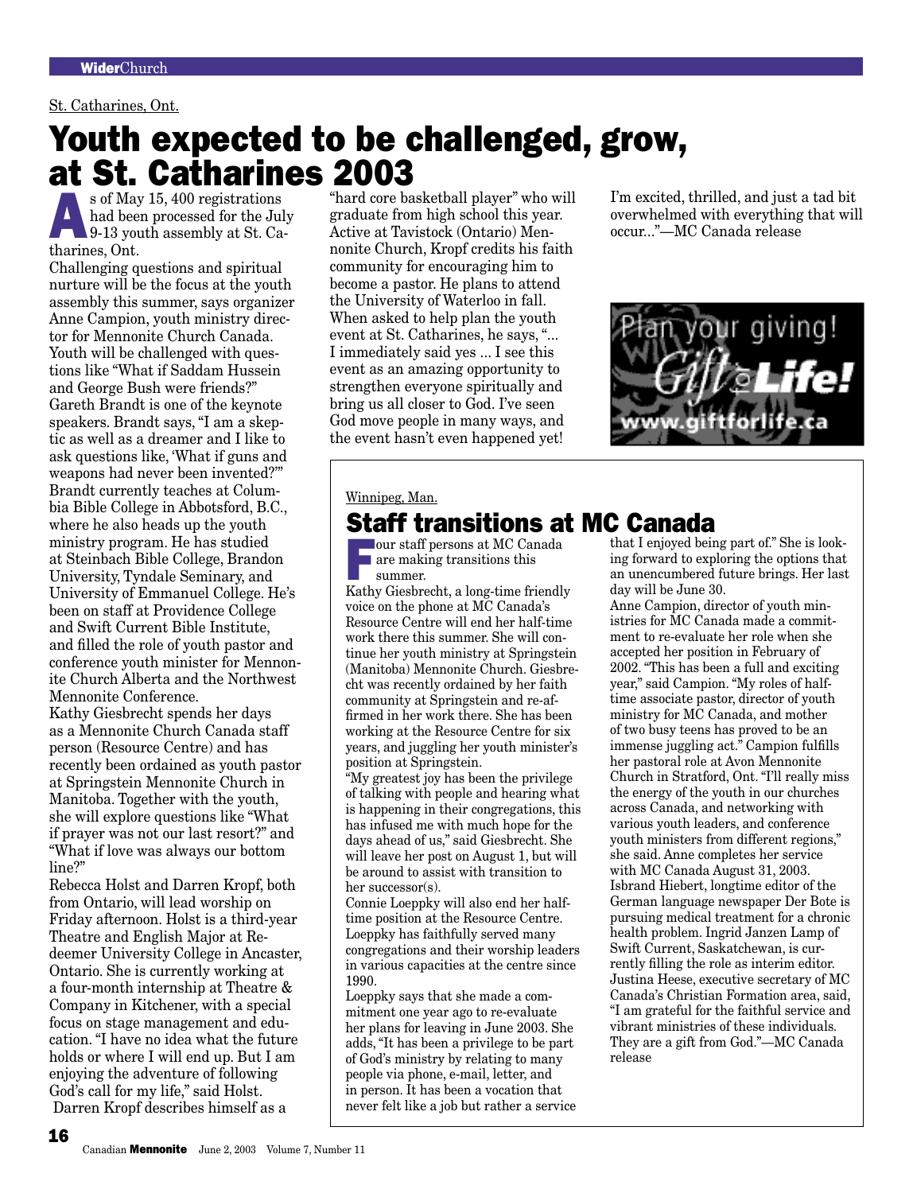St. Catharines, Ont.

# Youth expected to be challenged, grow, at St. Catharines 2003

As of May 15, 400 registrations had been processed for the July 9-13 youth assembly at St. Catharines, Ont.

Challenging questions and spiritual nurture will be the focus at the youth assembly this summer, says organizer Anne Campion, youth ministry director for Mennonite Church Canada. Youth will be challenged with questions like "What if Saddam Hussein and George Bush were friends?"

Gareth Brandt is one of the keynote speakers. Brandt says, "I am a skeptic as well as a dreamer and I like to ask questions like, 'What if guns and weapons had never been invented?'"

Brandt currently teaches at Columbia Bible College in Abbotsford, B.C., where he also heads up the youth ministry program. He has studied at Steinbach Bible College, Brandon University, Tyndale Seminary, and University of Emmanuel College. He's been on staff at Providence College and Swift Current Bible Institute, and filled the role of youth pastor and conference youth minister for Mennonite Church Alberta and the Northwest Mennonite Conference.

Kathy Giesbrecht spends her days as a Mennonite Church Canada staff person (Resource Centre) and has recently been ordained as youth pastor at Springstein Mennonite Church in Manitoba. Together with the youth, she will explore questions like "What if prayer was not our last resort?" and "What if love was always our bottom line?"

Rebecca Holst and Darren Kropf, both from Ontario, will lead worship on Friday afternoon. Holst is a third-year Theatre and English Major at Redeemer University College in Ancaster, Ontario. She is currently working at a four-month internship at Theatre & Company in Kitchener, with a special focus on stage management and education. "I have no idea what the future holds or where I will end up. But I am enjoying the adventure of following God's call for my life," said Holst.

Darren Kropf describes himself as a "hard core basketball player" who will graduate from high school this year. Active at Tavistock (Ontario) Mennonite Church, Kropf credits his faith community for encouraging him to become a pastor. He plans to attend the University of Waterloo in fall.

When asked to help plan the youth event at St. Catharines, he says, "... I immediately said yes ... I see this event as an amazing opportunity to strengthen everyone spiritually and bring us all closer to God. I've seen God move people in many ways, and the event hasn't even happened yet! I'm excited, thrilled, and just a tad bit overwhelmed with everything that will occur..."—MC Canada release

Plan your giving! Gift for Life! www.giftforlife.ca

Winnipeg, Man.

# Staff transitions at MC Canada

Four staff persons at MC Canada are making transitions this summer.

Kathy Giesbrecht, a long-time friendly voice on the phone at MC Canada's Resource Centre will end her half-time work there this summer. She will continue her youth ministry at Springstein (Manitoba) Mennonite Church. Giesbrecht was recently ordained by her faith community at Springstein and re-affirmed in her work there. She has been working at the Resource Centre for six years, and juggling her youth minister's position at Springstein.

"My greatest joy has been the privilege of talking with people and hearing what is happening in their congregations, this has infused me with much hope for the days ahead of us," said Giesbrecht. She will leave her post on August 1, but will be around to assist with transition to her successor(s).

Connie Loeppky will also end her half-time position at the Resource Centre. Loeppky has faithfully served many congregations and their worship leaders in various capacities at the centre since 1990.

Loeppky says that she made a commitment one year ago to re-evaluate her plans for leaving in June 2003. She adds, "It has been a privilege to be part of God's ministry by relating to many people via phone, e-mail, letter, and in person. It has been a vocation that never felt like a job but rather a service that I enjoyed being part of." She is looking forward to exploring the options that an unencumbered future brings. Her last day will be June 30.

Anne Campion, director of youth ministries for MC Canada made a commitment to re-evaluate her role when she accepted her position in February of 2002. "This has been a full and exciting year," said Campion. "My roles of half-time associate pastor, director of youth ministry for MC Canada, and mother of two busy teens has proved to be an immense juggling act." Campion fulfills her pastoral role at Avon Mennonite Church in Stratford, Ont. "I'll really miss the energy of the youth in our churches across Canada, and networking with various youth leaders, and conference youth ministers from different regions," she said. Anne completes her service with MC Canada August 31, 2003.

Isbrand Hiebert, longtime editor of the German language newspaper Der Bote is pursuing medical treatment for a chronic health problem. Ingrid Janzen Lamp of Swift Current, Saskatchewan, is currently filling the role as interim editor.

Justina Heese, executive secretary of MC Canada's Christian Formation area, said, "I am grateful for the faithful service and vibrant ministries of these individuals. They are a gift from God."—MC Canada release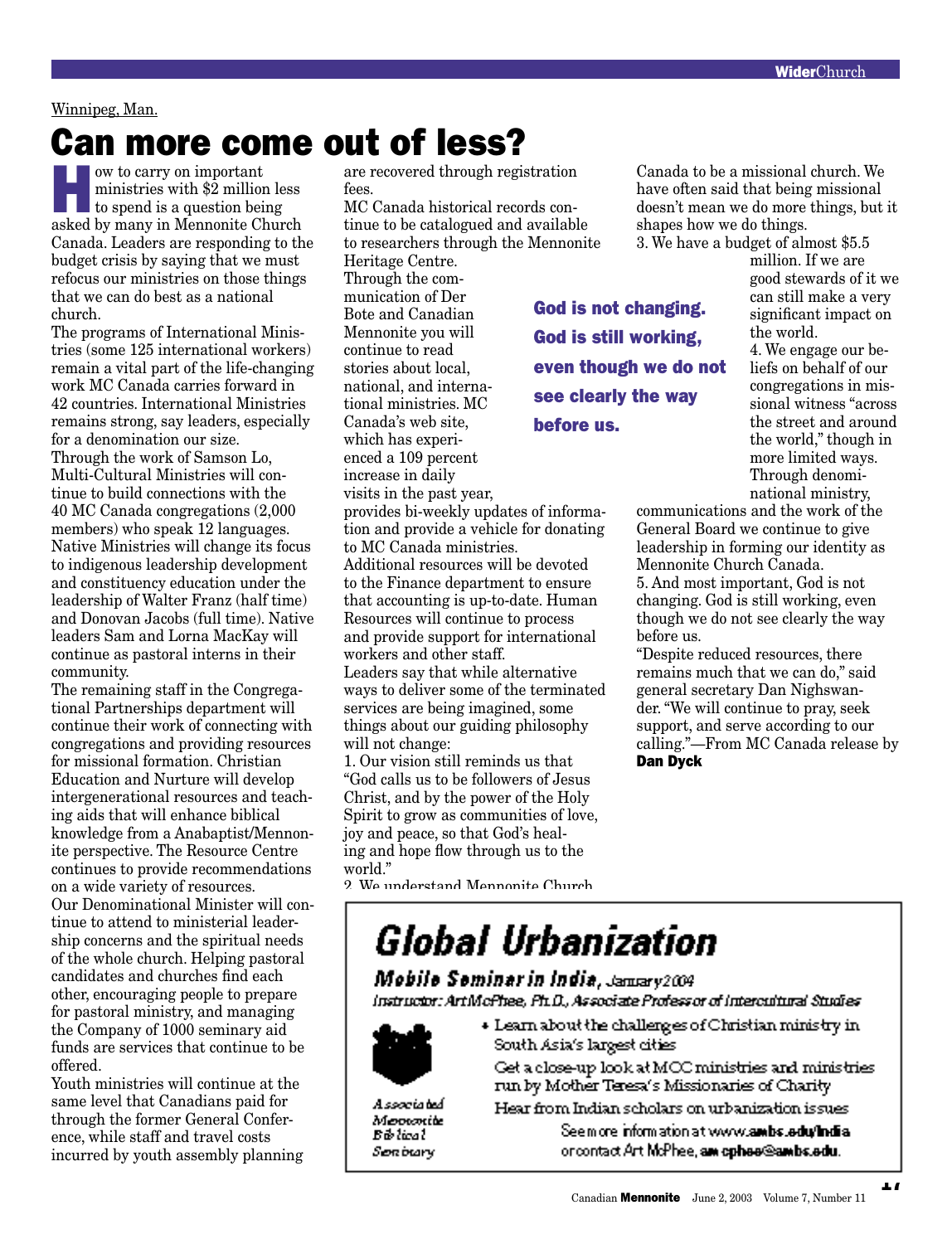Winnipeg, Man.

# Can more come out of less?

How to carry on important ministries with $2 million less to spend is a question being asked by many in Mennonite Church Canada. Leaders are responding to the budget crisis by saying that we must refocus our ministries on those things that we can do best as a national church.

The programs of International Ministries (some 125 international workers) remain a vital part of the life-changing work MC Canada carries forward in 42 countries. International Ministries remains strong, say leaders, especially for a denomination our size.

Through the work of Samson Lo, Multi-Cultural Ministries will continue to build connections with the 40 MC Canada congregations (2,000 members) who speak 12 languages.

Native Ministries will change its focus to indigenous leadership development and constituency education under the leadership of Walter Franz (half time) and Donovan Jacobs (full time). Native leaders Sam and Lorna MacKay will continue as pastoral interns in their community.

The remaining staff in the Congregational Partnerships department will continue their work of connecting with congregations and providing resources for missional formation. Christian Education and Nurture will develop intergenerational resources and teaching aids that will enhance biblical knowledge from a Anabaptist/Mennonite perspective. The Resource Centre continues to provide recommendations on a wide variety of resources.

Our Denominational Minister will continue to attend to ministerial leadership concerns and the spiritual needs of the whole church. Helping pastoral candidates and churches find each other, encouraging people to prepare for pastoral ministry, and managing the Company of 1000 seminary aid funds are services that continue to be offered.

Youth ministries will continue at the same level that Canadians paid for through the former General Conference, while staff and travel costs incurred by youth assembly planning are recovered through registration fees.

MC Canada historical records continue to be catalogued and available to researchers through the Mennonite Heritage Centre.

Through the communication of Der Bote and Canadian Mennonite you will continue to read stories about local, national, and international ministries. MC Canada's web site, which has experienced a 109 percent increase in daily visits in the past year, provides bi-weekly updates of information and provide a vehicle for donating to MC Canada ministries.

Additional resources will be devoted to the Finance department to ensure that accounting is up-to-date. Human Resources will continue to process and provide support for international workers and other staff.

Leaders say that while alternative ways to deliver some of the terminated services are being imagined, some things about our guiding philosophy will not change:

1. Our vision still reminds us that "God calls us to be followers of Jesus Christ, and by the power of the Holy Spirit to grow as communities of love, joy and peace, so that God's healing and hope flow through us to the world."
2. We understand Mennonite Church Canada to be a missional church. We have often said that being missional doesn't mean we do more things, but it shapes how we do things.
3. We have a budget of almost $5.5 million. If we are good stewards of it we can still make a very significant impact on the world.
4. We engage our beliefs on behalf of our congregations in missional witness "across the street and around the world," though in more limited ways. Through denominational ministry, communications and the work of the General Board we continue to give leadership in forming our identity as Mennonite Church Canada.
5. And most important, God is not changing. God is still working, even though we do not see clearly the way before us.

**God is not changing. God is still working, even though we do not see clearly the way before us.**

"Despite reduced resources, there remains much that we can do," said general secretary Dan Nighswander. "We will continue to pray, seek support, and serve according to our calling."—From MC Canada release by **Dan Dyck**

---

## Global Urbanization

**Mobile Seminar in India,** January 2004

*Instructor: Art McPhee, Ph.D., Associate Professor of Intercultural Studies*

- Learn about the challenges of Christian ministry in South Asia's largest cities
- Get a close-up look at MCC ministries and ministries run by Mother Teresa's Missionaries of Charity
- Hear from Indian scholars on urbanization issues

See more information at www.**ambs.edu/India** or contact Art McPhee, **amcphee@ambs.edu**.

*Associated Mennonite Biblical Seminary*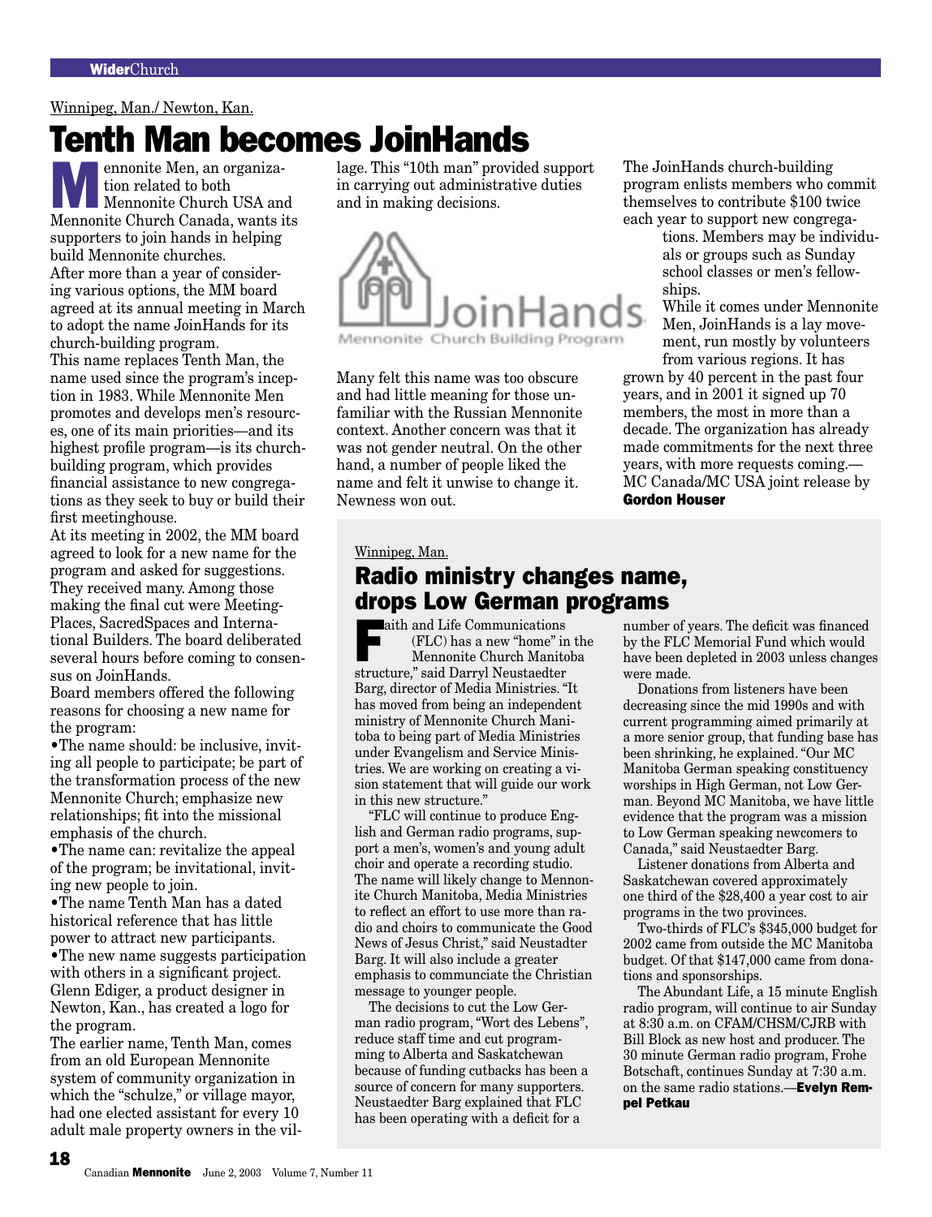Winnipeg, Man./ Newton, Kan.

# Tenth Man becomes JoinHands

Mennonite Men, an organization related to both Mennonite Church USA and Mennonite Church Canada, wants its supporters to join hands in helping build Mennonite churches.

After more than a year of considering various options, the MM board agreed at its annual meeting in March to adopt the name JoinHands for its church-building program.

This name replaces Tenth Man, the name used since the program's inception in 1983. While Mennonite Men promotes and develops men's resources, one of its main priorities—and its highest profile program—is its church-building program, which provides financial assistance to new congregations as they seek to buy or build their first meetinghouse.

At its meeting in 2002, the MM board agreed to look for a new name for the program and asked for suggestions. They received many. Among those making the final cut were MeetingPlaces, SacredSpaces and International Builders. The board deliberated several hours before coming to consensus on JoinHands.

Board members offered the following reasons for choosing a new name for the program:

- The name should: be inclusive, inviting all people to participate; be part of the transformation process of the new Mennonite Church; emphasize new relationships; fit into the missional emphasis of the church.
- The name can: revitalize the appeal of the program; be invitational, inviting new people to join.
- The name Tenth Man has a dated historical reference that has little power to attract new participants.
- The new name suggests participation with others in a significant project.

Glenn Ediger, a product designer in Newton, Kan., has created a logo for the program.

The earlier name, Tenth Man, comes from an old European Mennonite system of community organization in which the "schulze," or village mayor, had one elected assistant for every 10 adult male property owners in the village. This "10th man" provided support in carrying out administrative duties and in making decisions.

JoinHands
Mennonite Church Building Program

Many felt this name was too obscure and had little meaning for those unfamiliar with the Russian Mennonite context. Another concern was that it was not gender neutral. On the other hand, a number of people liked the name and felt it unwise to change it. Newness won out.

The JoinHands church-building program enlists members who commit themselves to contribute $100 twice each year to support new congregations. Members may be individuals or groups such as Sunday school classes or men's fellowships.

While it comes under Mennonite Men, JoinHands is a lay movement, run mostly by volunteers from various regions. It has grown by 40 percent in the past four years, and in 2001 it signed up 70 members, the most in more than a decade. The organization has already made commitments for the next three years, with more requests coming.—MC Canada/MC USA joint release by **Gordon Houser**

Winnipeg, Man.

## Radio ministry changes name, drops Low German programs

Faith and Life Communications (FLC) has a new "home" in the Mennonite Church Manitoba structure," said Darryl Neustaedter Barg, director of Media Ministries. "It has moved from being an independent ministry of Mennonite Church Manitoba to being part of Media Ministries under Evangelism and Service Ministries. We are working on creating a vision statement that will guide our work in this new structure."

"FLC will continue to produce English and German radio programs, support a men's, women's and young adult choir and operate a recording studio. The name will likely change to Mennonite Church Manitoba, Media Ministries to reflect an effort to use more than radio and choirs to communicate the Good News of Jesus Christ," said Neustadter Barg. It will also include a greater emphasis to communciate the Christian message to younger people.

The decisions to cut the Low German radio program, "Wort des Lebens", reduce staff time and cut programming to Alberta and Saskatchewan because of funding cutbacks has been a source of concern for many supporters. Neustaedter Barg explained that FLC has been operating with a deficit for a number of years. The deficit was financed by the FLC Memorial Fund which would have been depleted in 2003 unless changes were made.

Donations from listeners have been decreasing since the mid 1990s and with current programming aimed primarily at a more senior group, that funding base has been shrinking, he explained. "Our MC Manitoba German speaking constituency worships in High German, not Low German. Beyond MC Manitoba, we have little evidence that the program was a mission to Low German speaking newcomers to Canada," said Neustaedter Barg.

Listener donations from Alberta and Saskatchewan covered approximately one third of the $28,400 a year cost to air programs in the two provinces.

Two-thirds of FLC's $345,000 budget for 2002 came from outside the MC Manitoba budget. Of that $147,000 came from donations and sponsorships.

The Abundant Life, a 15 minute English radio program, will continue to air Sunday at 8:30 a.m. on CFAM/CHSM/CJRB with Bill Block as new host and producer. The 30 minute German radio program, Frohe Botschaft, continues Sunday at 7:30 a.m. on the same radio stations.—**Evelyn Rempel Petkau**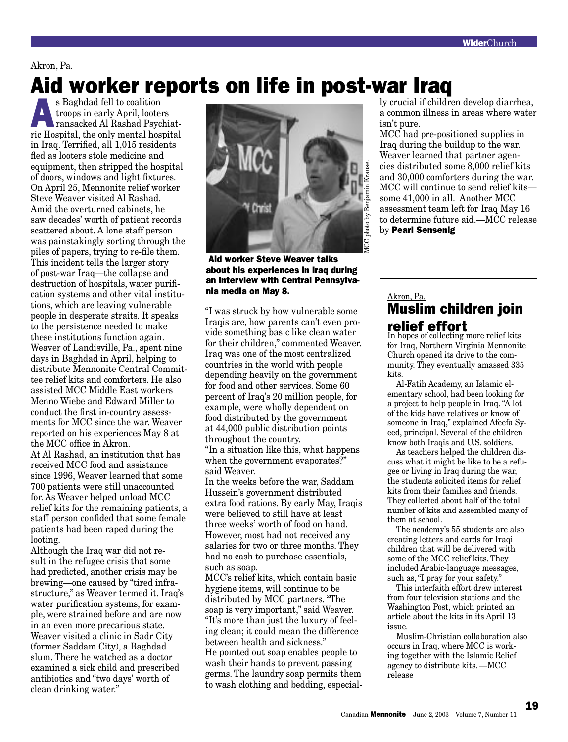Akron, Pa.

# Aid worker reports on life in post-war Iraq

As Baghdad fell to coalition troops in early April, looters ransacked Al Rashad Psychiatric Hospital, the only mental hospital in Iraq. Terrified, all 1,015 residents fled as looters stole medicine and equipment, then stripped the hospital of doors, windows and light fixtures.

On April 25, Mennonite relief worker Steve Weaver visited Al Rashad. Amid the overturned cabinets, he saw decades' worth of patient records scattered about. A lone staff person was painstakingly sorting through the piles of papers, trying to re-file them.

This incident tells the larger story of post-war Iraq—the collapse and destruction of hospitals, water purification systems and other vital institutions, which are leaving vulnerable people in desperate straits. It speaks to the persistence needed to make these institutions function again.

Weaver of Landisville, Pa., spent nine days in Baghdad in April, helping to distribute Mennonite Central Committee relief kits and comforters. He also assisted MCC Middle East workers Menno Wiebe and Edward Miller to conduct the first in-country assessments for MCC since the war. Weaver reported on his experiences May 8 at the MCC office in Akron.

At Al Rashad, an institution that has received MCC food and assistance since 1996, Weaver learned that some 700 patients were still unaccounted for. As Weaver helped unload MCC relief kits for the remaining patients, a staff person confided that some female patients had been raped during the looting.

Although the Iraq war did not result in the refugee crisis that some had predicted, another crisis may be brewing—one caused by "tired infrastructure," as Weaver termed it. Iraq's water purification systems, for example, were strained before and are now in an even more precarious state.

Weaver visited a clinic in Sadr City (former Saddam City), a Baghdad slum. There he watched as a doctor examined a sick child and prescribed antibiotics and "two days' worth of clean drinking water."

MCC photo by Benjamin Krause.

**Aid worker Steve Weaver talks about his experiences in Iraq during an interview with Central Pennsylvania media on May 8.**

"I was struck by how vulnerable some Iraqis are, how parents can't even provide something basic like clean water for their children," commented Weaver.

Iraq was one of the most centralized countries in the world with people depending heavily on the government for food and other services. Some 60 percent of Iraq's 20 million people, for example, were wholly dependent on food distributed by the government at 44,000 public distribution points throughout the country.

"In a situation like this, what happens when the government evaporates?" said Weaver.

In the weeks before the war, Saddam Hussein's government distributed extra food rations. By early May, Iraqis were believed to still have at least three weeks' worth of food on hand. However, most had not received any salaries for two or three months. They had no cash to purchase essentials, such as soap.

MCC's relief kits, which contain basic hygiene items, will continue to be distributed by MCC partners. "The soap is very important," said Weaver. "It's more than just the luxury of feeling clean; it could mean the difference between health and sickness."

He pointed out soap enables people to wash their hands to prevent passing germs. The laundry soap permits them to wash clothing and bedding, especially crucial if children develop diarrhea, a common illness in areas where water isn't pure.

MCC had pre-positioned supplies in Iraq during the buildup to the war. Weaver learned that partner agencies distributed some 8,000 relief kits and 30,000 comforters during the war. MCC will continue to send relief kits—some 41,000 in all. Another MCC assessment team left for Iraq May 16 to determine future aid.—MCC release by **Pearl Sensenig**

---

Akron, Pa.

## Muslim children join relief effort

In hopes of collecting more relief kits for Iraq, Northern Virginia Mennonite Church opened its drive to the community. They eventually amassed 335 kits.

Al-Fatih Academy, an Islamic elementary school, had been looking for a project to help people in Iraq. "A lot of the kids have relatives or know of someone in Iraq," explained Afeefa Syeed, principal. Several of the children know both Iraqis and U.S. soldiers.

As teachers helped the children discuss what it might be like to be a refugee or living in Iraq during the war, the students solicited items for relief kits from their families and friends. They collected about half of the total number of kits and assembled many of them at school.

The academy's 55 students are also creating letters and cards for Iraqi children that will be delivered with some of the MCC relief kits. They included Arabic-language messages, such as, "I pray for your safety."

This interfaith effort drew interest from four television stations and the Washington Post, which printed an article about the kits in its April 13 issue.

Muslim-Christian collaboration also occurs in Iraq, where MCC is working together with the Islamic Relief agency to distribute kits. —MCC release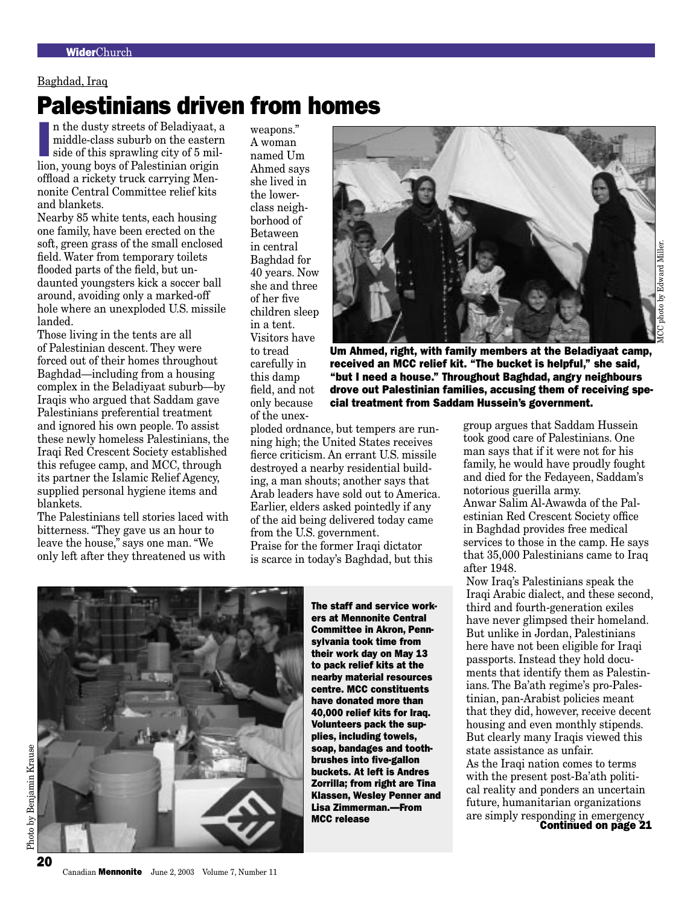Baghdad, Iraq

# Palestinians driven from homes

In the dusty streets of Beladiyaat, a middle-class suburb on the eastern side of this sprawling city of 5 million, young boys of Palestinian origin offload a rickety truck carrying Mennonite Central Committee relief kits and blankets.

Nearby 85 white tents, each housing one family, have been erected on the soft, green grass of the small enclosed field. Water from temporary toilets flooded parts of the field, but undaunted youngsters kick a soccer ball around, avoiding only a marked-off hole where an unexploded U.S. missile landed.

Those living in the tents are all of Palestinian descent. They were forced out of their homes throughout Baghdad—including from a housing complex in the Beladiyaat suburb—by Iraqis who argued that Saddam gave Palestinians preferential treatment and ignored his own people. To assist these newly homeless Palestinians, the Iraqi Red Crescent Society established this refugee camp, and MCC, through its partner the Islamic Relief Agency, supplied personal hygiene items and blankets.

The Palestinians tell stories laced with bitterness. "They gave us an hour to leave the house," says one man. "We only left after they threatened us with weapons."

A woman named Um Ahmed says she lived in the lower-class neighborhood of Betaween in central Baghdad for 40 years. Now she and three of her five children sleep in a tent. Visitors have to tread carefully in this damp field, and not only because of the unexploded ordnance, but tempers are running high; the United States receives fierce criticism. An errant U.S. missile destroyed a nearby residential building, a man shouts; another says that Arab leaders have sold out to America. Earlier, elders asked pointedly if any of the aid being delivered today came from the U.S. government.

Praise for the former Iraqi dictator is scarce in today's Baghdad, but this group argues that Saddam Hussein took good care of Palestinians. One man says that if it were not for his family, he would have proudly fought and died for the Fedayeen, Saddam's notorious guerilla army.

Anwar Salim Al-Awawda of the Palestinian Red Crescent Society office in Baghdad provides free medical services to those in the camp. He says that 35,000 Palestinians came to Iraq after 1948.

Now Iraq's Palestinians speak the Iraqi Arabic dialect, and these second, third and fourth-generation exiles have never glimpsed their homeland. But unlike in Jordan, Palestinians here have not been eligible for Iraqi passports. Instead they hold documents that identify them as Palestinians. The Ba'ath regime's pro-Palestinian, pan-Arabist policies meant that they did, however, receive decent housing and even monthly stipends. But clearly many Iraqis viewed this state assistance as unfair.

As the Iraqi nation comes to terms with the present post-Ba'ath political reality and ponders an uncertain future, humanitarian organizations are simply responding in emergency **Continued on page 21**

MCC photo by Edward Miller.

**Um Ahmed, right, with family members at the Beladiyaat camp, received an MCC relief kit. "The bucket is helpful," she said, "but I need a house." Throughout Baghdad, angry neighbours drove out Palestinian families, accusing them of receiving special treatment from Saddam Hussein's government.**

Photo by Benjamin Krause

**The staff and service workers at Mennonite Central Committee in Akron, Pennsylvania took time from their work day on May 13 to pack relief kits at the nearby material resources centre. MCC constituents have donated more than 40,000 relief kits for Iraq. Volunteers pack the supplies, including towels, soap, bandages and toothbrushes into five-gallon buckets. At left is Andres Zorrilla; from right are Tina Klassen, Wesley Penner and Lisa Zimmerman.—From MCC release**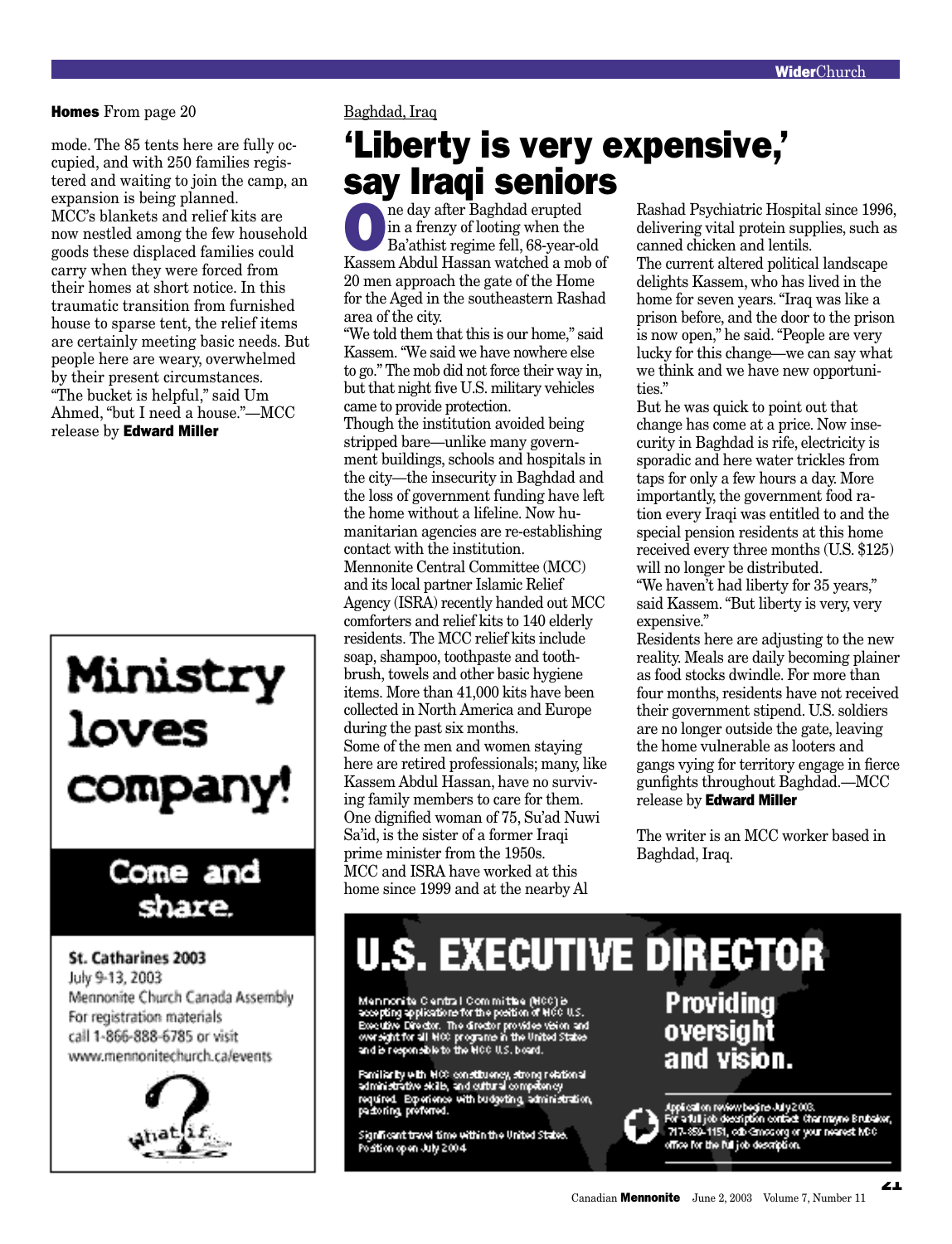**Homes** From page 20

mode. The 85 tents here are fully occupied, and with 250 families registered and waiting to join the camp, an expansion is being planned.

MCC's blankets and relief kits are now nestled among the few household goods these displaced families could carry when they were forced from their homes at short notice. In this traumatic transition from furnished house to sparse tent, the relief items are certainly meeting basic needs. But people here are weary, overwhelmed by their present circumstances.

"The bucket is helpful," said Um Ahmed, "but I need a house."—MCC release by **Edward Miller**

Baghdad, Iraq

# 'Liberty is very expensive,' say Iraqi seniors

One day after Baghdad erupted in a frenzy of looting when the Ba'athist regime fell, 68-year-old Kassem Abdul Hassan watched a mob of 20 men approach the gate of the Home for the Aged in the southeastern Rashad area of the city.

"We told them that this is our home," said Kassem. "We said we have nowhere else to go." The mob did not force their way in, but that night five U.S. military vehicles came to provide protection.

Though the institution avoided being stripped bare—unlike many government buildings, schools and hospitals in the city—the insecurity in Baghdad and the loss of government funding have left the home without a lifeline. Now humanitarian agencies are re-establishing contact with the institution.

Mennonite Central Committee (MCC) and its local partner Islamic Relief Agency (ISRA) recently handed out MCC comforters and relief kits to 140 elderly residents. The MCC relief kits include soap, shampoo, toothpaste and toothbrush, towels and other basic hygiene items. More than 41,000 kits have been collected in North America and Europe during the past six months.

Some of the men and women staying here are retired professionals; many, like Kassem Abdul Hassan, have no surviving family members to care for them. One dignified woman of 75, Su'ad Nuwi Sa'id, is the sister of a former Iraqi prime minister from the 1950s.

MCC and ISRA have worked at this home since 1999 and at the nearby Al Rashad Psychiatric Hospital since 1996, delivering vital protein supplies, such as canned chicken and lentils.

The current altered political landscape delights Kassem, who has lived in the home for seven years. "Iraq was like a prison before, and the door to the prison is now open," he said. "People are very lucky for this change—we can say what we think and we have new opportunities."

But he was quick to point out that change has come at a price. Now insecurity in Baghdad is rife, electricity is sporadic and here water trickles from taps for only a few hours a day. More importantly, the government food ration every Iraqi was entitled to and the special pension residents at this home received every three months (U.S. $125) will no longer be distributed.

"We haven't had liberty for 35 years," said Kassem. "But liberty is very, very expensive."

Residents here are adjusting to the new reality. Meals are daily becoming plainer as food stocks dwindle. For more than four months, residents have not received their government stipend. U.S. soldiers are no longer outside the gate, leaving the home vulnerable as looters and gangs vying for territory engage in fierce gunfights throughout Baghdad.—MCC release by **Edward Miller**

The writer is an MCC worker based in Baghdad, Iraq.

---

**Ministry loves company!**

**Come and share.**

**St. Catharines 2003**
July 9-13, 2003
Mennonite Church Canada Assembly
For registration materials
call 1-866-888-6785 or visit
www.mennonitechurch.ca/events

What if...

---

# U.S. EXECUTIVE DIRECTOR

Mennonite Central Committee (MCC) is accepting applications for the position of MCC U.S. Executive Director. The director provides vision and oversight for all MCC programs in the United States and is responsible to the MCC U.S. board.

Familiarity with MCC constituency, strong relational administrative skills, and cultural competency required. Experience with budgeting, administration, pastoring, preferred.

Significant travel time within the United States. Position open July 2004.

**Providing oversight and vision.**

Application review begins July 2003.
For a full job description contact Charmayne Brubaker, 717-859-1151, cdb@mcc.org or your nearest MCC office for the full job description.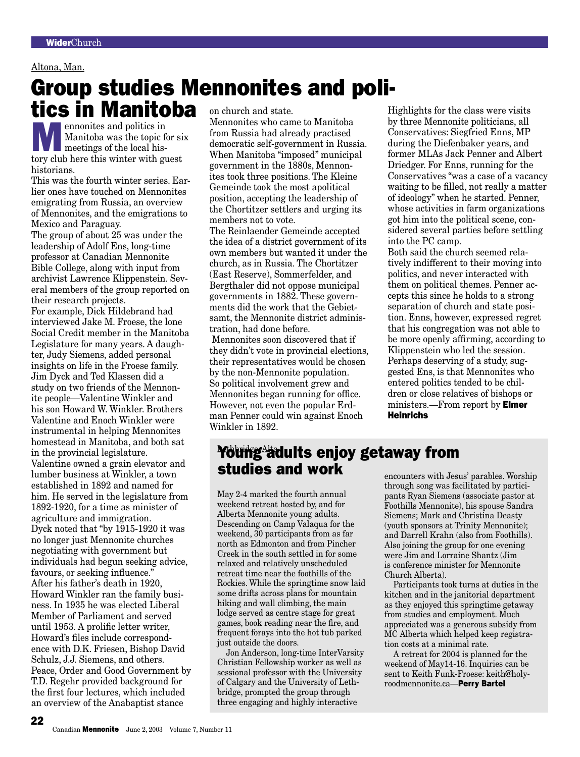Altona, Man.

# Group studies Mennonites and politics in Manitoba

Mennonites and politics in Manitoba was the topic for six meetings of the local history club here this winter with guest historians.

This was the fourth winter series. Earlier ones have touched on Mennonites emigrating from Russia, an overview of Mennonites, and the emigrations to Mexico and Paraguay.

The group of about 25 was under the leadership of Adolf Ens, long-time professor at Canadian Mennonite Bible College, along with input from archivist Lawrence Klippenstein. Several members of the group reported on their research projects.

For example, Dick Hildebrand had interviewed Jake M. Froese, the lone Social Credit member in the Manitoba Legislature for many years. A daughter, Judy Siemens, added personal insights on life in the Froese family.

Jim Dyck and Ted Klassen did a study on two friends of the Mennonite people—Valentine Winkler and his son Howard W. Winkler. Brothers Valentine and Enoch Winkler were instrumental in helping Mennonites homestead in Manitoba, and both sat in the provincial legislature.

Valentine owned a grain elevator and lumber business at Winkler, a town established in 1892 and named for him. He served in the legislature from 1892-1920, for a time as minister of agriculture and immigration.

Dyck noted that "by 1915-1920 it was no longer just Mennonite churches negotiating with government but individuals had begun seeking advice, favours, or seeking influence."

After his father's death in 1920, Howard Winkler ran the family business. In 1935 he was elected Liberal Member of Parliament and served until 1953. A prolific letter writer, Howard's files include correspondence with D.K. Friesen, Bishop David Schulz, J.J. Siemens, and others.

Peace, Order and Good Government by T.D. Regehr provided background for the first four lectures, which included an overview of the Anabaptist stance on church and state.

Mennonites who came to Manitoba from Russia had already practised democratic self-government in Russia. When Manitoba "imposed" municipal government in the 1880s, Mennonites took three positions. The Kleine Gemeinde took the most apolitical position, accepting the leadership of the Chortitzer settlers and urging its members not to vote.

The Reinlaender Gemeinde accepted the idea of a district government of its own members but wanted it under the church, as in Russia. The Chortitzer (East Reserve), Sommerfelder, and Bergthaler did not oppose municipal governments in 1882. These governments did the work that the Gebietsamt, the Mennonite district administration, had done before.

Mennonites soon discovered that if they didn't vote in provincial elections, their representatives would be chosen by the non-Mennonite population. So political involvement grew and Mennonites began running for office. However, not even the popular Erdman Penner could win against Enoch Winkler in 1892.

Highlights for the class were visits by three Mennonite politicians, all Conservatives: Siegfried Enns, MP during the Diefenbaker years, and former MLAs Jack Penner and Albert Driedger. For Enns, running for the Conservatives "was a case of a vacancy waiting to be filled, not really a matter of ideology" when he started. Penner, whose activities in farm organizations got him into the political scene, considered several parties before settling into the PC camp.

Both said the church seemed relatively indifferent to their moving into politics, and never interacted with them on political themes. Penner accepts this since he holds to a strong separation of church and state position. Enns, however, expressed regret that his congregation was not able to be more openly affirming, according to Klippenstein who led the session.

Perhaps deserving of a study, suggested Ens, is that Mennonites who entered politics tended to be children or close relatives of bishops or ministers.—From report by **Elmer Heinrichs**

Lethbridge, Alta.

# Young adults enjoy getaway from studies and work

May 2-4 marked the fourth annual weekend retreat hosted by, and for Alberta Mennonite young adults. Descending on Camp Valaqua for the weekend, 30 participants from as far north as Edmonton and from Pincher Creek in the south settled in for some relaxed and relatively unscheduled retreat time near the foothills of the Rockies. While the springtime snow laid some drifts across plans for mountain hiking and wall climbing, the main lodge served as centre stage for great games, book reading near the fire, and frequent forays into the hot tub parked just outside the doors.

Jon Anderson, long-time InterVarsity Christian Fellowship worker as well as sessional professor with the University of Calgary and the University of Lethbridge, prompted the group through three engaging and highly interactive encounters with Jesus' parables. Worship through song was facilitated by participants Ryan Siemens (associate pastor at Foothills Mennonite), his spouse Sandra Siemens; Mark and Christina Deasty (youth sponsors at Trinity Mennonite); and Darrell Krahn (also from Foothills). Also joining the group for one evening were Jim and Lorraine Shantz (Jim is conference minister for Mennonite Church Alberta).

Participants took turns at duties in the kitchen and in the janitorial department as they enjoyed this springtime getaway from studies and employment. Much appreciated was a generous subsidy from MC Alberta which helped keep registration costs at a minimal rate.

A retreat for 2004 is planned for the weekend of May14-16. Inquiries can be sent to Keith Funk-Froese: keith@holyroodmennonite.ca—**Perry Bartel**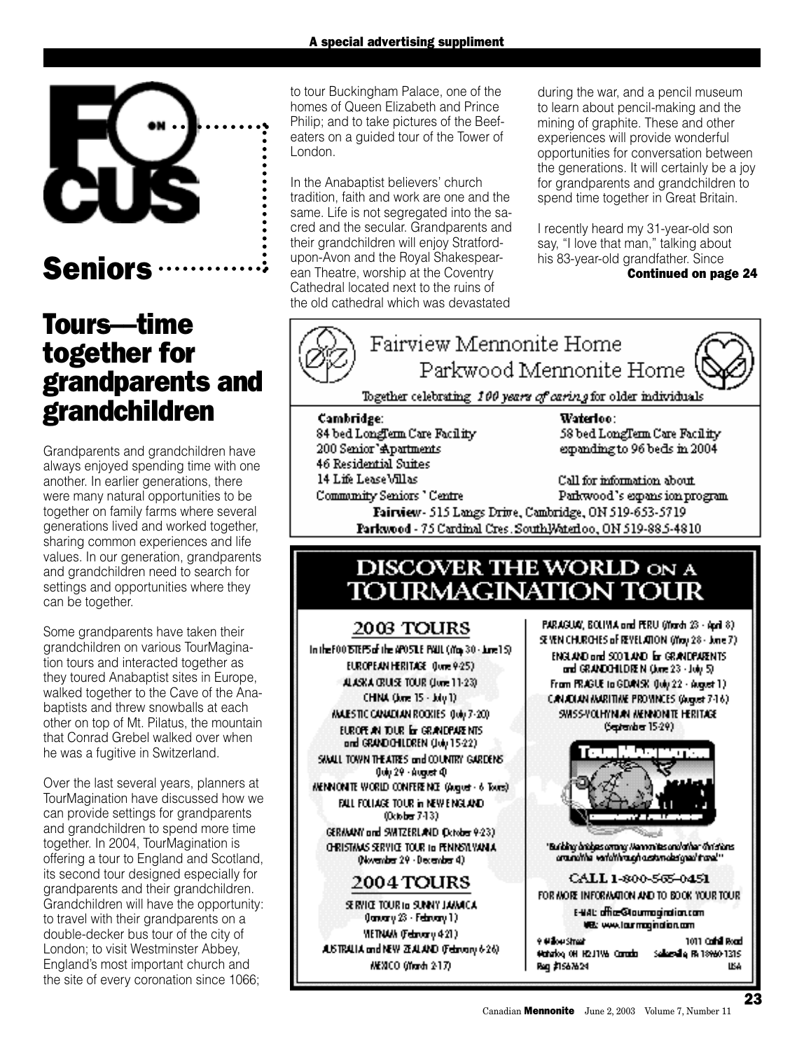A special advertising suppliment

# Focus on Seniors

## Tours—time together for grandparents and grandchildren

Grandparents and grandchildren have always enjoyed spending time with one another. In earlier generations, there were many natural opportunities to be together on family farms where several generations lived and worked together, sharing common experiences and life values. In our generation, grandparents and grandchildren need to search for settings and opportunities where they can be together.

Some grandparents have taken their grandchildren on various TourMagination tours and interacted together as they toured Anabaptist sites in Europe, walked together to the Cave of the Anabaptists and threw snowballs at each other on top of Mt. Pilatus, the mountain that Conrad Grebel walked over when he was a fugitive in Switzerland.

Over the last several years, planners at TourMagination have discussed how we can provide settings for grandparents and grandchildren to spend more time together. In 2004, TourMagination is offering a tour to England and Scotland, its second tour designed especially for grandparents and their grandchildren. Grandchildren will have the opportunity: to travel with their grandparents on a double-decker bus tour of the city of London; to visit Westminster Abbey, England's most important church and the site of every coronation since 1066; to tour Buckingham Palace, one of the homes of Queen Elizabeth and Prince Philip; and to take pictures of the Beefeaters on a guided tour of the Tower of London.

In the Anabaptist believers' church tradition, faith and work are one and the same. Life is not segregated into the sacred and the secular. Grandparents and their grandchildren will enjoy Stratford-upon-Avon and the Royal Shakespearean Theatre, worship at the Coventry Cathedral located next to the ruins of the old cathedral which was devastated during the war, and a pencil museum to learn about pencil-making and the mining of graphite. These and other experiences will provide wonderful opportunities for conversation between the generations. It will certainly be a joy for grandparents and grandchildren to spend time together in Great Britain.

I recently heard my 31-year-old son say, "I love that man," talking about his 83-year-old grandfather. Since

**Continued on page 24**

---

Fairview Mennonite Home
Parkwood Mennonite Home

Together celebrating *100 years of caring* for older individuals

**Cambridge:**
84 bed LongTerm Care Facility
200 Senior's Apartments
46 Residential Suites
14 Life Lease Villas
Community Seniors' Centre

**Waterloo:**
58 bed LongTerm Care Facility expanding to 96 beds in 2004

Call for information about Parkwood's expansion program

**Fairview** - 515 Langs Drive, Cambridge, ON 519-653-5719
**Parkwood** - 75 Cardinal Cres. SouthWaterloo, ON 519-885-4810

---

**DISCOVER THE WORLD ON A TOURMAGINATION TOUR**

**2003 TOURS**

In the FOOTSTEPS of the APOSTLE PAUL (May 30 - June 15)
EUROPEAN HERITAGE (June 9-25)
ALASKA CRUISE TOUR (June 11-23)
CHINA (June 15 - July 1)
MAJESTIC CANADIAN ROCKIES (July 7-20)
EUROPEAN TOUR for GRANDPARENTS and GRANDCHILDREN (July 15-22)
SMALL TOWN THEATRES and COUNTRY GARDENS (July 29 - August 4)
MENNONITE WORLD CONFERENCE (August - 6 Tours)
FALL FOLIAGE TOUR in NEW ENGLAND (October 7-13)
GERMANY and SWITZERLAND (October 9-23)
CHRISTMAS SERVICE TOUR to PENNSYLVANIA (November 29 - December 4)

**2004 TOURS**

SERVICE TOUR to SUNNY JAMAICA (January 23 - February 1)
VIETNAM (February 4-21)
AUSTRALIA and NEW ZEALAND (February 6-26)
MEXICO (March 2-17)
PARAGUAY, BOLIVIA and PERU (March 23 - April 8)
SEVEN CHURCHES of REVELATION (May 28 - June 7)
ENGLAND and SCOTLAND for GRANDPARENTS and GRANDCHILDREN (June 23 - July 5)
From PRAGUE to GDANSK (July 22 - August 1)
CANADIAN MARITIME PROVINCES (August 7-16)
SWISS-VOLHYNIAN MENNONITE HERITAGE (September 15-29)

"Building bridges among Mennonites and other Christians around the world through custom-designed travel."

**CALL 1-800-565-0451**
FOR MORE INFORMATION AND TO BOOK YOUR TOUR
E-MAIL: office@tourmagination.com
WEB: www.tourmagination.com

9 Willow Street, Waterloo, ON N2J 1V6 Canada, Reg. #1567624
1011 Cathill Road, Sellersville, PA 18960-1315 USA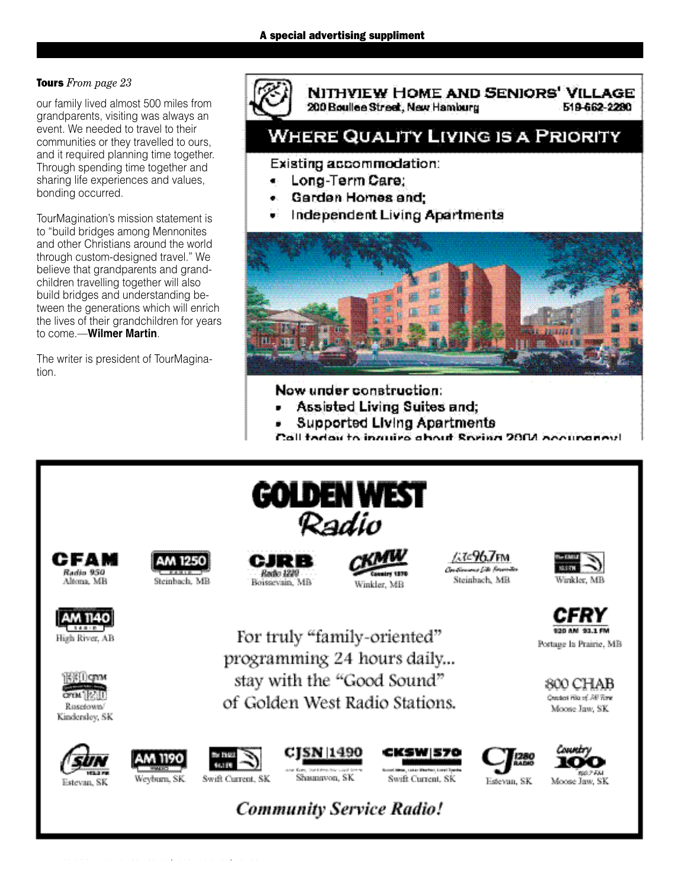**Tours** *From page 23*

our family lived almost 500 miles from grandparents, visiting was always an event. We needed to travel to their communities or they travelled to ours, and it required planning time together. Through spending time together and sharing life experiences and values, bonding occurred.

TourMagination's mission statement is to "build bridges among Mennonites and other Christians around the world through custom-designed travel." We believe that grandparents and grandchildren travelling together will also build bridges and understanding between the generations which will enrich the lives of their grandchildren for years to come.—**Wilmer Martin**.

The writer is president of TourMagination.

## NITHVIEW HOME AND SENIORS' VILLAGE

200 Boullee Street, New Hamburg 519-662-2280

### WHERE QUALITY LIVING IS A PRIORITY

Existing accommodation:

- Long-Term Care;
- Garden Homes and;
- Independent Living Apartments

Now under construction:

- Assisted Living Suites and;
- Supported Living Apartments

Call today to inquire about Spring 2004 occupancy!

## GOLDEN WEST Radio

- CFAM Radio 950 — Altona, MB
- AM 1250 — Steinbach, MB
- CJRB Radio 1220 — Boissevain, MB
- CKMW Country 1570 — Winkler, MB
- 96.7 FM — Steinbach, MB
- The Eagle 93.5 FM — Winkler, MB
- AM 1140 — High River, AB
- CFRY 920 AM 93.1 FM — Portage la Prairie, MB
- CJYM 1330 / CFYM 1210 — Rosetown/Kindersley, SK
- 800 CHAB Greatest Hits of All Time — Moose Jaw, SK
- Sun 103.3 FM — Estevan, SK
- AM 1190 — Weyburn, SK
- The Eagle 94.1 FM — Swift Current, SK
- CJSN 1490 — Shaunavon, SK
- CKSW 570 — Swift Current, SK
- CJ 1280 Radio — Estevan, SK
- Country 100 — Moose Jaw, SK

For truly "family-oriented" programming 24 hours daily... stay with the "Good Sound" of Golden West Radio Stations.

*Community Service Radio!*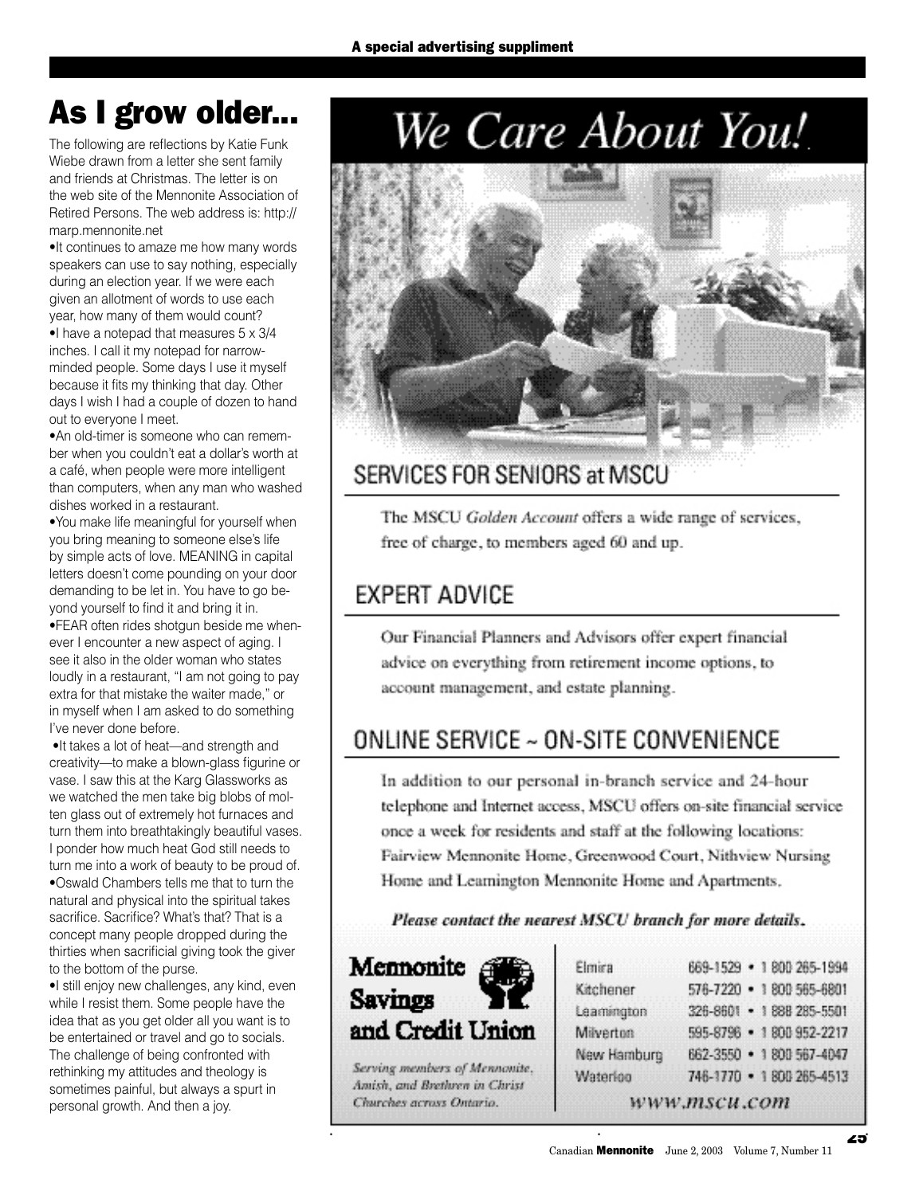A special advertising suppliment

# As I grow older...

The following are reflections by Katie Funk Wiebe drawn from a letter she sent family and friends at Christmas. The letter is on the web site of the Mennonite Association of Retired Persons. The web address is: http://marp.mennonite.net

- It continues to amaze me how many words speakers can use to say nothing, especially during an election year. If we were each given an allotment of words to use each year, how many of them would count?
- I have a notepad that measures 5 x 3/4 inches. I call it my notepad for narrow-minded people. Some days I use it myself because it fits my thinking that day. Other days I wish I had a couple of dozen to hand out to everyone I meet.
- An old-timer is someone who can remember when you couldn't eat a dollar's worth at a café, when people were more intelligent than computers, when any man who washed dishes worked in a restaurant.
- You make life meaningful for yourself when you bring meaning to someone else's life by simple acts of love. MEANING in capital letters doesn't come pounding on your door demanding to be let in. You have to go beyond yourself to find it and bring it in.
- FEAR often rides shotgun beside me whenever I encounter a new aspect of aging. I see it also in the older woman who states loudly in a restaurant, "I am not going to pay extra for that mistake the waiter made," or in myself when I am asked to do something I've never done before.
- It takes a lot of heat—and strength and creativity—to make a blown-glass figurine or vase. I saw this at the Karg Glassworks as we watched the men take big blobs of molten glass out of extremely hot furnaces and turn them into breathtakingly beautiful vases. I ponder how much heat God still needs to turn me into a work of beauty to be proud of.
- Oswald Chambers tells me that to turn the natural and physical into the spiritual takes sacrifice. Sacrifice? What's that? That is a concept many people dropped during the thirties when sacrificial giving took the giver to the bottom of the purse.
- I still enjoy new challenges, any kind, even while I resist them. Some people have the idea that as you get older all you want is to be entertained or travel and go to socials. The challenge of being confronted with rethinking my attitudes and theology is sometimes painful, but always a spurt in personal growth. And then a joy.

# We Care About You!

## SERVICES FOR SENIORS at MSCU

The MSCU *Golden Account* offers a wide range of services, free of charge, to members aged 60 and up.

## EXPERT ADVICE

Our Financial Planners and Advisors offer expert financial advice on everything from retirement income options, to account management, and estate planning.

## ONLINE SERVICE ~ ON-SITE CONVENIENCE

In addition to our personal in-branch service and 24-hour telephone and Internet access, MSCU offers on-site financial service once a week for residents and staff at the following locations: Fairview Mennonite Home, Greenwood Court, Nithview Nursing Home and Leamington Mennonite Home and Apartments.

***Please contact the nearest MSCU branch for more details.***

**Mennonite Savings and Credit Union**

*Serving members of Mennonite, Amish, and Brethren in Christ Churches across Ontario.*

| | |
|---|---|
| Elmira | 669-1529 • 1 800 265-1994 |
| Kitchener | 576-7220 • 1 800 565-6801 |
| Leamington | 326-8601 • 1 888 285-5501 |
| Milverton | 595-8796 • 1 800 952-2217 |
| New Hamburg | 662-3550 • 1 800 567-4047 |
| Waterloo | 746-1770 • 1 800 265-4513 |

*www.mscu.com*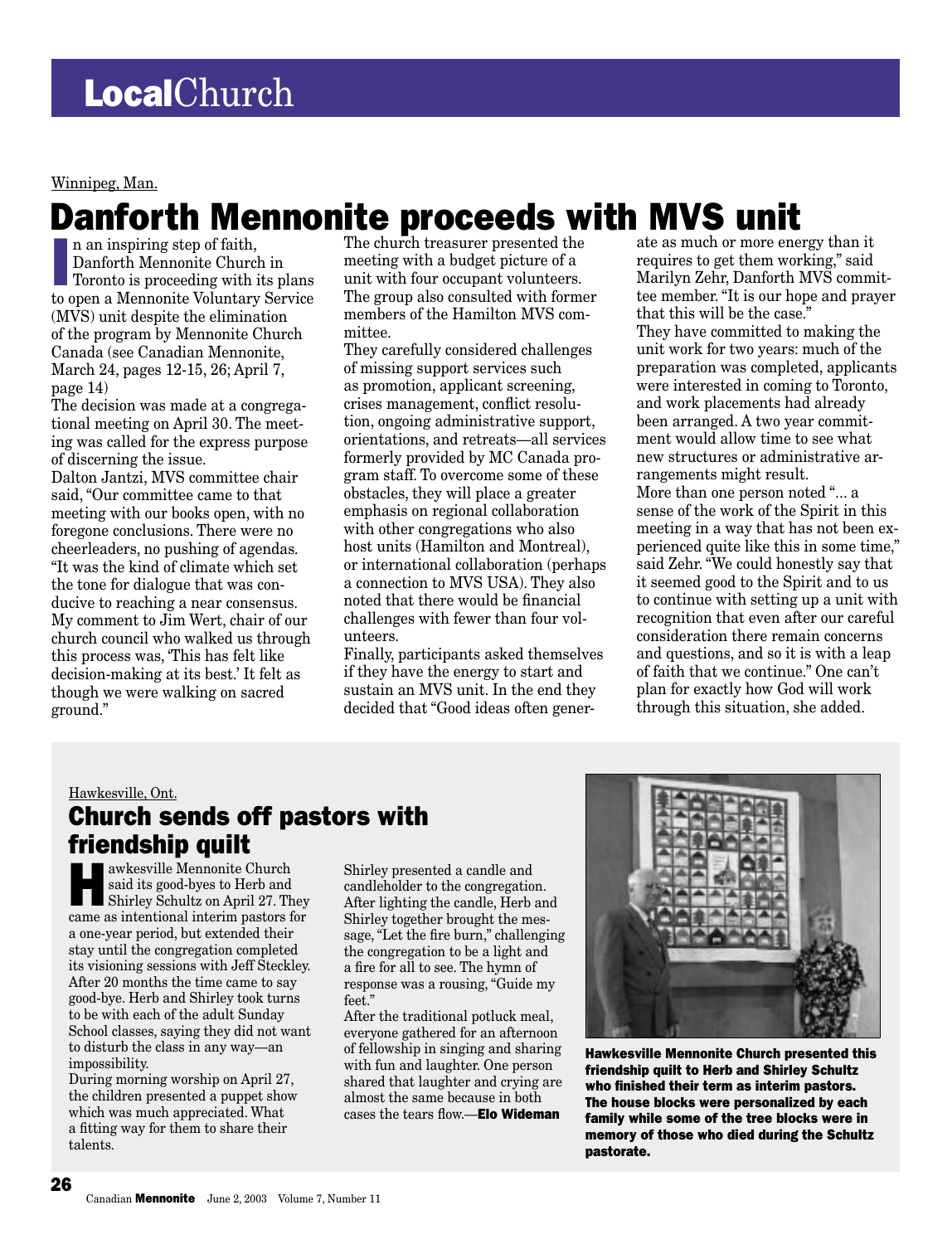# LocalChurch

Winnipeg, Man.

## Danforth Mennonite proceeds with MVS unit

In an inspiring step of faith, Danforth Mennonite Church in Toronto is proceeding with its plans to open a Mennonite Voluntary Service (MVS) unit despite the elimination of the program by Mennonite Church Canada (see Canadian Mennonite, March 24, pages 12-15, 26; April 7, page 14)

The decision was made at a congregational meeting on April 30. The meeting was called for the express purpose of discerning the issue.

Dalton Jantzi, MVS committee chair said, "Our committee came to that meeting with our books open, with no foregone conclusions. There were no cheerleaders, no pushing of agendas. "It was the kind of climate which set the tone for dialogue that was conducive to reaching a near consensus. My comment to Jim Wert, chair of our church council who walked us through this process was, 'This has felt like decision-making at its best.' It felt as though we were walking on sacred ground."

The church treasurer presented the meeting with a budget picture of a unit with four occupant volunteers. The group also consulted with former members of the Hamilton MVS committee.

They carefully considered challenges of missing support services such as promotion, applicant screening, crises management, conflict resolution, ongoing administrative support, orientations, and retreats—all services formerly provided by MC Canada program staff. To overcome some of these obstacles, they will place a greater emphasis on regional collaboration with other congregations who also host units (Hamilton and Montreal), or international collaboration (perhaps a connection to MVS USA). They also noted that there would be financial challenges with fewer than four volunteers.

Finally, participants asked themselves if they have the energy to start and sustain an MVS unit. In the end they decided that "Good ideas often generate as much or more energy than it requires to get them working," said Marilyn Zehr, Danforth MVS committee member. "It is our hope and prayer that this will be the case."

They have committed to making the unit work for two years: much of the preparation was completed, applicants were interested in coming to Toronto, and work placements had already been arranged. A two year commitment would allow time to see what new structures or administrative arrangements might result.

More than one person noted "... a sense of the work of the Spirit in this meeting in a way that has not been experienced quite like this in some time," said Zehr. "We could honestly say that it seemed good to the Spirit and to us to continue with setting up a unit with recognition that even after our careful consideration there remain concerns and questions, and so it is with a leap of faith that we continue." One can't plan for exactly how God will work through this situation, she added.

Hawkesville, Ont.

## Church sends off pastors with friendship quilt

Hawkesville Mennonite Church said its good-byes to Herb and Shirley Schultz on April 27. They came as intentional interim pastors for a one-year period, but extended their stay until the congregation completed its visioning sessions with Jeff Steckley. After 20 months the time came to say good-bye. Herb and Shirley took turns to be with each of the adult Sunday School classes, saying they did not want to disturb the class in any way—an impossibility.

During morning worship on April 27, the children presented a puppet show which was much appreciated. What a fitting way for them to share their talents.

Shirley presented a candle and candleholder to the congregation. After lighting the candle, Herb and Shirley together brought the message, "Let the fire burn," challenging the congregation to be a light and a fire for all to see. The hymn of response was a rousing, "Guide my feet."

After the traditional potluck meal, everyone gathered for an afternoon of fellowship in singing and sharing with fun and laughter. One person shared that laughter and crying are almost the same because in both cases the tears flow.—**Elo Wideman**

**Hawkesville Mennonite Church presented this friendship quilt to Herb and Shirley Schultz who finished their term as interim pastors. The house blocks were personalized by each family while some of the tree blocks were in memory of those who died during the Schultz pastorate.**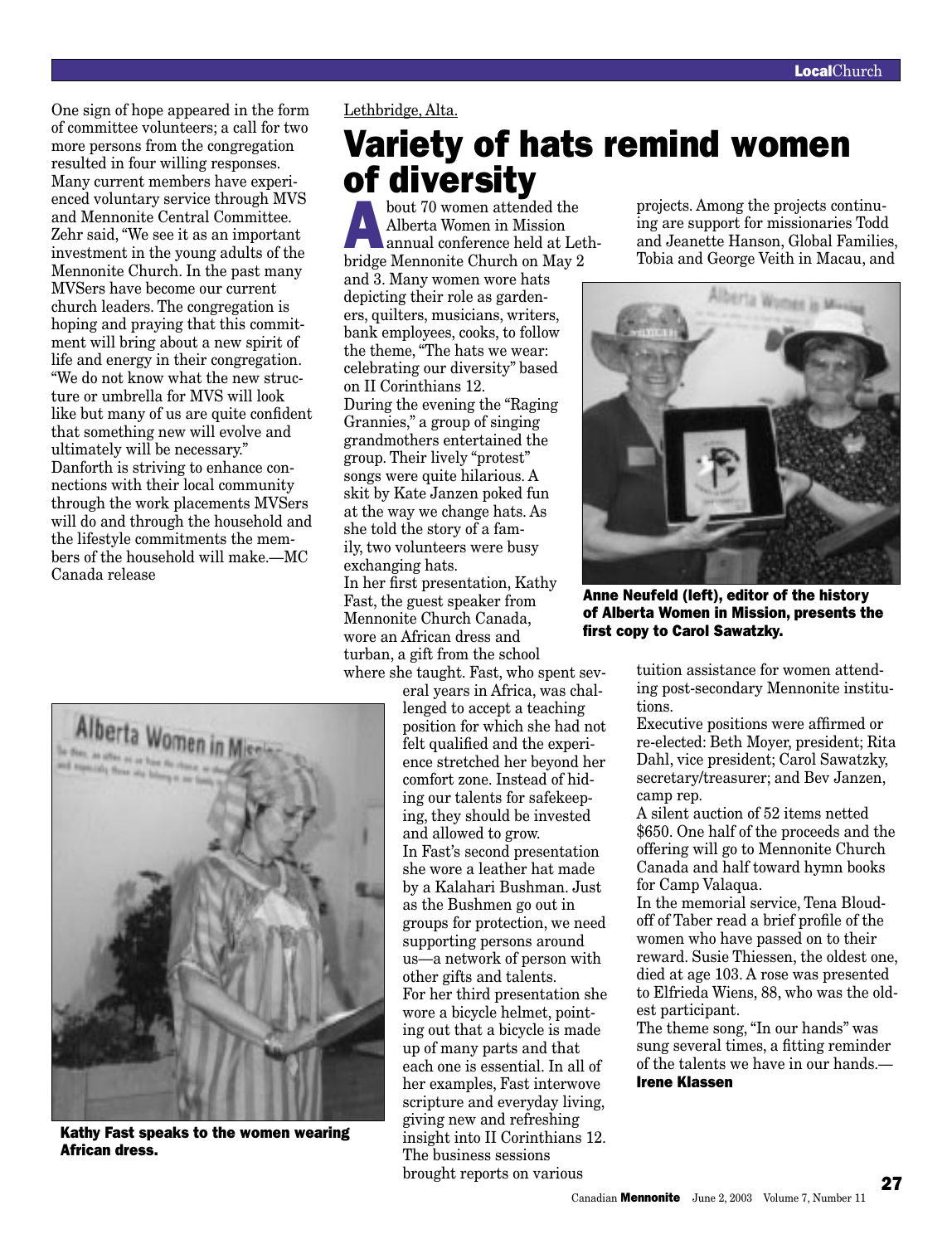One sign of hope appeared in the form of committee volunteers; a call for two more persons from the congregation resulted in four willing responses. Many current members have experienced voluntary service through MVS and Mennonite Central Committee. Zehr said, "We see it as an important investment in the young adults of the Mennonite Church. In the past many MVSers have become our current church leaders. The congregation is hoping and praying that this commitment will bring about a new spirit of life and energy in their congregation. "We do not know what the new structure or umbrella for MVS will look like but many of us are quite confident that something new will evolve and ultimately will be necessary."

Danforth is striving to enhance connections with their local community through the work placements MVSers will do and through the household and the lifestyle commitments the members of the household will make.—MC Canada release

Lethbridge, Alta.

# Variety of hats remind women of diversity

About 70 women attended the Alberta Women in Mission annual conference held at Lethbridge Mennonite Church on May 2 and 3. Many women wore hats depicting their role as gardeners, quilters, musicians, writers, bank employees, cooks, to follow the theme, "The hats we wear: celebrating our diversity" based on II Corinthians 12.

During the evening the "Raging Grannies," a group of singing grandmothers entertained the group. Their lively "protest" songs were quite hilarious. A skit by Kate Janzen poked fun at the way we change hats. As she told the story of a family, two volunteers were busy exchanging hats.

In her first presentation, Kathy Fast, the guest speaker from Mennonite Church Canada, wore an African dress and turban, a gift from the school where she taught. Fast, who spent several years in Africa, was challenged to accept a teaching position for which she had not felt qualified and the experience stretched her beyond her comfort zone. Instead of hiding our talents for safekeeping, they should be invested and allowed to grow.

In Fast's second presentation she wore a leather hat made by a Kalahari Bushman. Just as the Bushmen go out in groups for protection, we need supporting persons around us—a network of person with other gifts and talents.

For her third presentation she wore a bicycle helmet, pointing out that a bicycle is made up of many parts and that each one is essential. In all of her examples, Fast interwove scripture and everyday living, giving new and refreshing insight into II Corinthians 12.

**Kathy Fast speaks to the women wearing African dress.**

The business sessions brought reports on various projects. Among the projects continuing are support for missionaries Todd and Jeanette Hanson, Global Families, Tobia and George Veith in Macau, and tuition assistance for women attending post-secondary Mennonite institutions.

**Anne Neufeld (left), editor of the history of Alberta Women in Mission, presents the first copy to Carol Sawatzky.**

Executive positions were affirmed or re-elected: Beth Moyer, president; Rita Dahl, vice president; Carol Sawatzky, secretary/treasurer; and Bev Janzen, camp rep.

A silent auction of 52 items netted $650. One half of the proceeds and the offering will go to Mennonite Church Canada and half toward hymn books for Camp Valaqua.

In the memorial service, Tena Bloudoff of Taber read a brief profile of the women who have passed on to their reward. Susie Thiessen, the oldest one, died at age 103. A rose was presented to Elfrieda Wiens, 88, who was the oldest participant.

The theme song, "In our hands" was sung several times, a fitting reminder of the talents we have in our hands.—**Irene Klassen**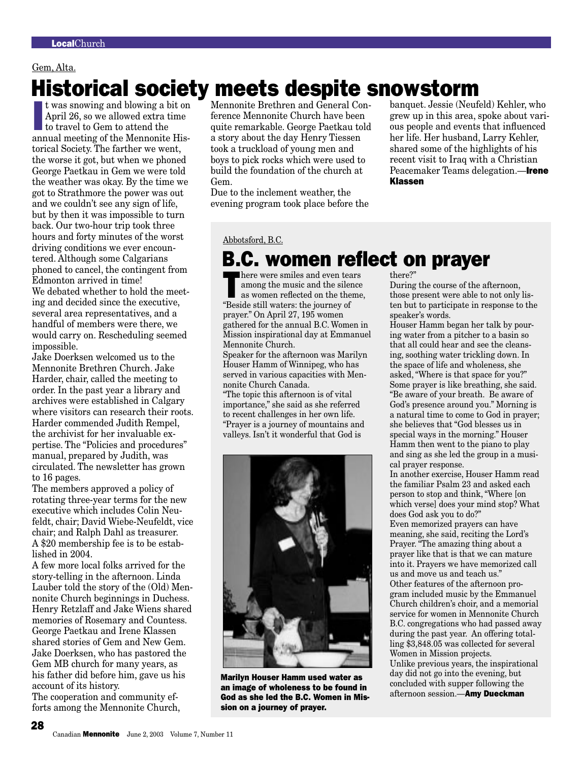Gem, Alta.

# Historical society meets despite snowstorm

It was snowing and blowing a bit on April 26, so we allowed extra time to travel to Gem to attend the annual meeting of the Mennonite Historical Society. The farther we went, the worse it got, but when we phoned George Paetkau in Gem we were told the weather was okay. By the time we got to Strathmore the power was out and we couldn't see any sign of life, but by then it was impossible to turn back. Our two-hour trip took three hours and forty minutes of the worst driving conditions we ever encountered. Although some Calgarians phoned to cancel, the contingent from Edmonton arrived in time!

We debated whether to hold the meeting and decided since the executive, several area representatives, and a handful of members were there, we would carry on. Rescheduling seemed impossible.

Jake Doerksen welcomed us to the Mennonite Brethren Church. Jake Harder, chair, called the meeting to order. In the past year a library and archives were established in Calgary where visitors can research their roots. Harder commended Judith Rempel, the archivist for her invaluable expertise. The "Policies and procedures" manual, prepared by Judith, was circulated. The newsletter has grown to 16 pages.

The members approved a policy of rotating three-year terms for the new executive which includes Colin Neufeldt, chair; David Wiebe-Neufeldt, vice chair; and Ralph Dahl as treasurer. A $20 membership fee is to be established in 2004.

A few more local folks arrived for the story-telling in the afternoon. Linda Lauber told the story of the (Old) Mennonite Church beginnings in Duchess. Henry Retzlaff and Jake Wiens shared memories of Rosemary and Countess. George Paetkau and Irene Klassen shared stories of Gem and New Gem. Jake Doerksen, who has pastored the Gem MB church for many years, as his father did before him, gave us his account of its history.

The cooperation and community efforts among the Mennonite Church, Mennonite Brethren and General Conference Mennonite Church have been quite remarkable. George Paetkau told a story about the day Henry Tiessen took a truckload of young men and boys to pick rocks which were used to build the foundation of the church at Gem.

Due to the inclement weather, the evening program took place before the banquet. Jessie (Neufeld) Kehler, who grew up in this area, spoke about various people and events that influenced her life. Her husband, Larry Kehler, shared some of the highlights of his recent visit to Iraq with a Christian Peacemaker Teams delegation.—**Irene Klassen**

Abbotsford, B.C.

# B.C. women reflect on prayer

There were smiles and even tears among the music and the silence as women reflected on the theme, "Beside still waters: the journey of prayer." On April 27, 195 women gathered for the annual B.C. Women in Mission inspirational day at Emmanuel Mennonite Church.

Speaker for the afternoon was Marilyn Houser Hamm of Winnipeg, who has served in various capacities with Mennonite Church Canada.

"The topic this afternoon is of vital importance," she said as she referred to recent challenges in her own life. "Prayer is a journey of mountains and valleys. Isn't it wonderful that God is there?"

**Marilyn Houser Hamm used water as an image of wholeness to be found in God as she led the B.C. Women in Mission on a journey of prayer.**

During the course of the afternoon, those present were able to not only listen but to participate in response to the speaker's words.

Houser Hamm began her talk by pouring water from a pitcher to a basin so that all could hear and see the cleansing, soothing water trickling down. In the space of life and wholeness, she asked, "Where is that space for you?" Some prayer is like breathing, she said. "Be aware of your breath. Be aware of God's presence around you." Morning is a natural time to come to God in prayer; she believes that "God blesses us in special ways in the morning." Houser Hamm then went to the piano to play and sing as she led the group in a musical prayer response.

In another exercise, Houser Hamm read the familiar Psalm 23 and asked each person to stop and think, "Where [on which verse] does your mind stop? What does God ask you to do?"

Even memorized prayers can have meaning, she said, reciting the Lord's Prayer. "The amazing thing about a prayer like that is that we can mature into it. Prayers we have memorized call us and move us and teach us."

Other features of the afternoon program included music by the Emmanuel Church children's choir, and a memorial service for women in Mennonite Church B.C. congregations who had passed away during the past year. An offering totalling $3,848.05 was collected for several Women in Mission projects.

Unlike previous years, the inspirational day did not go into the evening, but concluded with supper following the afternoon session.—**Amy Dueckman**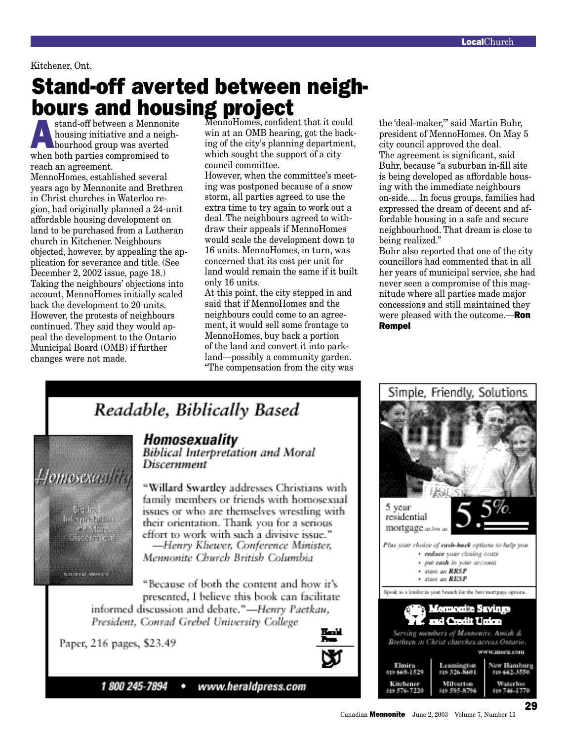Kitchener, Ont.

# Stand-off averted between neighbours and housing project

A stand-off between a Mennonite housing initiative and a neighbourhood group was averted when both parties compromised to reach an agreement.

MennoHomes, established several years ago by Mennonite and Brethren in Christ churches in Waterloo region, had originally planned a 24-unit affordable housing development on land to be purchased from a Lutheran church in Kitchener. Neighbours objected, however, by appealing the application for severance and title. (See December 2, 2002 issue, page 18.)

Taking the neighbours' objections into account, MennoHomes initially scaled back the development to 20 units. However, the protests of neighbours continued. They said they would appeal the development to the Ontario Municipal Board (OMB) if further changes were not made.

MennoHomes, confident that it could win at an OMB hearing, got the backing of the city's planning department, which sought the support of a city council committee.

However, when the committee's meeting was postponed because of a snow storm, all parties agreed to use the extra time to try again to work out a deal. The neighbours agreed to withdraw their appeals if MennoHomes would scale the development down to 16 units. MennoHomes, in turn, was concerned that its cost per unit for land would remain the same if it built only 16 units.

At this point, the city stepped in and said that if MennoHomes and the neighbours could come to an agreement, it would sell some frontage to MennoHomes, buy back a portion of the land and convert it into parkland—possibly a community garden.

"The compensation from the city was the 'deal-maker,'" said Martin Buhr, president of MennoHomes. On May 5 city council approved the deal.

The agreement is significant, said Buhr, because "a suburban in-fill site is being developed as affordable housing with the immediate neighbours on-side.... In focus groups, families had expressed the dream of decent and affordable housing in a safe and secure neighbourhood. That dream is close to being realized."

Buhr also reported that one of the city councillors had commented that in all her years of municipal service, she had never seen a compromise of this magnitude where all parties made major concessions and still maintained they were pleased with the outcome.—**Ron Rempel**

---

## Readable, Biblically Based

### *Homosexuality*
*Biblical Interpretation and Moral Discernment*

"Willard Swartley addresses Christians with family members or friends with homosexual issues or who are themselves wrestling with their orientation. Thank you for a serious effort to work with such a divisive issue."
—*Henry Kliewer, Conference Minister, Mennonite Church British Columbia*

"Because of both the content and how it's presented, I believe this book can facilitate informed discussion and debate."—*Henry Paetkau, President, Conrad Grebel University College*

Paper, 216 pages, $23.49

Herald Press

1 800 245-7894 • www.heraldpress.com

---

Simple, Friendly, Solutions.

5 year residential mortgage as low as 5.5%

*Plus your choice of* ***cash-back*** *options to help you*
- ***reduce*** *your closing costs*
- ***put cash*** *in your account*
- *start an* ***RRSP***
- *start an* ***RESP***

Speak to a lender in your branch for the best mortgage options.

**Mennonite Savings and Credit Union**

*Serving members of Mennonite, Amish & Brethren in Christ churches across Ontario.*

www.mscu.com

| Elmira 519 669-1529 | Leamington 519 326-8601 | New Hamburg 519 662-3550 |
|---|---|---|
| Kitchener 519 576-7220 | Milverton 519 595-8796 | Waterloo 519 746-1770 |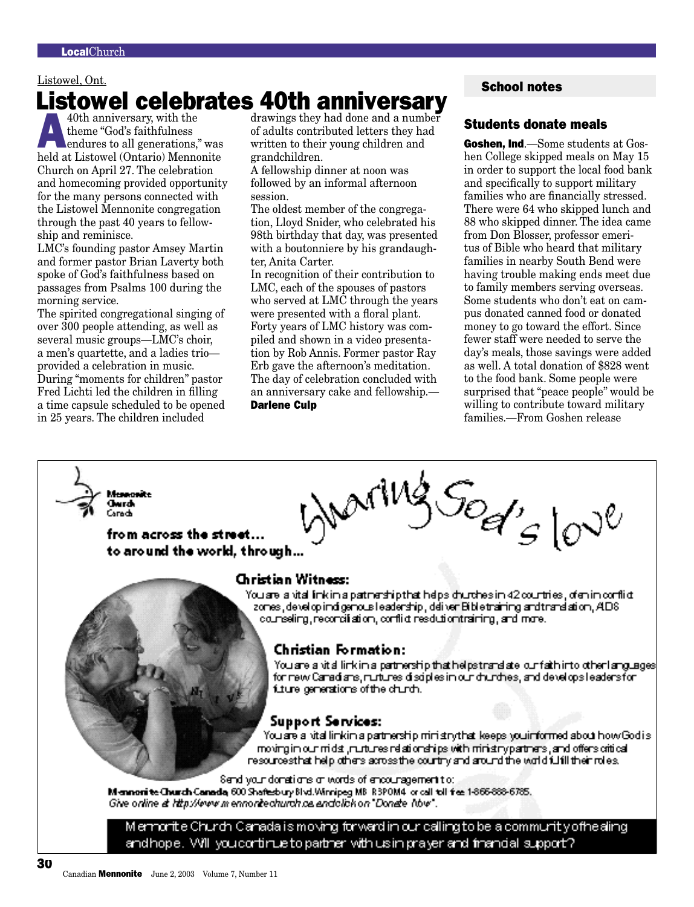Listowel, Ont.

# Listowel celebrates 40th anniversary

A 40th anniversary, with the theme "God's faithfulness endures to all generations," was held at Listowel (Ontario) Mennonite Church on April 27. The celebration and homecoming provided opportunity for the many persons connected with the Listowel Mennonite congregation through the past 40 years to fellowship and reminisce.

LMC's founding pastor Amsey Martin and former pastor Brian Laverty both spoke of God's faithfulness based on passages from Psalms 100 during the morning service.

The spirited congregational singing of over 300 people attending, as well as several music groups—LMC's choir, a men's quartette, and a ladies trio—provided a celebration in music.

During "moments for children" pastor Fred Lichti led the children in filling a time capsule scheduled to be opened in 25 years. The children included drawings they had done and a number of adults contributed letters they had written to their young children and grandchildren.

A fellowship dinner at noon was followed by an informal afternoon session.

The oldest member of the congregation, Lloyd Snider, who celebrated his 98th birthday that day, was presented with a boutonniere by his granddaughter, Anita Carter.

In recognition of their contribution to LMC, each of the spouses of pastors who served at LMC through the years were presented with a floral plant.

Forty years of LMC history was compiled and shown in a video presentation by Rob Annis. Former pastor Ray Erb gave the afternoon's meditation. The day of celebration concluded with an anniversary cake and fellowship.—**Darlene Culp**

## School notes

### Students donate meals

**Goshen, Ind.**—Some students at Goshen College skipped meals on May 15 in order to support the local food bank and specifically to support military families who are financially stressed. There were 64 who skipped lunch and 88 who skipped dinner. The idea came from Don Blosser, professor emeritus of Bible who heard that military families in nearby South Bend were having trouble making ends meet due to family members serving overseas. Some students who don't eat on campus donated canned food or donated money to go toward the effort. Since fewer staff were needed to serve the day's meals, those savings were added as well. A total donation of $828 went to the food bank. Some people were surprised that "peace people" would be willing to contribute toward military families.—From Goshen release

---

Mennonite Church Canada

**Sharing God's love**

**from across the street... to around the world, through...**

**Christian Witness:**
You are a vital link in a partnership that helps churches in 42 countries, often in conflict zones, develop indigenous leadership, deliver Bible training and translation, AIDS counseling, reconciliation, conflict resolution training, and more.

**Christian Formation:**
You are a vital link in a partnership that helps translate our faith into other languages for new Canadians, nurtures disciples in our churches, and develops leaders for future generations of the church.

**Support Services:**
You are a vital link in a partnership ministry that keeps you informed about how God is moving in our midst, nurtures relationships with ministry partners, and offers critical resources that help others across the country and around the world fulfill their roles.

Send your donations or words of encouragement to:
**Mennonite Church Canada**, 600 Shaftesbury Blvd. Winnipeg MB R3P0M4 or call toll free 1-866-888-6785.
*Give online at http://www.mennonitechurch.ca and click on "Donate Now".*

Mennonite Church Canada is moving forward in our calling to be a community of healing and hope. Will you continue to partner with us in prayer and financial support?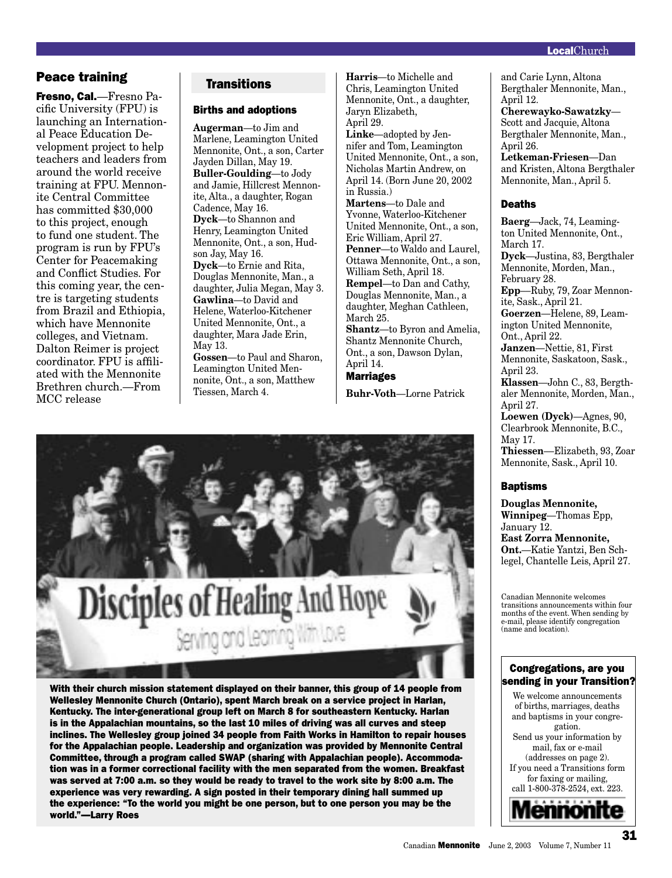## Peace training

**Fresno, Cal.**—Fresno Pacific University (FPU) is launching an International Peace Education Development project to help teachers and leaders from around the world receive training at FPU. Mennonite Central Committee has committed $30,000 to this project, enough to fund one student. The program is run by FPU's Center for Peacemaking and Conflict Studies. For this coming year, the centre is targeting students from Brazil and Ethiopia, which have Mennonite colleges, and Vietnam. Dalton Reimer is project coordinator. FPU is affiliated with the Mennonite Brethren church.—From MCC release

## Transitions

### Births and adoptions

**Augerman**—to Jim and Marlene, Leamington United Mennonite, Ont., a son, Carter Jayden Dillan, May 19.
**Buller-Goulding**—to Jody and Jamie, Hillcrest Mennonite, Alta., a daughter, Rogan Cadence, May 16.
**Dyck**—to Shannon and Henry, Leamington United Mennonite, Ont., a son, Hudson Jay, May 16.
**Dyck**—to Ernie and Rita, Douglas Mennonite, Man., a daughter, Julia Megan, May 3.
**Gawlina**—to David and Helene, Waterloo-Kitchener United Mennonite, Ont., a daughter, Mara Jade Erin, May 13.
**Gossen**—to Paul and Sharon, Leamington United Mennonite, Ont., a son, Matthew Tiessen, March 4.
**Harris**—to Michelle and Chris, Leamington United Mennonite, Ont., a daughter, Jaryn Elizabeth, April 29.
**Linke**—adopted by Jennifer and Tom, Leamington United Mennonite, Ont., a son, Nicholas Martin Andrew, on April 14. (Born June 20, 2002 in Russia.)
**Martens**—to Dale and Yvonne, Waterloo-Kitchener United Mennonite, Ont., a son, Eric William, April 27.
**Penner**—to Waldo and Laurel, Ottawa Mennonite, Ont., a son, William Seth, April 18.
**Rempel**—to Dan and Cathy, Douglas Mennonite, Man., a daughter, Meghan Cathleen, March 25.
**Shantz**—to Byron and Amelia, Shantz Mennonite Church, Ont., a son, Dawson Dylan, April 14.

### Marriages

**Buhr-Voth**—Lorne Patrick and Carie Lynn, Altona Bergthaler Mennonite, Man., April 12.
**Cherewayko-Sawatzky**—Scott and Jacquie, Altona Bergthaler Mennonite, Man., April 26.
**Letkeman-Friesen**—Dan and Kristen, Altona Bergthaler Mennonite, Man., April 5.

### Deaths

**Baerg**—Jack, 74, Leamington United Mennonite, Ont., March 17.
**Dyck**—Justina, 83, Bergthaler Mennonite, Morden, Man., February 28.
**Epp**—Ruby, 79, Zoar Mennonite, Sask., April 21.
**Goerzen**—Helene, 89, Leamington United Mennonite, Ont., April 22.
**Janzen**—Nettie, 81, First Mennonite, Saskatoon, Sask., April 23.
**Klassen**—John C., 83, Bergthaler Mennonite, Morden, Man., April 27.
**Loewen (Dyck)**—Agnes, 90, Clearbrook Mennonite, B.C., May 17.
**Thiessen**—Elizabeth, 93, Zoar Mennonite, Sask., April 10.

### Baptisms

**Douglas Mennonite, Winnipeg**—Thomas Epp, January 12.
**East Zorra Mennonite, Ont.**—Katie Yantzi, Ben Schlegel, Chantelle Leis, April 27.

Canadian Mennonite welcomes transitions announcements within four months of the event. When sending by e-mail, please identify congregation (name and location).

**With their church mission statement displayed on their banner, this group of 14 people from Wellesley Mennonite Church (Ontario), spent March break on a service project in Harlan, Kentucky. The inter-generational group left on March 8 for southeastern Kentucky. Harlan is in the Appalachian mountains, so the last 10 miles of driving was all curves and steep inclines. The Wellesley group joined 34 people from Faith Works in Hamilton to repair houses for the Appalachian people. Leadership and organization was provided by Mennonite Central Committee, through a program called SWAP (sharing with Appalachian people). Accommodation was in a former correctional facility with the men separated from the women. Breakfast was served at 7:00 a.m. so they would be ready to travel to the work site by 8:00 a.m. The experience was very rewarding. A sign posted in their temporary dining hall summed up the experience: "To the world you might be one person, but to one person you may be the world."—Larry Roes**

### Congregations, are you sending in your Transition?

We welcome announcements of births, marriages, deaths and baptisms in your congregation.
Send us your information by mail, fax or e-mail (addresses on page 2).
If you need a Transitions form for faxing or mailing, call 1-800-378-2524, ext. 223.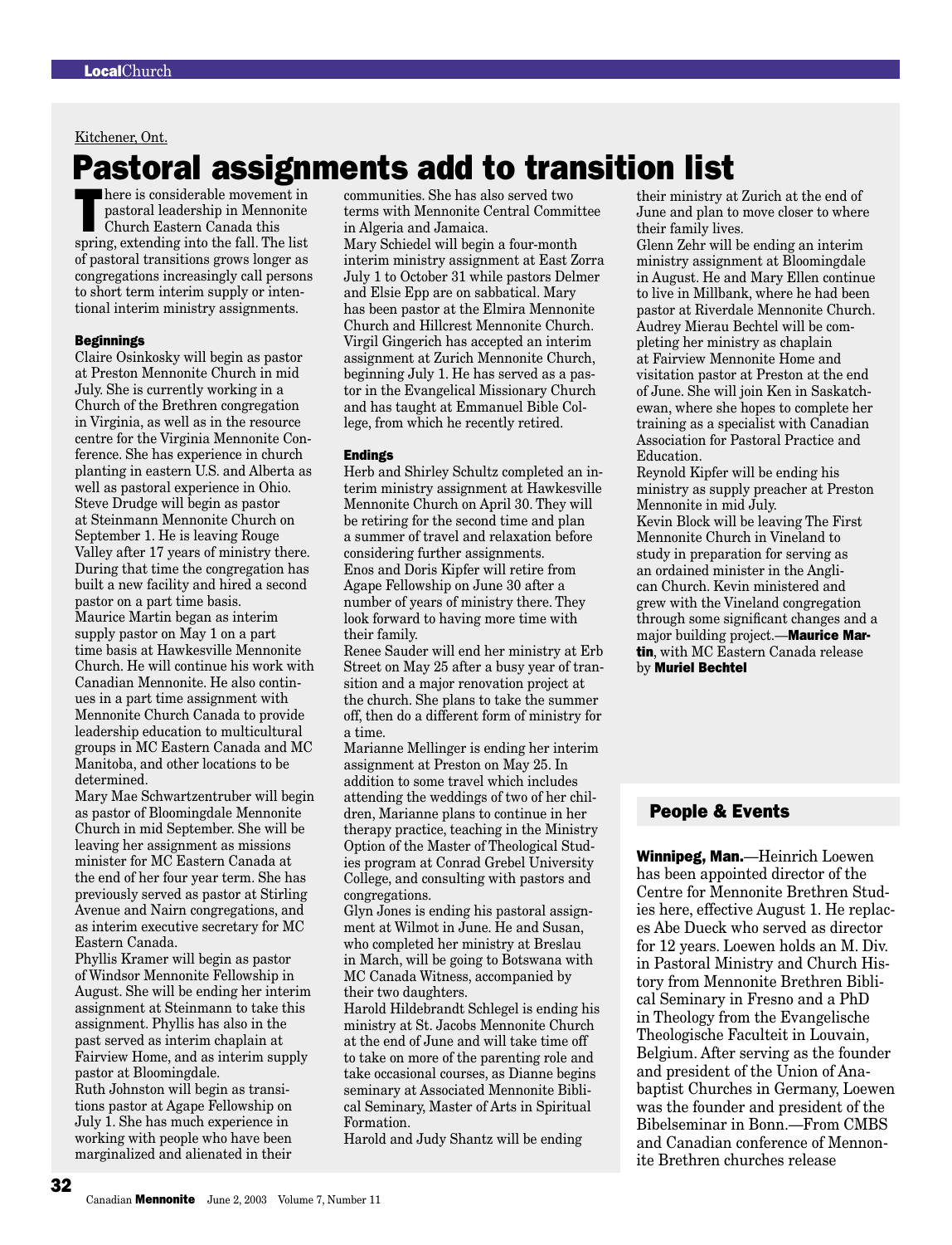Kitchener, Ont.

# Pastoral assignments add to transition list

There is considerable movement in pastoral leadership in Mennonite Church Eastern Canada this spring, extending into the fall. The list of pastoral transitions grows longer as congregations increasingly call persons to short term interim supply or intentional interim ministry assignments.

### Beginnings

Claire Osinkosky will begin as pastor at Preston Mennonite Church in mid July. She is currently working in a Church of the Brethren congregation in Virginia, as well as in the resource centre for the Virginia Mennonite Conference. She has experience in church planting in eastern U.S. and Alberta as well as pastoral experience in Ohio.

Steve Drudge will begin as pastor at Steinmann Mennonite Church on September 1. He is leaving Rouge Valley after 17 years of ministry there. During that time the congregation has built a new facility and hired a second pastor on a part time basis.

Maurice Martin began as interim supply pastor on May 1 on a part time basis at Hawkesville Mennonite Church. He will continue his work with Canadian Mennonite. He also continues in a part time assignment with Mennonite Church Canada to provide leadership education to multicultural groups in MC Eastern Canada and MC Manitoba, and other locations to be determined.

Mary Mae Schwartzentruber will begin as pastor of Bloomingdale Mennonite Church in mid September. She will be leaving her assignment as missions minister for MC Eastern Canada at the end of her four year term. She has previously served as pastor at Stirling Avenue and Nairn congregations, and as interim executive secretary for MC Eastern Canada.

Phyllis Kramer will begin as pastor of Windsor Mennonite Fellowship in August. She will be ending her interim assignment at Steinmann to take this assignment. Phyllis has also in the past served as interim chaplain at Fairview Home, and as interim supply pastor at Bloomingdale.

Ruth Johnston will begin as transitions pastor at Agape Fellowship on July 1. She has much experience in working with people who have been marginalized and alienated in their communities. She has also served two terms with Mennonite Central Committee in Algeria and Jamaica.

Mary Schiedel will begin a four-month interim ministry assignment at East Zorra July 1 to October 31 while pastors Delmer and Elsie Epp are on sabbatical. Mary has been pastor at the Elmira Mennonite Church and Hillcrest Mennonite Church.

Virgil Gingerich has accepted an interim assignment at Zurich Mennonite Church, beginning July 1. He has served as a pastor in the Evangelical Missionary Church and has taught at Emmanuel Bible College, from which he recently retired.

### Endings

Herb and Shirley Schultz completed an interim ministry assignment at Hawkesville Mennonite Church on April 30. They will be retiring for the second time and plan a summer of travel and relaxation before considering further assignments.

Enos and Doris Kipfer will retire from Agape Fellowship on June 30 after a number of years of ministry there. They look forward to having more time with their family.

Renee Sauder will end her ministry at Erb Street on May 25 after a busy year of transition and a major renovation project at the church. She plans to take the summer off, then do a different form of ministry for a time.

Marianne Mellinger is ending her interim assignment at Preston on May 25. In addition to some travel which includes attending the weddings of two of her children, Marianne plans to continue in her therapy practice, teaching in the Ministry Option of the Master of Theological Studies program at Conrad Grebel University College, and consulting with pastors and congregations.

Glyn Jones is ending his pastoral assignment at Wilmot in June. He and Susan, who completed her ministry at Breslau in March, will be going to Botswana with MC Canada Witness, accompanied by their two daughters.

Harold Hildebrandt Schlegel is ending his ministry at St. Jacobs Mennonite Church at the end of June and will take time off to take on more of the parenting role and take occasional courses, as Dianne begins seminary at Associated Mennonite Biblical Seminary, Master of Arts in Spiritual Formation.

Harold and Judy Shantz will be ending their ministry at Zurich at the end of June and plan to move closer to where their family lives.

Glenn Zehr will be ending an interim ministry assignment at Bloomingdale in August. He and Mary Ellen continue to live in Millbank, where he had been pastor at Riverdale Mennonite Church.

Audrey Mierau Bechtel will be completing her ministry as chaplain at Fairview Mennonite Home and visitation pastor at Preston at the end of June. She will join Ken in Saskatchewan, where she hopes to complete her training as a specialist with Canadian Association for Pastoral Practice and Education.

Reynold Kipfer will be ending his ministry as supply preacher at Preston Mennonite in mid July.

Kevin Block will be leaving The First Mennonite Church in Vineland to study in preparation for serving as an ordained minister in the Anglican Church. Kevin ministered and grew with the Vineland congregation through some significant changes and a major building project.—**Maurice Martin**, with MC Eastern Canada release by **Muriel Bechtel**

## People & Events

**Winnipeg, Man.**—Heinrich Loewen has been appointed director of the Centre for Mennonite Brethren Studies here, effective August 1. He replaces Abe Dueck who served as director for 12 years. Loewen holds an M. Div. in Pastoral Ministry and Church History from Mennonite Brethren Biblical Seminary in Fresno and a PhD in Theology from the Evangelische Theologische Faculteit in Louvain, Belgium. After serving as the founder and president of the Union of Anabaptist Churches in Germany, Loewen was the founder and president of the Bibelseminar in Bonn.—From CMBS and Canadian conference of Mennonite Brethren churches release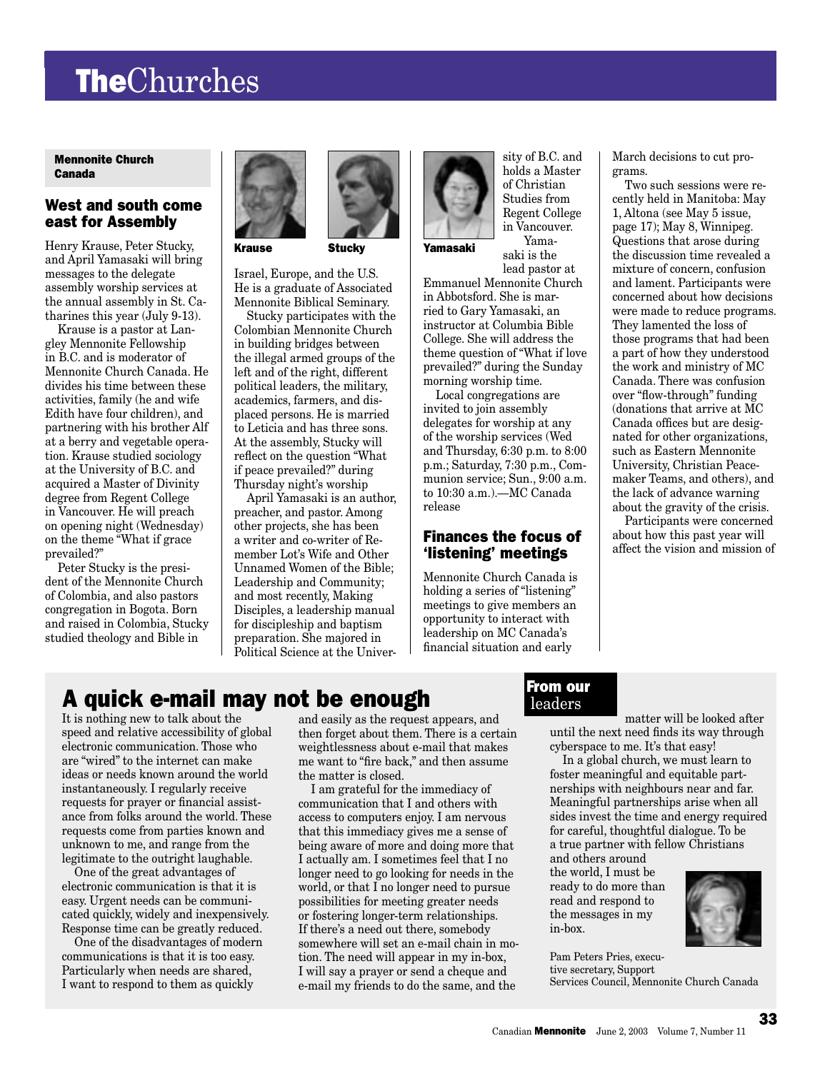# **The**Churches

**Mennonite Church Canada**

## West and south come east for Assembly

Henry Krause, Peter Stucky, and April Yamasaki will bring messages to the delegate assembly worship services at the annual assembly in St. Catharines this year (July 9-13).

Krause is a pastor at Langley Mennonite Fellowship in B.C. and is moderator of Mennonite Church Canada. He divides his time between these activities, family (he and wife Edith have four children), and partnering with his brother Alf at a berry and vegetable operation. Krause studied sociology at the University of B.C. and acquired a Master of Divinity degree from Regent College in Vancouver. He will preach on opening night (Wednesday) on the theme "What if grace prevailed?"

Peter Stucky is the president of the Mennonite Church of Colombia, and also pastors congregation in Bogota. Born and raised in Colombia, Stucky studied theology and Bible in Israel, Europe, and the U.S. He is a graduate of Associated Mennonite Biblical Seminary.

**Krause** **Stucky**

Stucky participates with the Colombian Mennonite Church in building bridges between the illegal armed groups of the left and of the right, different political leaders, the military, academics, farmers, and displaced persons. He is married to Leticia and has three sons. At the assembly, Stucky will reflect on the question "What if peace prevailed?" during Thursday night's worship

April Yamasaki is an author, preacher, and pastor. Among other projects, she has been a writer and co-writer of Remember Lot's Wife and Other Unnamed Women of the Bible; Leadership and Community; and most recently, Making Disciples, a leadership manual for discipleship and baptism preparation. She majored in Political Science at the University of B.C. and holds a Master of Christian Studies from Regent College in Vancouver.

**Yamasaki**

Yamasaki is the lead pastor at Emmanuel Mennonite Church in Abbotsford. She is married to Gary Yamasaki, an instructor at Columbia Bible College. She will address the theme question of "What if love prevailed?" during the Sunday morning worship time.

Local congregations are invited to join assembly delegates for worship at any of the worship services (Wed and Thursday, 6:30 p.m. to 8:00 p.m.; Saturday, 7:30 p.m., Communion service; Sun., 9:00 a.m. to 10:30 a.m.).—MC Canada release

## Finances the focus of 'listening' meetings

Mennonite Church Canada is holding a series of "listening" meetings to give members an opportunity to interact with leadership on MC Canada's financial situation and early March decisions to cut programs.

Two such sessions were recently held in Manitoba: May 1, Altona (see May 5 issue, page 17); May 8, Winnipeg. Questions that arose during the discussion time revealed a mixture of concern, confusion and lament. Participants were concerned about how decisions were made to reduce programs. They lamented the loss of those programs that had been a part of how they understood the work and ministry of MC Canada. There was confusion over "flow-through" funding (donations that arrive at MC Canada offices but are designated for other organizations, such as Eastern Mennonite University, Christian Peacemaker Teams, and others), and the lack of advance warning about the gravity of the crisis.

Participants were concerned about how this past year will affect the vision and mission of

---

## A quick e-mail may not be enough

**From our leaders**

It is nothing new to talk about the speed and relative accessibility of global electronic communication. Those who are "wired" to the internet can make ideas or needs known around the world instantaneously. I regularly receive requests for prayer or financial assistance from folks around the world. These requests come from parties known and unknown to me, and range from the legitimate to the outright laughable.

One of the great advantages of electronic communication is that it is easy. Urgent needs can be communicated quickly, widely and inexpensively. Response time can be greatly reduced.

One of the disadvantages of modern communications is that it is too easy. Particularly when needs are shared, I want to respond to them as quickly and easily as the request appears, and then forget about them. There is a certain weightlessness about e-mail that makes me want to "fire back," and then assume the matter is closed.

I am grateful for the immediacy of communication that I and others with access to computers enjoy. I am nervous that this immediacy gives me a sense of being aware of more and doing more that I actually am. I sometimes feel that I no longer need to go looking for needs in the world, or that I no longer need to pursue possibilities for meeting greater needs or fostering longer-term relationships. If there's a need out there, somebody somewhere will set an e-mail chain in motion. The need will appear in my in-box, I will say a prayer or send a cheque and e-mail my friends to do the same, and the matter will be looked after until the next need finds its way through cyberspace to me. It's that easy!

In a global church, we must learn to foster meaningful and equitable partnerships with neighbours near and far. Meaningful partnerships arise when all sides invest the time and energy required for careful, thoughtful dialogue. To be a true partner with fellow Christians and others around the world, I must be ready to do more than read and respond to the messages in my in-box.

Pam Peters Pries, executive secretary, Support Services Council, Mennonite Church Canada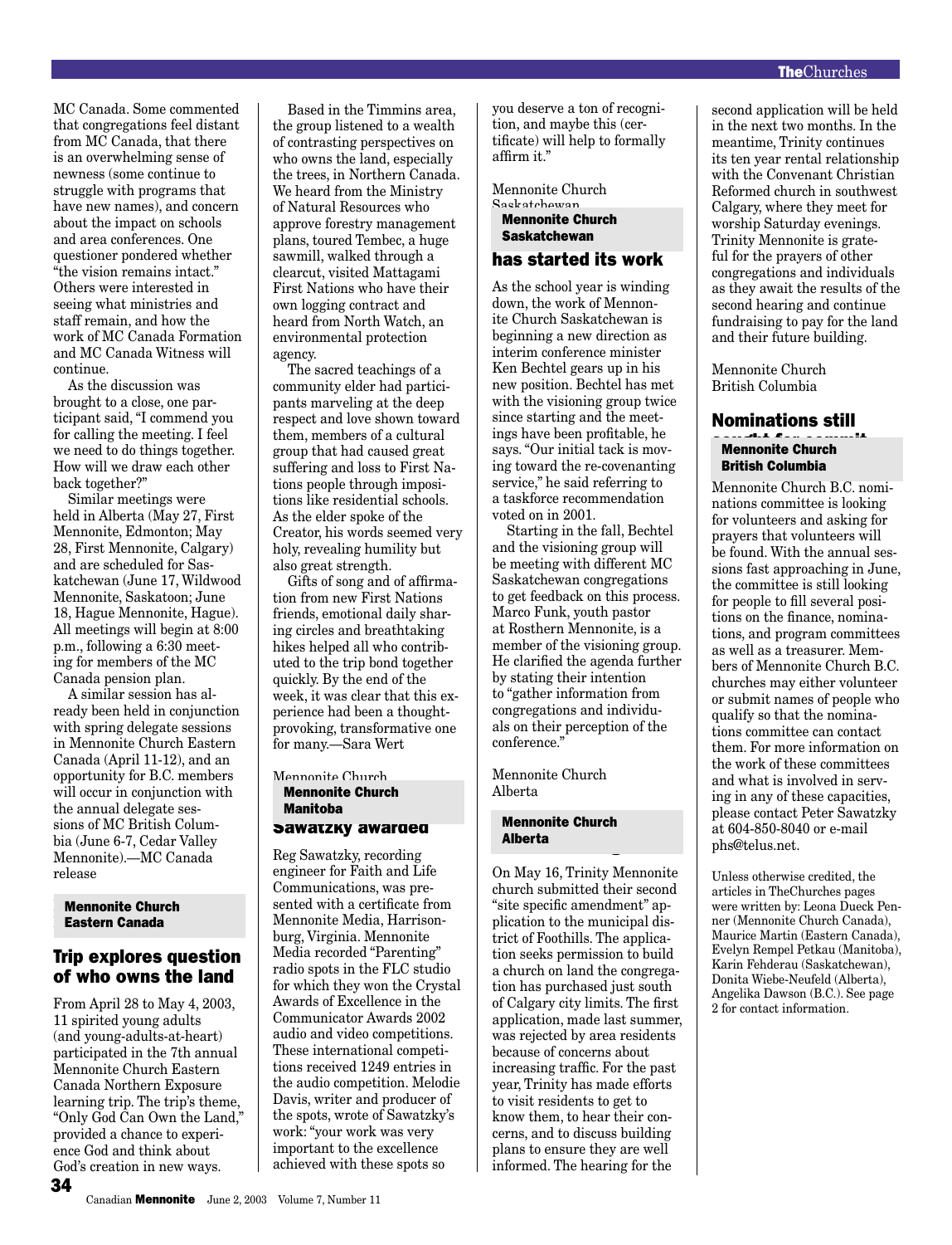MC Canada. Some commented that congregations feel distant from MC Canada, that there is an overwhelming sense of newness (some continue to struggle with programs that have new names), and concern about the impact on schools and area conferences. One questioner pondered whether "the vision remains intact." Others were interested in seeing what ministries and staff remain, and how the work of MC Canada Formation and MC Canada Witness will continue.

As the discussion was brought to a close, one participant said, "I commend you for calling the meeting. I feel we need to do things together. How will we draw each other back together?"

Similar meetings were held in Alberta (May 27, First Mennonite, Edmonton; May 28, First Mennonite, Calgary) and are scheduled for Saskatchewan (June 17, Wildwood Mennonite, Saskatoon; June 18, Hague Mennonite, Hague). All meetings will begin at 8:00 p.m., following a 6:30 meeting for members of the MC Canada pension plan.

A similar session has already been held in conjunction with spring delegate sessions in Mennonite Church Eastern Canada (April 11-12), and an opportunity for B.C. members will occur in conjunction with the annual delegate sessions of MC British Columbia (June 6-7, Cedar Valley Mennonite).—MC Canada release

**Mennonite Church Eastern Canada**

## Trip explores question of who owns the land

From April 28 to May 4, 2003, 11 spirited young adults (and young-adults-at-heart) participated in the 7th annual Mennonite Church Eastern Canada Northern Exposure learning trip. The trip's theme, "Only God Can Own the Land," provided a chance to experience God and think about God's creation in new ways.

Based in the Timmins area, the group listened to a wealth of contrasting perspectives on who owns the land, especially the trees, in Northern Canada. We heard from the Ministry of Natural Resources who approve forestry management plans, toured Tembec, a huge sawmill, walked through a clearcut, visited Mattagami First Nations who have their own logging contract and heard from North Watch, an environmental protection agency.

The sacred teachings of a community elder had participants marveling at the deep respect and love shown toward them, members of a cultural group that had caused great suffering and loss to First Nations people through impositions like residential schools. As the elder spoke of the Creator, his words seemed very holy, revealing humility but also great strength.

Gifts of song and of affirmation from new First Nations friends, emotional daily sharing circles and breathtaking hikes helped all who contributed to the trip bond together quickly. By the end of the week, it was clear that this experience had been a thought-provoking, transformative one for many.—Sara Wert

**Mennonite Church Manitoba**

## Sawatzky awarded

Reg Sawatzky, recording engineer for Faith and Life Communications, was presented with a certificate from Mennonite Media, Harrisonburg, Virginia. Mennonite Media recorded "Parenting" radio spots in the FLC studio for which they won the Crystal Awards of Excellence in the Communicator Awards 2002 audio and video competitions. These international competitions received 1249 entries in the audio competition. Melodie Davis, writer and producer of the spots, wrote of Sawatzky's work: "your work was very important to the excellence achieved with these spots so you deserve a ton of recognition, and maybe this (certificate) will help to formally affirm it."

**Mennonite Church Saskatchewan**

## Mennonite Church Saskatchewan has started its work

As the school year is winding down, the work of Mennonite Church Saskatchewan is beginning a new direction as interim conference minister Ken Bechtel gears up in his new position. Bechtel has met with the visioning group twice since starting and the meetings have been profitable, he says. "Our initial tack is moving toward the re-covenanting service," he said referring to a taskforce recommendation voted on in 2001.

Starting in the fall, Bechtel and the visioning group will be meeting with different MC Saskatchewan congregations to get feedback on this process. Marco Funk, youth pastor at Rosthern Mennonite, is a member of the visioning group. He clarified the agenda further by stating their intention to "gather information from congregations and individuals on their perception of the conference."

**Mennonite Church Alberta**

On May 16, Trinity Mennonite church submitted their second "site specific amendment" application to the municipal district of Foothills. The application seeks permission to build a church on land the congregation has purchased just south of Calgary city limits. The first application, made last summer, was rejected by area residents because of concerns about increasing traffic. For the past year, Trinity has made efforts to visit residents to get to know them, to hear their concerns, and to discuss building plans to ensure they are well informed. The hearing for the second application will be held in the next two months. In the meantime, Trinity continues its ten year rental relationship with the Convenant Christian Reformed church in southwest Calgary, where they meet for worship Saturday evenings. Trinity Mennonite is grateful for the prayers of other congregations and individuals as they await the results of the second hearing and continue fundraising to pay for the land and their future building.

**Mennonite Church British Columbia**

## Nominations still sought for committees

Mennonite Church B.C. nominations committee is looking for volunteers and asking for prayers that volunteers will be found. With the annual sessions fast approaching in June, the committee is still looking for people to fill several positions on the finance, nominations, and program committees as well as a treasurer. Members of Mennonite Church B.C. churches may either volunteer or submit names of people who qualify so that the nominations committee can contact them. For more information on the work of these committees and what is involved in serving in any of these capacities, please contact Peter Sawatzky at 604-850-8040 or e-mail phs@telus.net.

Unless otherwise credited, the articles in TheChurches pages were written by: Leona Dueck Penner (Mennonite Church Canada), Maurice Martin (Eastern Canada), Evelyn Rempel Petkau (Manitoba), Karin Fehderau (Saskatchewan), Donita Wiebe-Neufeld (Alberta), Angelika Dawson (B.C.). See page 2 for contact information.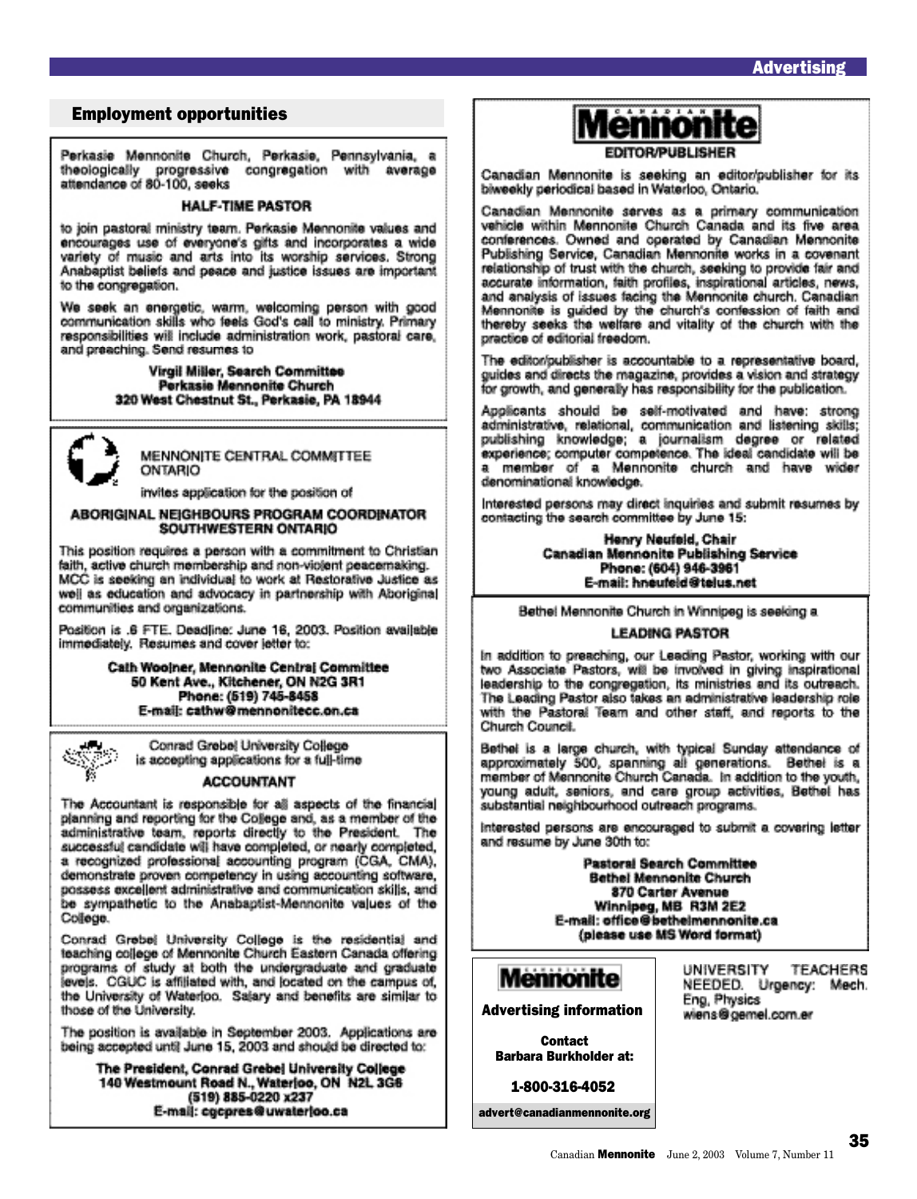## Employment opportunities

Perkasie Mennonite Church, Perkasie, Pennsylvania, a theologically progressive congregation with average attendance of 80-100, seeks

**HALF-TIME PASTOR**

to join pastoral ministry team. Perkasie Mennonite values and encourages use of everyone's gifts and incorporates a wide variety of music and arts into its worship services. Strong Anabaptist beliefs and peace and justice issues are important to the congregation.

We seek an energetic, warm, welcoming person with good communication skills who feels God's call to ministry. Primary responsibilities will include administration work, pastoral care, and preaching. Send resumes to

**Virgil Miller, Search Committee**
**Perkasie Mennonite Church**
**320 West Chestnut St., Perkasie, PA 18944**

---

MENNONITE CENTRAL COMMITTEE ONTARIO

invites application for the position of

**ABORIGINAL NEIGHBOURS PROGRAM COORDINATOR SOUTHWESTERN ONTARIO**

This position requires a person with a commitment to Christian faith, active church membership and non-violent peacemaking. MCC is seeking an individual to work at Restorative Justice as well as education and advocacy in partnership with Aboriginal communities and organizations.

Position is .6 FTE. Deadline: June 16, 2003. Position available immediately. Resumes and cover letter to:

**Cath Woolner, Mennonite Central Committee**
**50 Kent Ave., Kitchener, ON N2G 3R1**
**Phone: (519) 745-8458**
**E-mail: cathw@mennonitecc.on.ca**

---

Conrad Grebel University College is accepting applications for a full-time

**ACCOUNTANT**

The Accountant is responsible for all aspects of the financial planning and reporting for the College and, as a member of the administrative team, reports directly to the President. The successful candidate will have completed, or nearly completed, a recognized professional accounting program (CGA, CMA), demonstrate proven competency in using accounting software, possess excellent administrative and communication skills, and be sympathetic to the Anabaptist-Mennonite values of the College.

Conrad Grebel University College is the residential and teaching college of Mennonite Church Eastern Canada offering programs of study at both the undergraduate and graduate levels. CGUC is affiliated with, and located on the campus of, the University of Waterloo. Salary and benefits are similar to those of the University.

The position is available in September 2003. Applications are being accepted until June 15, 2003 and should be directed to:

**The President, Conrad Grebel University College**
**140 Westmount Road N., Waterloo, ON N2L 3G6**
**(519) 885-0220 x237**
**E-mail: cgcpres@uwaterloo.ca**

---

**Canadian Mennonite**

**EDITOR/PUBLISHER**

Canadian Mennonite is seeking an editor/publisher for its biweekly periodical based in Waterloo, Ontario.

Canadian Mennonite serves as a primary communication vehicle within Mennonite Church Canada and its five area conferences. Owned and operated by Canadian Mennonite Publishing Service, Canadian Mennonite works in a covenant relationship of trust with the church, seeking to provide fair and accurate information, faith profiles, inspirational articles, news, and analysis of issues facing the Mennonite church. Canadian Mennonite is guided by the church's confession of faith and thereby seeks the welfare and vitality of the church with the practice of editorial freedom.

The editor/publisher is accountable to a representative board, guides and directs the magazine, provides a vision and strategy for growth, and generally has responsibility for the publication.

Applicants should be self-motivated and have: strong administrative, relational, communication and listening skills; publishing knowledge; a journalism degree or related experience; computer competence. The ideal candidate will be a member of a Mennonite church and have wider denominational knowledge.

Interested persons may direct inquiries and submit resumes by contacting the search committee by June 15:

**Henry Neufeld, Chair**
**Canadian Mennonite Publishing Service**
**Phone: (604) 946-3961**
**E-mail: hneufeld@telus.net**

---

Bethel Mennonite Church in Winnipeg is seeking a

**LEADING PASTOR**

In addition to preaching, our Leading Pastor, working with our two Associate Pastors, will be involved in giving inspirational leadership to the congregation, its ministries and its outreach. The Leading Pastor also takes an administrative leadership role with the Pastoral Team and other staff, and reports to the Church Council.

Bethel is a large church, with typical Sunday attendance of approximately 500, spanning all generations. Bethel is a member of Mennonite Church Canada. In addition to the youth, young adult, seniors, and care group activities, Bethel has substantial neighbourhood outreach programs.

Interested persons are encouraged to submit a covering letter and resume by June 30th to:

**Pastoral Search Committee**
**Bethel Mennonite Church**
**870 Carter Avenue**
**Winnipeg, MB R3M 2E2**
**E-mail: office@bethelmennonite.ca**
**(please use MS Word format)**

---

**Canadian Mennonite**

**Advertising information**

**Contact**
**Barbara Burkholder at:**

**1-800-316-4052**

**advert@canadianmennonite.org**

---

UNIVERSITY TEACHERS NEEDED. Urgency: Mech. Eng, Physics wiens@gemel.com.er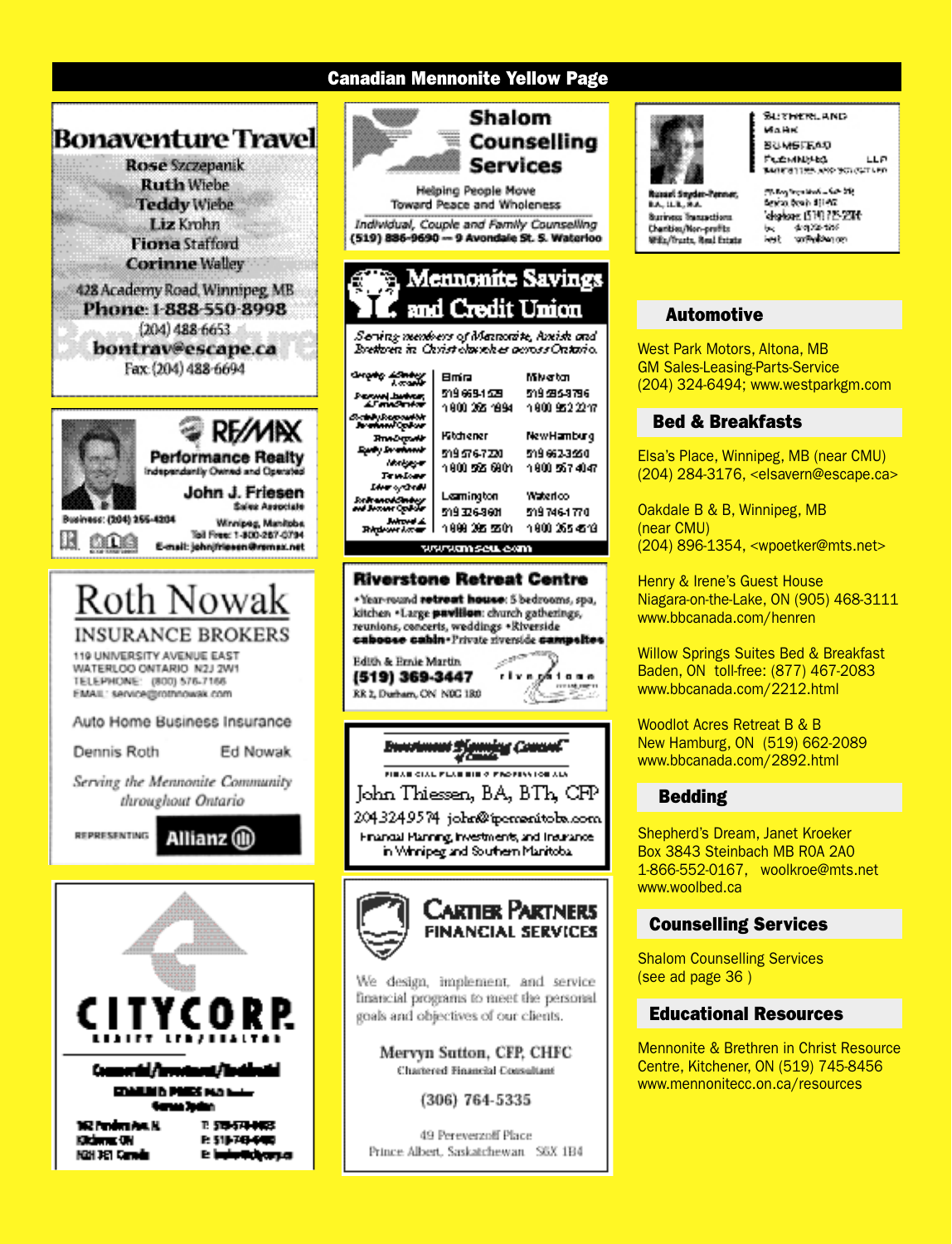## Canadian Mennonite Yellow Page

### Bonaventure Travel

Rose Szczepanik
Ruth Wiebe
Teddy Wiebe
Liz Krohn
Fiona Stafford
Corinne Walley

428 Academy Road, Winnipeg, MB
Phone: 1-888-550-8998
(204) 488-6653
bontrav@escape.ca
Fax: (204) 488-6694

### RE/MAX Performance Realty

Independently Owned and Operated

John J. Friesen
Sales Associate

Business: (204) 255-4204
Winnipeg, Manitoba
Toll Free: 1-800-267-0794
E-mail: johnfriesen@remax.net

### Roth Nowak Insurance Brokers

119 University Avenue East
Waterloo Ontario N2J 2W1
Telephone: (800) 576-7166
Email: service@rothnowak.com

Auto Home Business Insurance

Dennis Roth — Ed Nowak

*Serving the Mennonite Community throughout Ontario*

Representing Allianz

### CityCorp Realty Ltd./Realtor

Commercial/Investment/Industrial

Edmund Pries M.A. Broker
Gerson Spiller

162 Pandora Ave. N.
Kitchener ON
N2H 3E1 Canada

T: 519-574-9853
F: 519-745-6460
E: broker@citycorp.ca

### Shalom Counselling Services

Helping People Move Toward Peace and Wholeness

*Individual, Couple and Family Counselling*
(519) 886-9690 — 9 Avondale St. S. Waterloo

### Mennonite Savings and Credit Union

*Serving members of Mennonite, Amish and Brethren in Christ churches across Ontario.*

Chequing & Savings Accounts · Personal, Business & Farm Services · Socially Responsible Investment Options · Term Deposits · Equity Investments · Mortgages · Term Loans · Lines of Credit · Retirement Savings and Income Options · Internet & Telephone Access

| | |
|---|---|
| Elmira<br>519 669-1529<br>1 800 265 1994 | Milverton<br>519 595-8796<br>1 800 952 2217 |
| Kitchener<br>519 576-7220<br>1 800 565 6801 | New Hamburg<br>519 662-3550<br>1 800 567 4047 |
| Leamington<br>519 326-8601<br>1 888 285 5501 | Waterloo<br>519 746-1770<br>1 800 265 4513 |

www.mscu.com

### Riverstone Retreat Centre

• Year-round **retreat house**: 5 bedrooms, spa, kitchen • Large **pavilion**: church gatherings, reunions, concerts, weddings • Riverside **caboose cabin** • Private riverside **campsites**

Edith & Ernie Martin
(519) 369-3447
RR 2, Durham, ON N0G 1R0

### Investment Planning Counsel of Canada

Financial Planning Professionals

John Thiessen, BA, BTh, CFP
204 324 9574 john@ipcmanitoba.com
Financial Planning, Investments, and Insurance in Winnipeg and Southern Manitoba

### Cartier Partners Financial Services

We design, implement, and service financial programs to meet the personal goals and objectives of our clients.

Mervyn Sutton, CFP, CHFC
Chartered Financial Consultant

(306) 764-5335

49 Pereverzoff Place
Prince Albert, Saskatchewan S6X 1B4

### Sutherland Mark Bumstead Flemming LLP

Barristers and Solicitors

Russel Snyder-Penner, B.A., LL.B., M.A.
Business Transactions
Charities/Non-profits
Wills/Trusts, Real Estate

Telephone (519) 725-2286

### Automotive

West Park Motors, Altona, MB
GM Sales-Leasing-Parts-Service
(204) 324-6494; www.westparkgm.com

### Bed & Breakfasts

Elsa's Place, Winnipeg, MB (near CMU)
(204) 284-3176, <elsavern@escape.ca>

Oakdale B & B, Winnipeg, MB
(near CMU)
(204) 896-1354, <wpoetker@mts.net>

Henry & Irene's Guest House
Niagara-on-the-Lake, ON (905) 468-3111
www.bbcanada.com/henren

Willow Springs Suites Bed & Breakfast
Baden, ON toll-free: (877) 467-2083
www.bbcanada.com/2212.html

Woodlot Acres Retreat B & B
New Hamburg, ON (519) 662-2089
www.bbcanada.com/2892.html

### Bedding

Shepherd's Dream, Janet Kroeker
Box 3843 Steinbach MB R0A 2A0
1-866-552-0167, woolkroe@mts.net
www.woolbed.ca

### Counselling Services

Shalom Counselling Services
(see ad page 36 )

### Educational Resources

Mennonite & Brethren in Christ Resource Centre, Kitchener, ON (519) 745-8456
www.mennonitecc.on.ca/resources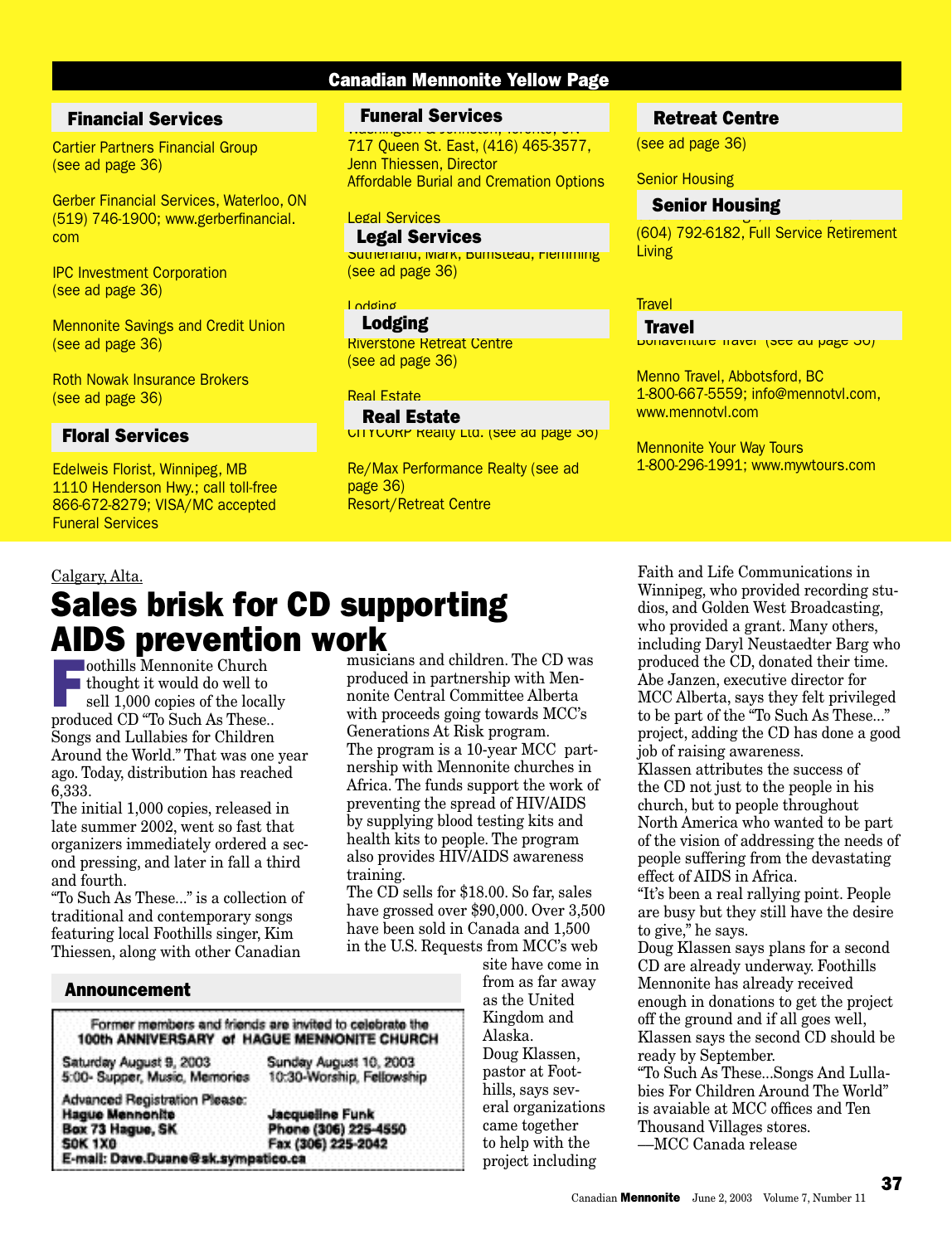## Canadian Mennonite Yellow Page

### Financial Services

Cartier Partners Financial Group
(see ad page 36)

Gerber Financial Services, Waterloo, ON
(519) 746-1900; www.gerberfinancial.com

IPC Investment Corporation
(see ad page 36)

Mennonite Savings and Credit Union
(see ad page 36)

Roth Nowak Insurance Brokers
(see ad page 36)

### Floral Services

Edelweis Florist, Winnipeg, MB
1110 Henderson Hwy.; call toll-free
866-672-8279; VISA/MC accepted

### Funeral Services

Washington & Johnston, Toronto, ON
717 Queen St. East, (416) 465-3577,
Jenn Thiessen, Director
Affordable Burial and Cremation Options

### Legal Services

Sutherland, Mark, Bumstead, Flemming
(see ad page 36)

### Lodging

Riverstone Retreat Centre
(see ad page 36)

### Real Estate

CITYCORP Realty Ltd. (see ad page 36)

Re/Max Performance Realty (see ad page 36)

### Retreat Centre

(see ad page 36)

### Senior Housing

(604) 792-6182, Full Service Retirement Living

### Travel

Bonaventure Travel (see ad page 36)

Menno Travel, Abbotsford, BC
1-800-667-5559; info@mennotvl.com, www.mennotvl.com

Mennonite Your Way Tours
1-800-296-1991; www.mywtours.com

Calgary, Alta.

# Sales brisk for CD supporting AIDS prevention work

Foothills Mennonite Church thought it would do well to sell 1,000 copies of the locally produced CD "To Such As These.. Songs and Lullabies for Children Around the World." That was one year ago. Today, distribution has reached 6,333.

The initial 1,000 copies, released in late summer 2002, went so fast that organizers immediately ordered a second pressing, and later in fall a third and fourth.

"To Such As These..." is a collection of traditional and contemporary songs featuring local Foothills singer, Kim Thiessen, along with other Canadian musicians and children. The CD was produced in partnership with Mennonite Central Committee Alberta with proceeds going towards MCC's Generations At Risk program.

The program is a 10-year MCC partnership with Mennonite churches in Africa. The funds support the work of preventing the spread of HIV/AIDS by supplying blood testing kits and health kits to people. The program also provides HIV/AIDS awareness training.

The CD sells for $18.00. So far, sales have grossed over $90,000. Over 3,500 have been sold in Canada and 1,500 in the U.S. Requests from MCC's web site have come in from as far away as the United Kingdom and Alaska.

Doug Klassen, pastor at Foothills, says several organizations came together to help with the project including Faith and Life Communications in Winnipeg, who provided recording studios, and Golden West Broadcasting, who provided a grant. Many others, including Daryl Neustaedter Barg who produced the CD, donated their time.

Abe Janzen, executive director for MCC Alberta, says they felt privileged to be part of the "To Such As These..." project, adding the CD has done a good job of raising awareness.

Klassen attributes the success of the CD not just to the people in his church, but to people throughout North America who wanted to be part of the vision of addressing the needs of people suffering from the devastating effect of AIDS in Africa.

"It's been a real rallying point. People are busy but they still have the desire to give," he says.

Doug Klassen says plans for a second CD are already underway. Foothills Mennonite has already received enough in donations to get the project off the ground and if all goes well, Klassen says the second CD should be ready by September.

"To Such As These...Songs And Lullabies For Children Around The World" is avaiable at MCC offices and Ten Thousand Villages stores.

—MCC Canada release

### Announcement

Former members and friends are invited to celebrate the **100th ANNIVERSARY of HAGUE MENNONITE CHURCH**

Saturday August 9, 2003
5:00- Supper, Music, Memories

Sunday August 10, 2003
10:30-Worship, Fellowship

Advanced Registration Please:

**Hague Mennonite**
**Box 73 Hague, SK**
**S0K 1X0**

**Jacqueline Funk**
**Phone (306) 225-4550**
**Fax (306) 225-2042**

**E-mail: Dave.Duane@sk.sympatico.ca**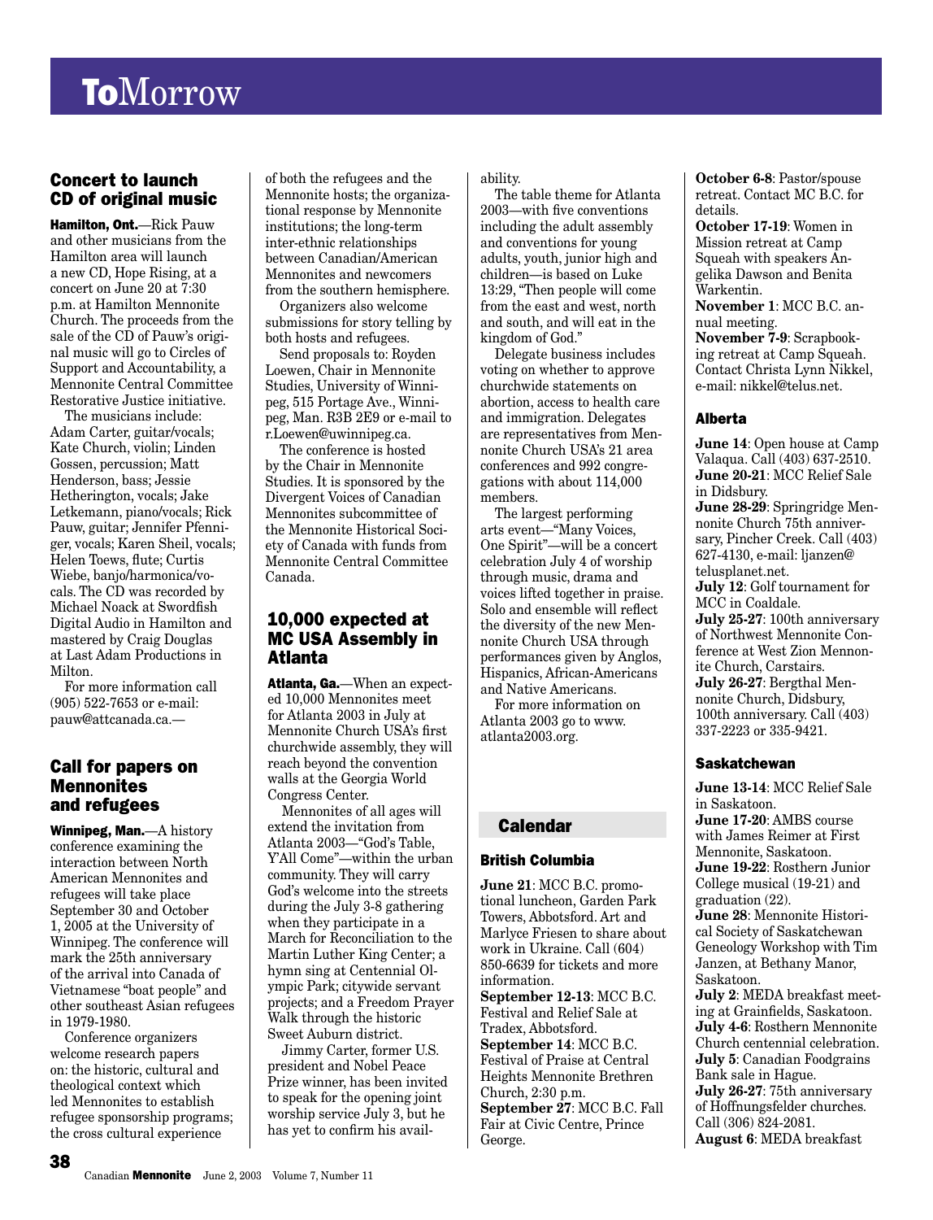# ToMorrow

## Concert to launch CD of original music

**Hamilton, Ont.**—Rick Pauw and other musicians from the Hamilton area will launch a new CD, Hope Rising, at a concert on June 20 at 7:30 p.m. at Hamilton Mennonite Church. The proceeds from the sale of the CD of Pauw's original music will go to Circles of Support and Accountability, a Mennonite Central Committee Restorative Justice initiative.

The musicians include: Adam Carter, guitar/vocals; Kate Church, violin; Linden Gossen, percussion; Matt Henderson, bass; Jessie Hetherington, vocals; Jake Letkemann, piano/vocals; Rick Pauw, guitar; Jennifer Pfenniger, vocals; Karen Sheil, vocals; Helen Toews, flute; Curtis Wiebe, banjo/harmonica/vocals. The CD was recorded by Michael Noack at Swordfish Digital Audio in Hamilton and mastered by Craig Douglas at Last Adam Productions in Milton.

For more information call (905) 522-7653 or e-mail: pauw@attcanada.ca.—

## Call for papers on Mennonites and refugees

**Winnipeg, Man.**—A history conference examining the interaction between North American Mennonites and refugees will take place September 30 and October 1, 2005 at the University of Winnipeg. The conference will mark the 25th anniversary of the arrival into Canada of Vietnamese "boat people" and other southeast Asian refugees in 1979-1980.

Conference organizers welcome research papers on: the historic, cultural and theological context which led Mennonites to establish refugee sponsorship programs; the cross cultural experience of both the refugees and the Mennonite hosts; the organizational response by Mennonite institutions; the long-term inter-ethnic relationships between Canadian/American Mennonites and newcomers from the southern hemisphere.

Organizers also welcome submissions for story telling by both hosts and refugees.

Send proposals to: Royden Loewen, Chair in Mennonite Studies, University of Winnipeg, 515 Portage Ave., Winnipeg, Man. R3B 2E9 or e-mail to r.Loewen@uwinnipeg.ca.

The conference is hosted by the Chair in Mennonite Studies. It is sponsored by the Divergent Voices of Canadian Mennonites subcommittee of the Mennonite Historical Society of Canada with funds from Mennonite Central Committee Canada.

## 10,000 expected at MC USA Assembly in Atlanta

**Atlanta, Ga.**—When an expected 10,000 Mennonites meet for Atlanta 2003 in July at Mennonite Church USA's first churchwide assembly, they will reach beyond the convention walls at the Georgia World Congress Center.

Mennonites of all ages will extend the invitation from Atlanta 2003—"God's Table, Y'All Come"—within the urban community. They will carry God's welcome into the streets during the July 3-8 gathering when they participate in a March for Reconciliation to the Martin Luther King Center; a hymn sing at Centennial Olympic Park; citywide servant projects; and a Freedom Prayer Walk through the historic Sweet Auburn district.

Jimmy Carter, former U.S. president and Nobel Peace Prize winner, has been invited to speak for the opening joint worship service July 3, but he has yet to confirm his availability.

The table theme for Atlanta 2003—with five conventions including the adult assembly and conventions for young adults, youth, junior high and children—is based on Luke 13:29, "Then people will come from the east and west, north and south, and will eat in the kingdom of God."

Delegate business includes voting on whether to approve churchwide statements on abortion, access to health care and immigration. Delegates are representatives from Mennonite Church USA's 21 area conferences and 992 congregations with about 114,000 members.

The largest performing arts event—"Many Voices, One Spirit"—will be a concert celebration July 4 of worship through music, drama and voices lifted together in praise. Solo and ensemble will reflect the diversity of the new Mennonite Church USA through performances given by Anglos, Hispanics, African-Americans and Native Americans.

For more information on Atlanta 2003 go to www.atlanta2003.org.

## Calendar

### British Columbia

**June 21**: MCC B.C. promotional luncheon, Garden Park Towers, Abbotsford. Art and Marlyce Friesen to share about work in Ukraine. Call (604) 850-6639 for tickets and more information.
**September 12-13**: MCC B.C. Festival and Relief Sale at Tradex, Abbotsford.
**September 14**: MCC B.C. Festival of Praise at Central Heights Mennonite Brethren Church, 2:30 p.m.
**September 27**: MCC B.C. Fall Fair at Civic Centre, Prince George.
**October 6-8**: Pastor/spouse retreat. Contact MC B.C. for details.
**October 17-19**: Women in Mission retreat at Camp Squeah with speakers Angelika Dawson and Benita Warkentin.
**November 1**: MCC B.C. annual meeting.
**November 7-9**: Scrapbooking retreat at Camp Squeah. Contact Christa Lynn Nikkel, e-mail: nikkel@telus.net.

### Alberta

**June 14**: Open house at Camp Valaqua. Call (403) 637-2510.
**June 20-21**: MCC Relief Sale in Didsbury.
**June 28-29**: Springridge Mennonite Church 75th anniversary, Pincher Creek. Call (403) 627-4130, e-mail: ljanzen@telusplanet.net.
**July 12**: Golf tournament for MCC in Coaldale.
**July 25-27**: 100th anniversary of Northwest Mennonite Conference at West Zion Mennonite Church, Carstairs.
**July 26-27**: Bergthal Mennonite Church, Didsbury, 100th anniversary. Call (403) 337-2223 or 335-9421.

### Saskatchewan

**June 13-14**: MCC Relief Sale in Saskatoon.
**June 17-20**: AMBS course with James Reimer at First Mennonite, Saskatoon.
**June 19-22**: Rosthern Junior College musical (19-21) and graduation (22).
**June 28**: Mennonite Historical Society of Saskatchewan Geneology Workshop with Tim Janzen, at Bethany Manor, Saskatoon.
**July 2**: MEDA breakfast meeting at Grainfields, Saskatoon.
**July 4-6**: Rosthern Mennonite Church centennial celebration.
**July 5**: Canadian Foodgrains Bank sale in Hague.
**July 26-27**: 75th anniversary of Hoffnungsfelder churches. Call (306) 824-2081.
**August 6**: MEDA breakfast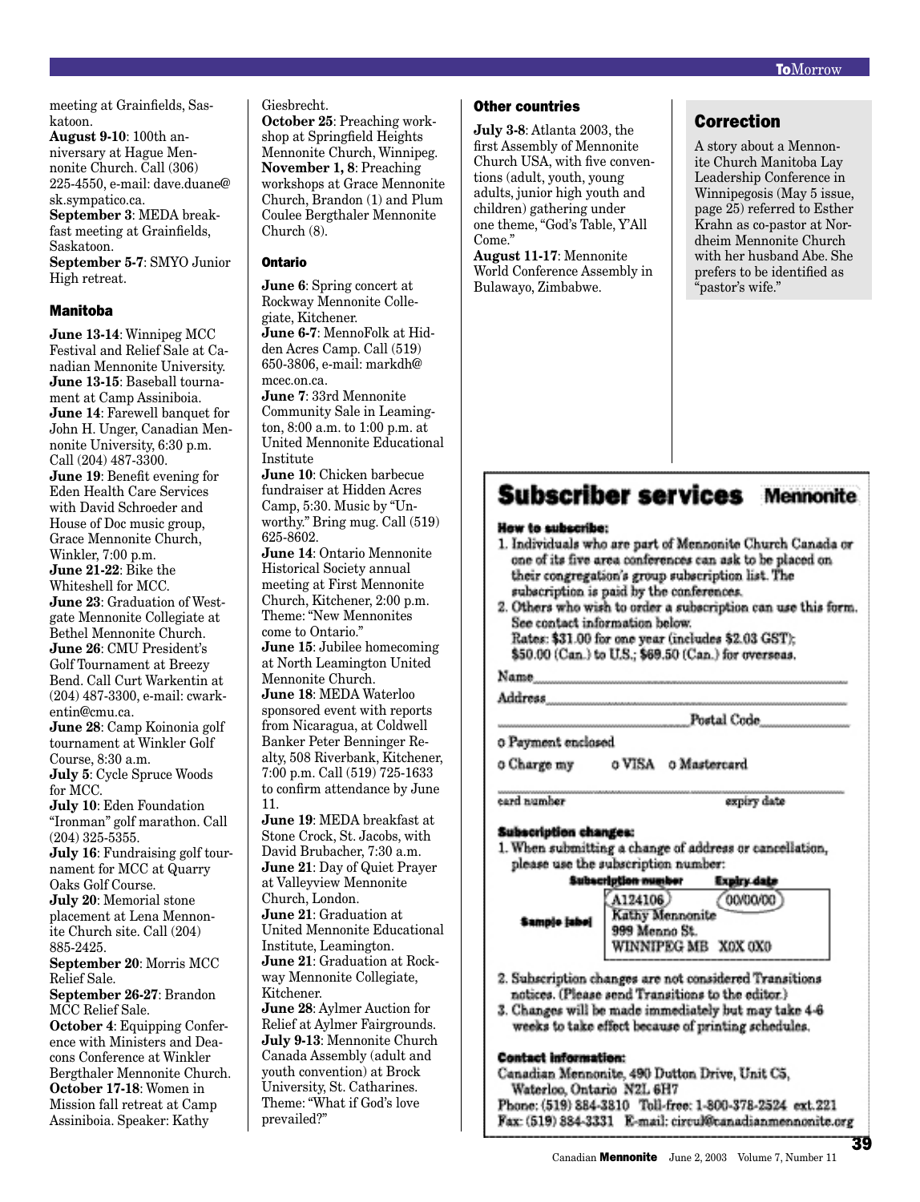meeting at Grainfields, Saskatoon.
**August 9-10**: 100th anniversary at Hague Mennonite Church. Call (306) 225-4550, e-mail: dave.duane@sk.sympatico.ca.
**September 3**: MEDA breakfast meeting at Grainfields, Saskatoon.
**September 5-7**: SMYO Junior High retreat.

### Manitoba

**June 13-14**: Winnipeg MCC Festival and Relief Sale at Canadian Mennonite University.
**June 13-15**: Baseball tournament at Camp Assiniboia.
**June 14**: Farewell banquet for John H. Unger, Canadian Mennonite University, 6:30 p.m. Call (204) 487-3300.
**June 19**: Benefit evening for Eden Health Care Services with David Schroeder and House of Doc music group, Grace Mennonite Church, Winkler, 7:00 p.m.
**June 21-22**: Bike the Whiteshell for MCC.
**June 23**: Graduation of Westgate Mennonite Collegiate at Bethel Mennonite Church.
**June 26**: CMU President's Golf Tournament at Breezy Bend. Call Curt Warkentin at (204) 487-3300, e-mail: cwarkentin@cmu.ca.
**June 28**: Camp Koinonia golf tournament at Winkler Golf Course, 8:30 a.m.
**July 5**: Cycle Spruce Woods for MCC.
**July 10**: Eden Foundation "Ironman" golf marathon. Call (204) 325-5355.
**July 16**: Fundraising golf tournament for MCC at Quarry Oaks Golf Course.
**July 20**: Memorial stone placement at Lena Mennonite Church site. Call (204) 885-2425.
**September 20**: Morris MCC Relief Sale.
**September 26-27**: Brandon MCC Relief Sale.
**October 4**: Equipping Conference with Ministers and Deacons Conference at Winkler Bergthaler Mennonite Church.
**October 17-18**: Women in Mission fall retreat at Camp Assiniboia. Speaker: Kathy Giesbrecht.
**October 25**: Preaching workshop at Springfield Heights Mennonite Church, Winnipeg.
**November 1, 8**: Preaching workshops at Grace Mennonite Church, Brandon (1) and Plum Coulee Bergthaler Mennonite Church (8).

### Ontario

**June 6**: Spring concert at Rockway Mennonite Collegiate, Kitchener.
**June 6-7**: MennoFolk at Hidden Acres Camp. Call (519) 650-3806, e-mail: markdh@mcec.on.ca.
**June 7**: 33rd Mennonite Community Sale in Leamington, 8:00 a.m. to 1:00 p.m. at United Mennonite Educational Institute
**June 10**: Chicken barbecue fundraiser at Hidden Acres Camp, 5:30. Music by "Unworthy." Bring mug. Call (519) 625-8602.
**June 14**: Ontario Mennonite Historical Society annual meeting at First Mennonite Church, Kitchener, 2:00 p.m. Theme: "New Mennonites come to Ontario."
**June 15**: Jubilee homecoming at North Leamington United Mennonite Church.
**June 18**: MEDA Waterloo sponsored event with reports from Nicaragua, at Coldwell Banker Peter Benninger Realty, 508 Riverbank, Kitchener, 7:00 p.m. Call (519) 725-1633 to confirm attendance by June 11.
**June 19**: MEDA breakfast at Stone Crock, St. Jacobs, with David Brubacher, 7:30 a.m.
**June 21**: Day of Quiet Prayer at Valleyview Mennonite Church, London.
**June 21**: Graduation at United Mennonite Educational Institute, Leamington.
**June 21**: Graduation at Rockway Mennonite Collegiate, Kitchener.
**June 28**: Aylmer Auction for Relief at Aylmer Fairgrounds.
**July 9-13**: Mennonite Church Canada Assembly (adult and youth convention) at Brock University, St. Catharines. Theme: "What if God's love prevailed?"

### Other countries

**July 3-8**: Atlanta 2003, the first Assembly of Mennonite Church USA, with five conventions (adult, youth, young adults, junior high youth and children) gathering under one theme, "God's Table, Y'All Come."
**August 11-17**: Mennonite World Conference Assembly in Bulawayo, Zimbabwe.

## Correction

A story about a Mennonite Church Manitoba Lay Leadership Conference in Winnipegosis (May 5 issue, page 25) referred to Esther Krahn as co-pastor at Nordheim Mennonite Church with her husband Abe. She prefers to be identified as "pastor's wife."

## Subscriber services

**How to subscribe:**

1. Individuals who are part of Mennonite Church Canada or one of its five area conferences can ask to be placed on their congregation's group subscription list. The subscription is paid by the conferences.
2. Others who wish to order a subscription can use this form. See contact information below.
   Rates: $31.00 for one year (includes $2.03 GST); $50.00 (Can.) to U.S.; $69.50 (Can.) for overseas.

Name ____________________

Address ____________________

____________________ Postal Code ________

○ Payment enclosed

○ Charge my ○ VISA ○ Mastercard

card number ____________________ expiry date ________

**Subscription changes:**

1. When submitting a change of address or cancellation, please use the subscription number:

Sample label — Subscription number: A124106; Expiry date: 00/00/00
Kathy Mennonite
999 Menno St.
WINNIPEG MB X0X 0X0

2. Subscription changes are not considered Transitions notices. (Please send Transitions to the editor.)
3. Changes will be made immediately but may take 4-6 weeks to take effect because of printing schedules.

**Contact information:**

Canadian Mennonite, 490 Dutton Drive, Unit C5, Waterloo, Ontario N2L 6H7
Phone: (519) 884-3810 Toll-free: 1-800-378-2524 ext.221
Fax: (519) 884-3331 E-mail: circul@canadianmennonite.org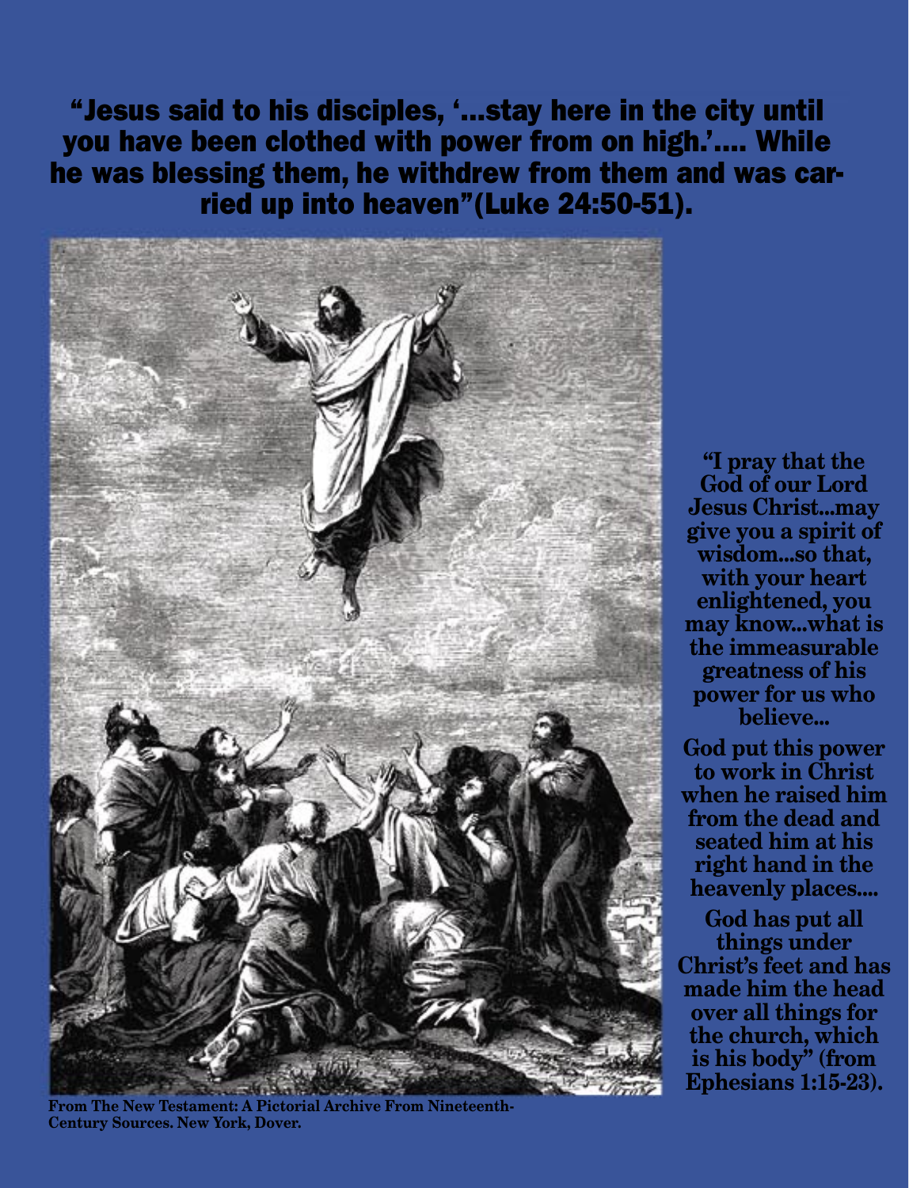**"Jesus said to his disciples, '...stay here in the city until you have been clothed with power from on high.'.... While he was blessing them, he withdrew from them and was carried up into heaven"(Luke 24:50-51).**

From The New Testament: A Pictorial Archive From Nineteenth-Century Sources. New York, Dover.

**"I pray that the God of our Lord Jesus Christ...may give you a spirit of wisdom...so that, with your heart enlightened, you may know...what is the immeasurable greatness of his power for us who believe...**

**God put this power to work in Christ when he raised him from the dead and seated him at his right hand in the heavenly places....**

**God has put all things under Christ's feet and has made him the head over all things for the church, which is his body" (from Ephesians 1:15-23).**